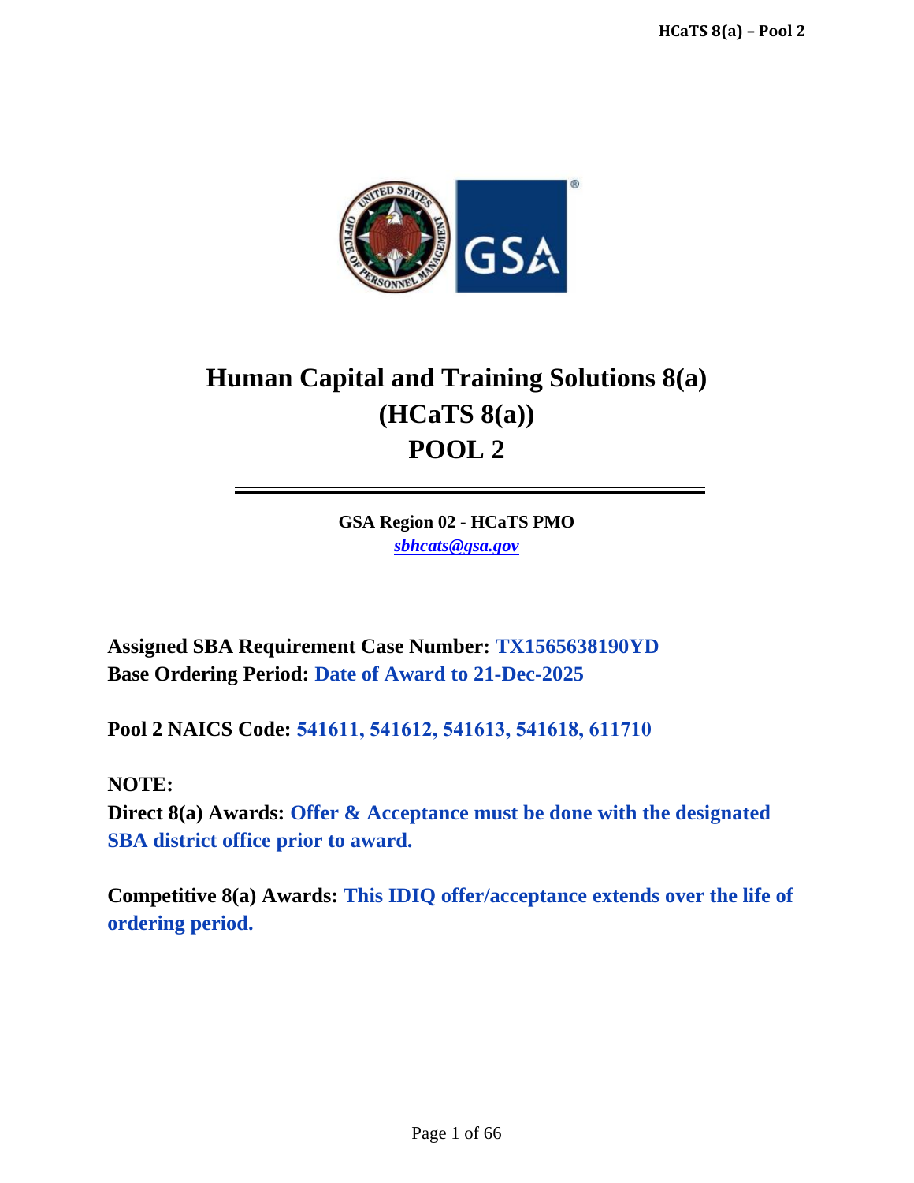# Human Capital and Training Solutions 8(a) (HCaTS 8(a)) POOL 2

**GSA Region 02 - HCaTS PMO**
*sbhcats@gsa.gov*

**Assigned SBA Requirement Case Number:** **TX1565638190YD**
**Base Ordering Period:** **Date of Award to 21-Dec-2025**

**Pool 2 NAICS Code:** **541611, 541612, 541613, 541618, 611710**

**NOTE:**
**Direct 8(a) Awards:** **Offer & Acceptance must be done with the designated SBA district office prior to award.**

**Competitive 8(a) Awards:** **This IDIQ offer/acceptance extends over the life of ordering period.**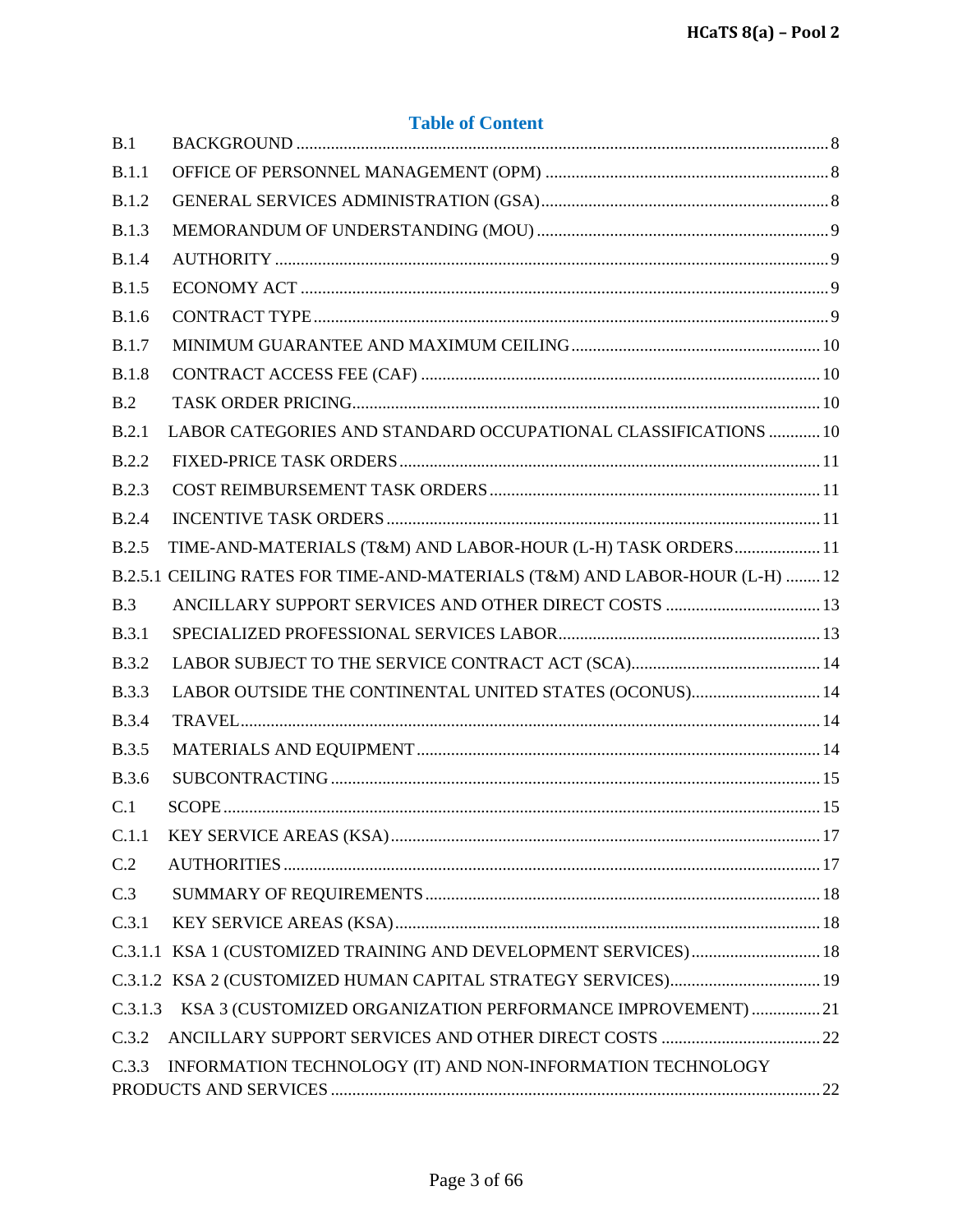## Table of Content

B.1 BACKGROUND ........................................................................................................................ 8

B.1.1 OFFICE OF PERSONNEL MANAGEMENT (OPM) ................................................................ 8

B.1.2 GENERAL SERVICES ADMINISTRATION (GSA) .................................................................. 8

B.1.3 MEMORANDUM OF UNDERSTANDING (MOU) ................................................................... 9

B.1.4 AUTHORITY ............................................................................................................................ 9

B.1.5 ECONOMY ACT ...................................................................................................................... 9

B.1.6 CONTRACT TYPE .................................................................................................................... 9

B.1.7 MINIMUM GUARANTEE AND MAXIMUM CEILING ......................................................... 10

B.1.8 CONTRACT ACCESS FEE (CAF) ........................................................................................... 10

B.2 TASK ORDER PRICING ......................................................................................................... 10

B.2.1 LABOR CATEGORIES AND STANDARD OCCUPATIONAL CLASSIFICATIONS ............ 10

B.2.2 FIXED-PRICE TASK ORDERS ................................................................................................ 11

B.2.3 COST REIMBURSEMENT TASK ORDERS ............................................................................ 11

B.2.4 INCENTIVE TASK ORDERS .................................................................................................... 11

B.2.5 TIME-AND-MATERIALS (T&M) AND LABOR-HOUR (L-H) TASK ORDERS .................... 11

B.2.5.1 CEILING RATES FOR TIME-AND-MATERIALS (T&M) AND LABOR-HOUR (L-H) ........ 12

B.3 ANCILLARY SUPPORT SERVICES AND OTHER DIRECT COSTS .................................... 13

B.3.1 SPECIALIZED PROFESSIONAL SERVICES LABOR ............................................................ 13

B.3.2 LABOR SUBJECT TO THE SERVICE CONTRACT ACT (SCA) ............................................ 14

B.3.3 LABOR OUTSIDE THE CONTINENTAL UNITED STATES (OCONUS) .............................. 14

B.3.4 TRAVEL .................................................................................................................................... 14

B.3.5 MATERIALS AND EQUIPMENT ............................................................................................. 14

B.3.6 SUBCONTRACTING ................................................................................................................. 15

C.1 SCOPE ....................................................................................................................................... 15

C.1.1 KEY SERVICE AREAS (KSA) .................................................................................................. 17

C.2 AUTHORITIES .......................................................................................................................... 17

C.3 SUMMARY OF REQUIREMENTS ........................................................................................... 18

C.3.1 KEY SERVICE AREAS (KSA) .................................................................................................. 18

C.3.1.1 KSA 1 (CUSTOMIZED TRAINING AND DEVELOPMENT SERVICES) .............................. 18

C.3.1.2 KSA 2 (CUSTOMIZED HUMAN CAPITAL STRATEGY SERVICES) ................................... 19

C.3.1.3 KSA 3 (CUSTOMIZED ORGANIZATION PERFORMANCE IMPROVEMENT) ................ 21

C.3.2 ANCILLARY SUPPORT SERVICES AND OTHER DIRECT COSTS ..................................... 22

C.3.3 INFORMATION TECHNOLOGY (IT) AND NON-INFORMATION TECHNOLOGY PRODUCTS AND SERVICES ................................................................................................ 22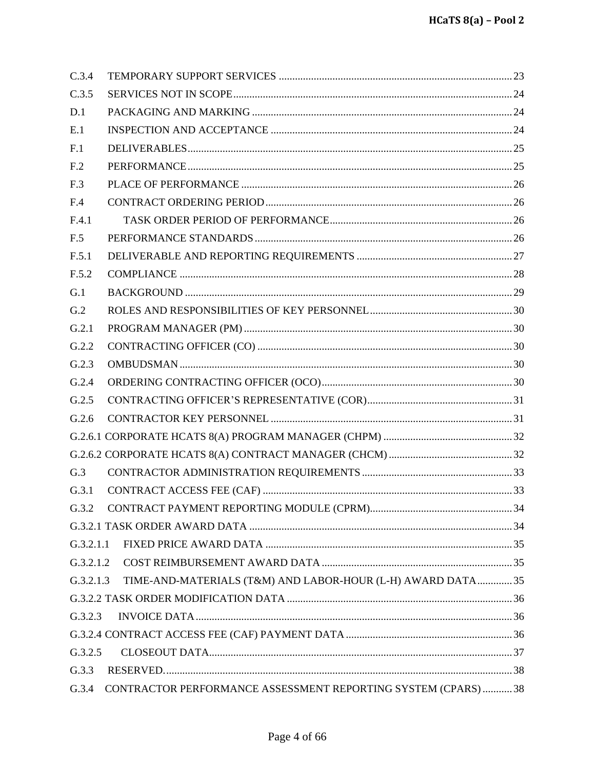C.3.4 TEMPORARY SUPPORT SERVICES ....... 23
C.3.5 SERVICES NOT IN SCOPE ....... 24
D.1 PACKAGING AND MARKING ....... 24
E.1 INSPECTION AND ACCEPTANCE ....... 24
F.1 DELIVERABLES ....... 25
F.2 PERFORMANCE ....... 25
F.3 PLACE OF PERFORMANCE ....... 26
F.4 CONTRACT ORDERING PERIOD ....... 26
F.4.1 TASK ORDER PERIOD OF PERFORMANCE ....... 26
F.5 PERFORMANCE STANDARDS ....... 26
F.5.1 DELIVERABLE AND REPORTING REQUIREMENTS ....... 27
F.5.2 COMPLIANCE ....... 28
G.1 BACKGROUND ....... 29
G.2 ROLES AND RESPONSIBILITIES OF KEY PERSONNEL ....... 30
G.2.1 PROGRAM MANAGER (PM) ....... 30
G.2.2 CONTRACTING OFFICER (CO) ....... 30
G.2.3 OMBUDSMAN ....... 30
G.2.4 ORDERING CONTRACTING OFFICER (OCO) ....... 30
G.2.5 CONTRACTING OFFICER'S REPRESENTATIVE (COR) ....... 31
G.2.6 CONTRACTOR KEY PERSONNEL ....... 31
G.2.6.1 CORPORATE HCATS 8(A) PROGRAM MANAGER (CHPM) ....... 32
G.2.6.2 CORPORATE HCATS 8(A) CONTRACT MANAGER (CHCM) ....... 32
G.3 CONTRACTOR ADMINISTRATION REQUIREMENTS ....... 33
G.3.1 CONTRACT ACCESS FEE (CAF) ....... 33
G.3.2 CONTRACT PAYMENT REPORTING MODULE (CPRM) ....... 34
G.3.2.1 TASK ORDER AWARD DATA ....... 34
G.3.2.1.1 FIXED PRICE AWARD DATA ....... 35
G.3.2.1.2 COST REIMBURSEMENT AWARD DATA ....... 35
G.3.2.1.3 TIME-AND-MATERIALS (T&M) AND LABOR-HOUR (L-H) AWARD DATA ....... 35
G.3.2.2 TASK ORDER MODIFICATION DATA ....... 36
G.3.2.3 INVOICE DATA ....... 36
G.3.2.4 CONTRACT ACCESS FEE (CAF) PAYMENT DATA ....... 36
G.3.2.5 CLOSEOUT DATA ....... 37
G.3.3 RESERVED. ....... 38
G.3.4 CONTRACTOR PERFORMANCE ASSESSMENT REPORTING SYSTEM (CPARS) ....... 38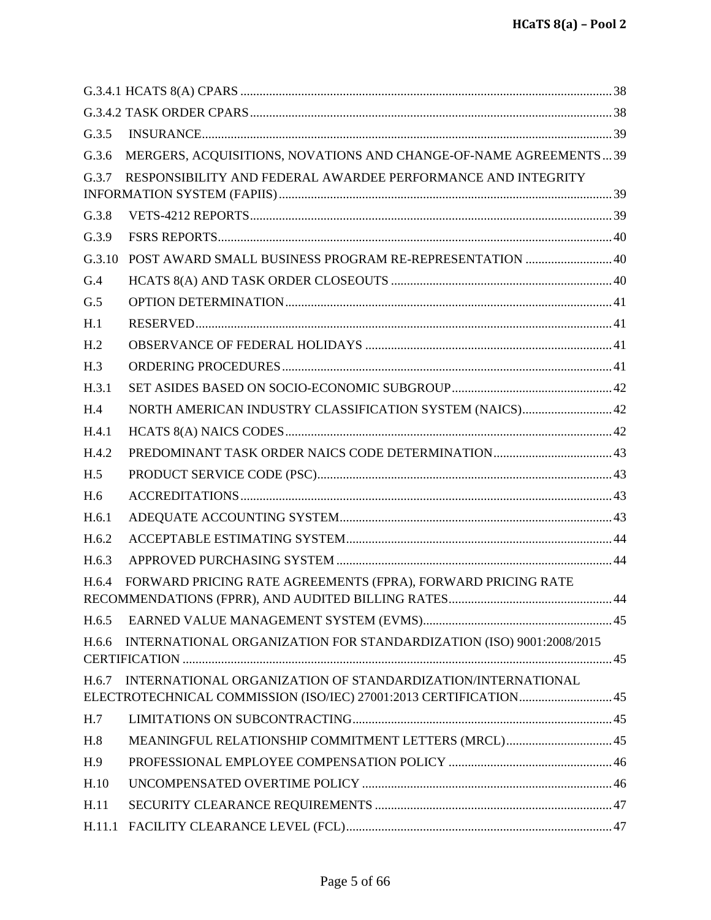G.3.4.1 HCATS 8(A) CPARS ..... 38

G.3.4.2 TASK ORDER CPARS ..... 38

G.3.5 INSURANCE ..... 39

G.3.6 MERGERS, ACQUISITIONS, NOVATIONS AND CHANGE-OF-NAME AGREEMENTS ..... 39

G.3.7 RESPONSIBILITY AND FEDERAL AWARDEE PERFORMANCE AND INTEGRITY INFORMATION SYSTEM (FAPIIS) ..... 39

G.3.8 VETS-4212 REPORTS ..... 39

G.3.9 FSRS REPORTS ..... 40

G.3.10 POST AWARD SMALL BUSINESS PROGRAM RE-REPRESENTATION ..... 40

G.4 HCATS 8(A) AND TASK ORDER CLOSEOUTS ..... 40

G.5 OPTION DETERMINATION ..... 41

H.1 RESERVED ..... 41

H.2 OBSERVANCE OF FEDERAL HOLIDAYS ..... 41

H.3 ORDERING PROCEDURES ..... 41

H.3.1 SET ASIDES BASED ON SOCIO-ECONOMIC SUBGROUP ..... 42

H.4 NORTH AMERICAN INDUSTRY CLASSIFICATION SYSTEM (NAICS) ..... 42

H.4.1 HCATS 8(A) NAICS CODES ..... 42

H.4.2 PREDOMINANT TASK ORDER NAICS CODE DETERMINATION ..... 43

H.5 PRODUCT SERVICE CODE (PSC) ..... 43

H.6 ACCREDITATIONS ..... 43

H.6.1 ADEQUATE ACCOUNTING SYSTEM ..... 43

H.6.2 ACCEPTABLE ESTIMATING SYSTEM ..... 44

H.6.3 APPROVED PURCHASING SYSTEM ..... 44

H.6.4 FORWARD PRICING RATE AGREEMENTS (FPRA), FORWARD PRICING RATE RECOMMENDATIONS (FPRR), AND AUDITED BILLING RATES ..... 44

H.6.5 EARNED VALUE MANAGEMENT SYSTEM (EVMS) ..... 45

H.6.6 INTERNATIONAL ORGANIZATION FOR STANDARDIZATION (ISO) 9001:2008/2015 CERTIFICATION ..... 45

H.6.7 INTERNATIONAL ORGANIZATION OF STANDARDIZATION/INTERNATIONAL ELECTROTECHNICAL COMMISSION (ISO/IEC) 27001:2013 CERTIFICATION ..... 45

H.7 LIMITATIONS ON SUBCONTRACTING ..... 45

H.8 MEANINGFUL RELATIONSHIP COMMITMENT LETTERS (MRCL) ..... 45

H.9 PROFESSIONAL EMPLOYEE COMPENSATION POLICY ..... 46

H.10 UNCOMPENSATED OVERTIME POLICY ..... 46

H.11 SECURITY CLEARANCE REQUIREMENTS ..... 47

H.11.1 FACILITY CLEARANCE LEVEL (FCL) ..... 47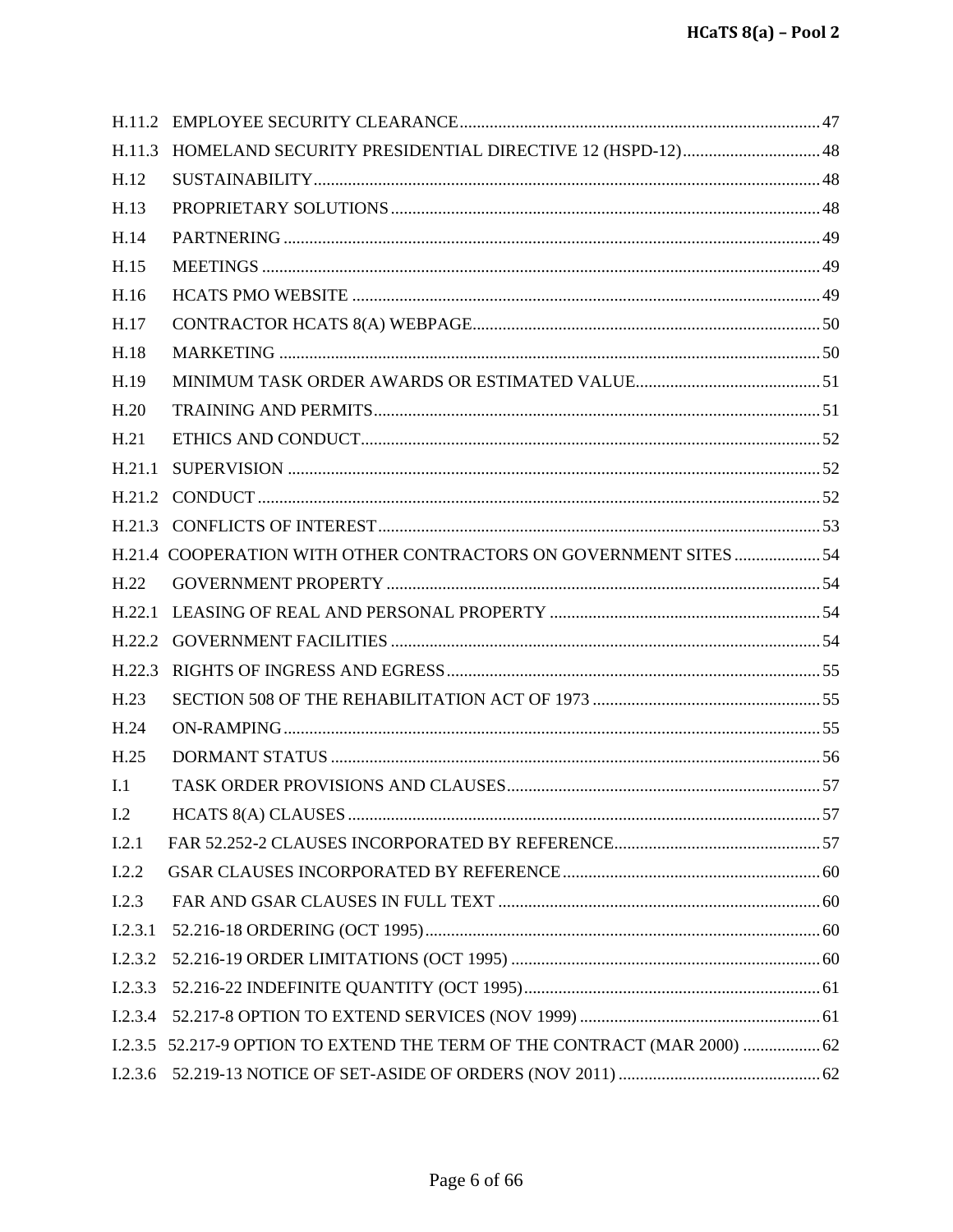H.11.2 EMPLOYEE SECURITY CLEARANCE .......... 47
H.11.3 HOMELAND SECURITY PRESIDENTIAL DIRECTIVE 12 (HSPD-12) .......... 48
H.12 SUSTAINABILITY .......... 48
H.13 PROPRIETARY SOLUTIONS .......... 48
H.14 PARTNERING .......... 49
H.15 MEETINGS .......... 49
H.16 HCATS PMO WEBSITE .......... 49
H.17 CONTRACTOR HCATS 8(A) WEBPAGE .......... 50
H.18 MARKETING .......... 50
H.19 MINIMUM TASK ORDER AWARDS OR ESTIMATED VALUE .......... 51
H.20 TRAINING AND PERMITS .......... 51
H.21 ETHICS AND CONDUCT .......... 52
H.21.1 SUPERVISION .......... 52
H.21.2 CONDUCT .......... 52
H.21.3 CONFLICTS OF INTEREST .......... 53
H.21.4 COOPERATION WITH OTHER CONTRACTORS ON GOVERNMENT SITES .......... 54
H.22 GOVERNMENT PROPERTY .......... 54
H.22.1 LEASING OF REAL AND PERSONAL PROPERTY .......... 54
H.22.2 GOVERNMENT FACILITIES .......... 54
H.22.3 RIGHTS OF INGRESS AND EGRESS .......... 55
H.23 SECTION 508 OF THE REHABILITATION ACT OF 1973 .......... 55
H.24 ON-RAMPING .......... 55
H.25 DORMANT STATUS .......... 56
I.1 TASK ORDER PROVISIONS AND CLAUSES .......... 57
I.2 HCATS 8(A) CLAUSES .......... 57
I.2.1 FAR 52.252-2 CLAUSES INCORPORATED BY REFERENCE .......... 57
I.2.2 GSAR CLAUSES INCORPORATED BY REFERENCE .......... 60
I.2.3 FAR AND GSAR CLAUSES IN FULL TEXT .......... 60
I.2.3.1 52.216-18 ORDERING (OCT 1995) .......... 60
I.2.3.2 52.216-19 ORDER LIMITATIONS (OCT 1995) .......... 60
I.2.3.3 52.216-22 INDEFINITE QUANTITY (OCT 1995) .......... 61
I.2.3.4 52.217-8 OPTION TO EXTEND SERVICES (NOV 1999) .......... 61
I.2.3.5 52.217-9 OPTION TO EXTEND THE TERM OF THE CONTRACT (MAR 2000) .......... 62
I.2.3.6 52.219-13 NOTICE OF SET-ASIDE OF ORDERS (NOV 2011) .......... 62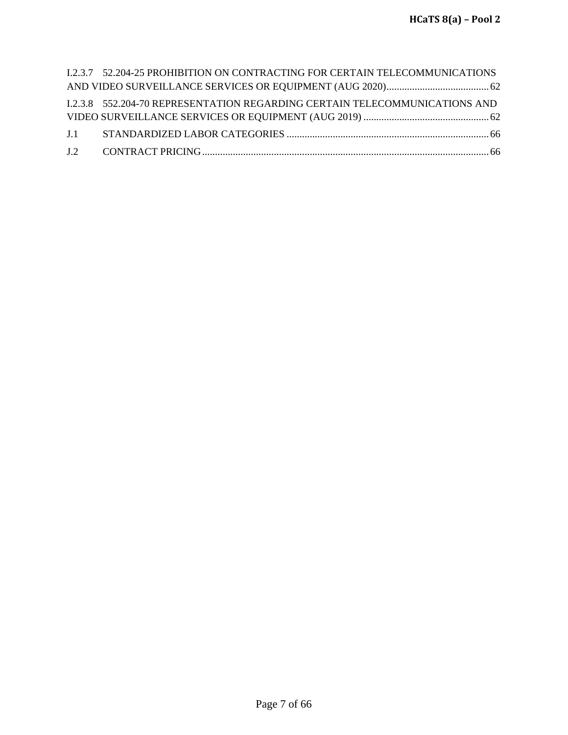I.2.3.7 52.204-25 PROHIBITION ON CONTRACTING FOR CERTAIN TELECOMMUNICATIONS AND VIDEO SURVEILLANCE SERVICES OR EQUIPMENT (AUG 2020)........................................ 62

I.2.3.8 552.204-70 REPRESENTATION REGARDING CERTAIN TELECOMMUNICATIONS AND VIDEO SURVEILLANCE SERVICES OR EQUIPMENT (AUG 2019) ................................................. 62

J.1 STANDARDIZED LABOR CATEGORIES ............................................................................... 66

J.2 CONTRACT PRICING................................................................................................................ 66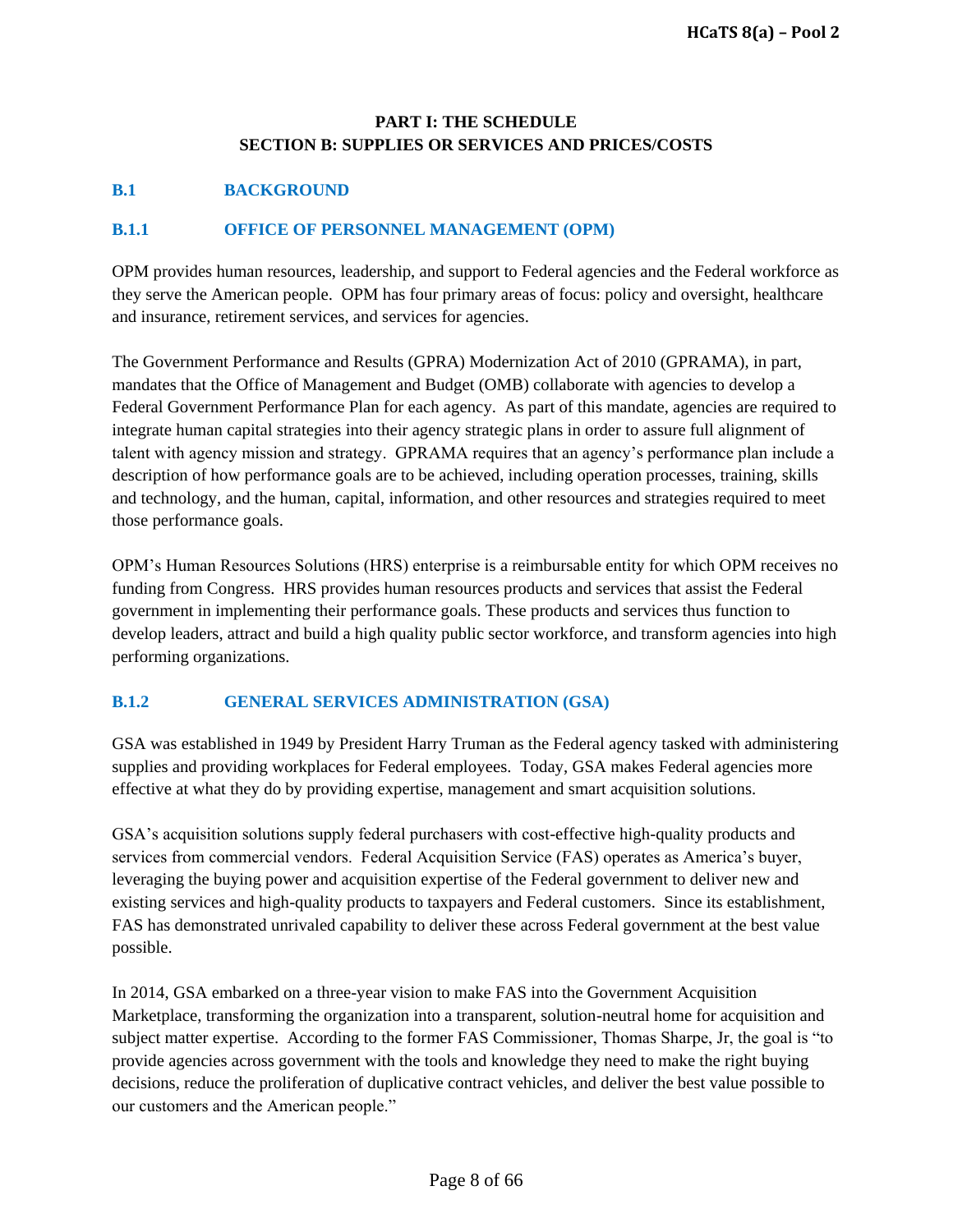# PART I: THE SCHEDULE
# SECTION B: SUPPLIES OR SERVICES AND PRICES/COSTS

## B.1 BACKGROUND

### B.1.1 OFFICE OF PERSONNEL MANAGEMENT (OPM)

OPM provides human resources, leadership, and support to Federal agencies and the Federal workforce as they serve the American people. OPM has four primary areas of focus: policy and oversight, healthcare and insurance, retirement services, and services for agencies.

The Government Performance and Results (GPRA) Modernization Act of 2010 (GPRAMA), in part, mandates that the Office of Management and Budget (OMB) collaborate with agencies to develop a Federal Government Performance Plan for each agency. As part of this mandate, agencies are required to integrate human capital strategies into their agency strategic plans in order to assure full alignment of talent with agency mission and strategy. GPRAMA requires that an agency's performance plan include a description of how performance goals are to be achieved, including operation processes, training, skills and technology, and the human, capital, information, and other resources and strategies required to meet those performance goals.

OPM's Human Resources Solutions (HRS) enterprise is a reimbursable entity for which OPM receives no funding from Congress. HRS provides human resources products and services that assist the Federal government in implementing their performance goals. These products and services thus function to develop leaders, attract and build a high quality public sector workforce, and transform agencies into high performing organizations.

### B.1.2 GENERAL SERVICES ADMINISTRATION (GSA)

GSA was established in 1949 by President Harry Truman as the Federal agency tasked with administering supplies and providing workplaces for Federal employees. Today, GSA makes Federal agencies more effective at what they do by providing expertise, management and smart acquisition solutions.

GSA's acquisition solutions supply federal purchasers with cost-effective high-quality products and services from commercial vendors. Federal Acquisition Service (FAS) operates as America's buyer, leveraging the buying power and acquisition expertise of the Federal government to deliver new and existing services and high-quality products to taxpayers and Federal customers. Since its establishment, FAS has demonstrated unrivaled capability to deliver these across Federal government at the best value possible.

In 2014, GSA embarked on a three-year vision to make FAS into the Government Acquisition Marketplace, transforming the organization into a transparent, solution-neutral home for acquisition and subject matter expertise. According to the former FAS Commissioner, Thomas Sharpe, Jr, the goal is "to provide agencies across government with the tools and knowledge they need to make the right buying decisions, reduce the proliferation of duplicative contract vehicles, and deliver the best value possible to our customers and the American people."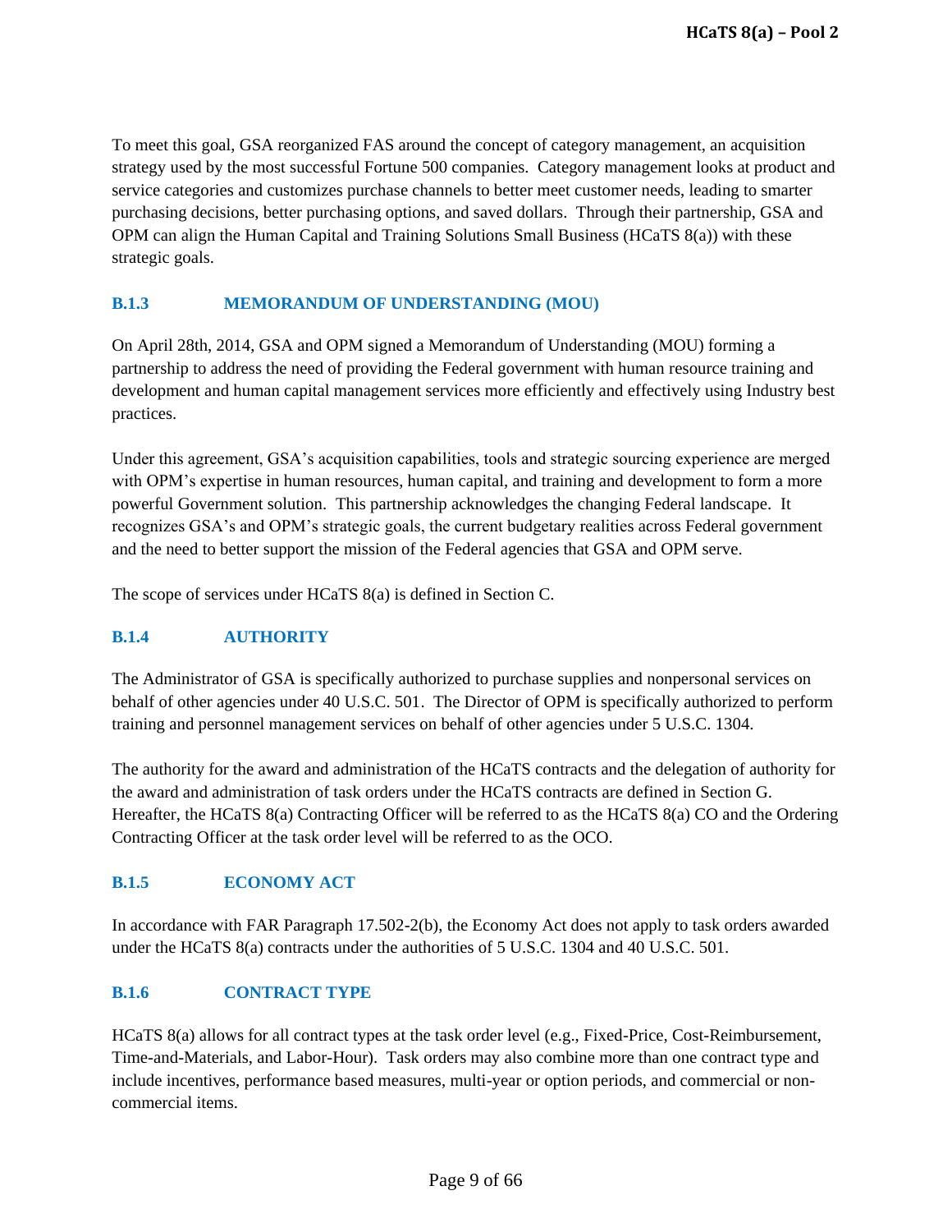To meet this goal, GSA reorganized FAS around the concept of category management, an acquisition strategy used by the most successful Fortune 500 companies. Category management looks at product and service categories and customizes purchase channels to better meet customer needs, leading to smarter purchasing decisions, better purchasing options, and saved dollars. Through their partnership, GSA and OPM can align the Human Capital and Training Solutions Small Business (HCaTS 8(a)) with these strategic goals.

### B.1.3 MEMORANDUM OF UNDERSTANDING (MOU)

On April 28th, 2014, GSA and OPM signed a Memorandum of Understanding (MOU) forming a partnership to address the need of providing the Federal government with human resource training and development and human capital management services more efficiently and effectively using Industry best practices.

Under this agreement, GSA's acquisition capabilities, tools and strategic sourcing experience are merged with OPM's expertise in human resources, human capital, and training and development to form a more powerful Government solution. This partnership acknowledges the changing Federal landscape. It recognizes GSA's and OPM's strategic goals, the current budgetary realities across Federal government and the need to better support the mission of the Federal agencies that GSA and OPM serve.

The scope of services under HCaTS 8(a) is defined in Section C.

### B.1.4 AUTHORITY

The Administrator of GSA is specifically authorized to purchase supplies and nonpersonal services on behalf of other agencies under 40 U.S.C. 501. The Director of OPM is specifically authorized to perform training and personnel management services on behalf of other agencies under 5 U.S.C. 1304.

The authority for the award and administration of the HCaTS contracts and the delegation of authority for the award and administration of task orders under the HCaTS contracts are defined in Section G. Hereafter, the HCaTS 8(a) Contracting Officer will be referred to as the HCaTS 8(a) CO and the Ordering Contracting Officer at the task order level will be referred to as the OCO.

### B.1.5 ECONOMY ACT

In accordance with FAR Paragraph 17.502-2(b), the Economy Act does not apply to task orders awarded under the HCaTS 8(a) contracts under the authorities of 5 U.S.C. 1304 and 40 U.S.C. 501.

### B.1.6 CONTRACT TYPE

HCaTS 8(a) allows for all contract types at the task order level (e.g., Fixed-Price, Cost-Reimbursement, Time-and-Materials, and Labor-Hour). Task orders may also combine more than one contract type and include incentives, performance based measures, multi-year or option periods, and commercial or non-commercial items.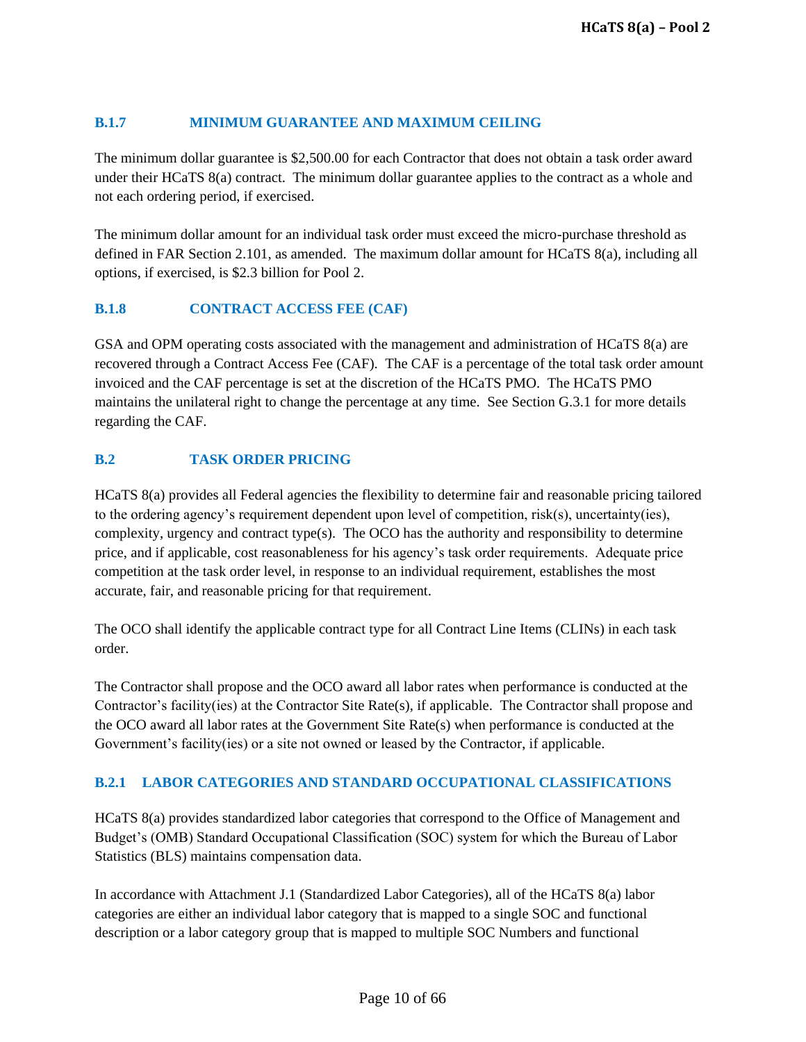### B.1.7 MINIMUM GUARANTEE AND MAXIMUM CEILING

The minimum dollar guarantee is $2,500.00 for each Contractor that does not obtain a task order award under their HCaTS 8(a) contract. The minimum dollar guarantee applies to the contract as a whole and not each ordering period, if exercised.

The minimum dollar amount for an individual task order must exceed the micro-purchase threshold as defined in FAR Section 2.101, as amended. The maximum dollar amount for HCaTS 8(a), including all options, if exercised, is $2.3 billion for Pool 2.

### B.1.8 CONTRACT ACCESS FEE (CAF)

GSA and OPM operating costs associated with the management and administration of HCaTS 8(a) are recovered through a Contract Access Fee (CAF). The CAF is a percentage of the total task order amount invoiced and the CAF percentage is set at the discretion of the HCaTS PMO. The HCaTS PMO maintains the unilateral right to change the percentage at any time. See Section G.3.1 for more details regarding the CAF.

### B.2 TASK ORDER PRICING

HCaTS 8(a) provides all Federal agencies the flexibility to determine fair and reasonable pricing tailored to the ordering agency's requirement dependent upon level of competition, risk(s), uncertainty(ies), complexity, urgency and contract type(s). The OCO has the authority and responsibility to determine price, and if applicable, cost reasonableness for his agency's task order requirements. Adequate price competition at the task order level, in response to an individual requirement, establishes the most accurate, fair, and reasonable pricing for that requirement.

The OCO shall identify the applicable contract type for all Contract Line Items (CLINs) in each task order.

The Contractor shall propose and the OCO award all labor rates when performance is conducted at the Contractor's facility(ies) at the Contractor Site Rate(s), if applicable. The Contractor shall propose and the OCO award all labor rates at the Government Site Rate(s) when performance is conducted at the Government's facility(ies) or a site not owned or leased by the Contractor, if applicable.

### B.2.1 LABOR CATEGORIES AND STANDARD OCCUPATIONAL CLASSIFICATIONS

HCaTS 8(a) provides standardized labor categories that correspond to the Office of Management and Budget's (OMB) Standard Occupational Classification (SOC) system for which the Bureau of Labor Statistics (BLS) maintains compensation data.

In accordance with Attachment J.1 (Standardized Labor Categories), all of the HCaTS 8(a) labor categories are either an individual labor category that is mapped to a single SOC and functional description or a labor category group that is mapped to multiple SOC Numbers and functional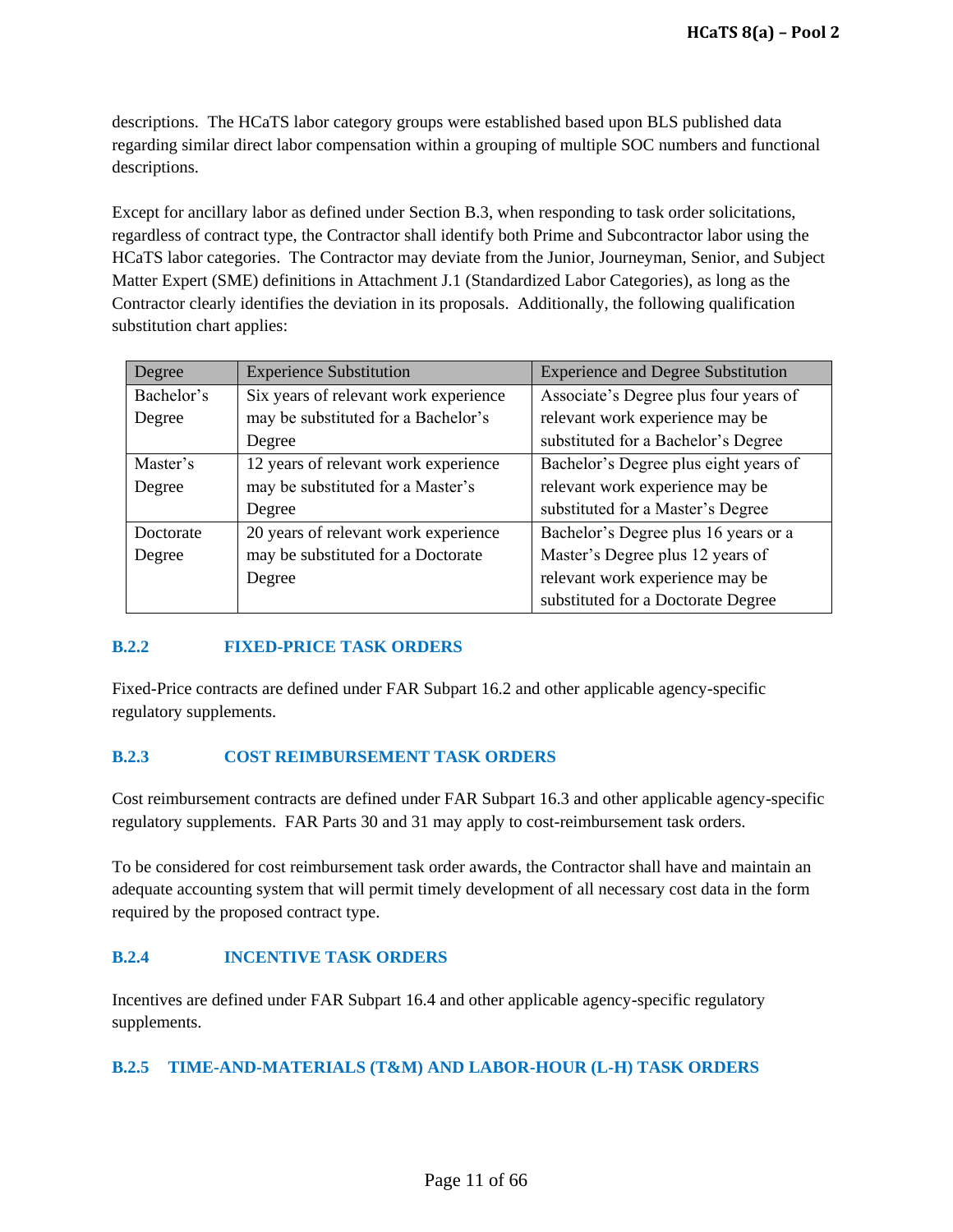descriptions. The HCaTS labor category groups were established based upon BLS published data regarding similar direct labor compensation within a grouping of multiple SOC numbers and functional descriptions.

Except for ancillary labor as defined under Section B.3, when responding to task order solicitations, regardless of contract type, the Contractor shall identify both Prime and Subcontractor labor using the HCaTS labor categories. The Contractor may deviate from the Junior, Journeyman, Senior, and Subject Matter Expert (SME) definitions in Attachment J.1 (Standardized Labor Categories), as long as the Contractor clearly identifies the deviation in its proposals. Additionally, the following qualification substitution chart applies:

| Degree | Experience Substitution | Experience and Degree Substitution |
|---|---|---|
| Bachelor's Degree | Six years of relevant work experience may be substituted for a Bachelor's Degree | Associate's Degree plus four years of relevant work experience may be substituted for a Bachelor's Degree |
| Master's Degree | 12 years of relevant work experience may be substituted for a Master's Degree | Bachelor's Degree plus eight years of relevant work experience may be substituted for a Master's Degree |
| Doctorate Degree | 20 years of relevant work experience may be substituted for a Doctorate Degree | Bachelor's Degree plus 16 years or a Master's Degree plus 12 years of relevant work experience may be substituted for a Doctorate Degree |

### B.2.2 FIXED-PRICE TASK ORDERS

Fixed-Price contracts are defined under FAR Subpart 16.2 and other applicable agency-specific regulatory supplements.

### B.2.3 COST REIMBURSEMENT TASK ORDERS

Cost reimbursement contracts are defined under FAR Subpart 16.3 and other applicable agency-specific regulatory supplements. FAR Parts 30 and 31 may apply to cost-reimbursement task orders.

To be considered for cost reimbursement task order awards, the Contractor shall have and maintain an adequate accounting system that will permit timely development of all necessary cost data in the form required by the proposed contract type.

### B.2.4 INCENTIVE TASK ORDERS

Incentives are defined under FAR Subpart 16.4 and other applicable agency-specific regulatory supplements.

### B.2.5 TIME-AND-MATERIALS (T&M) AND LABOR-HOUR (L-H) TASK ORDERS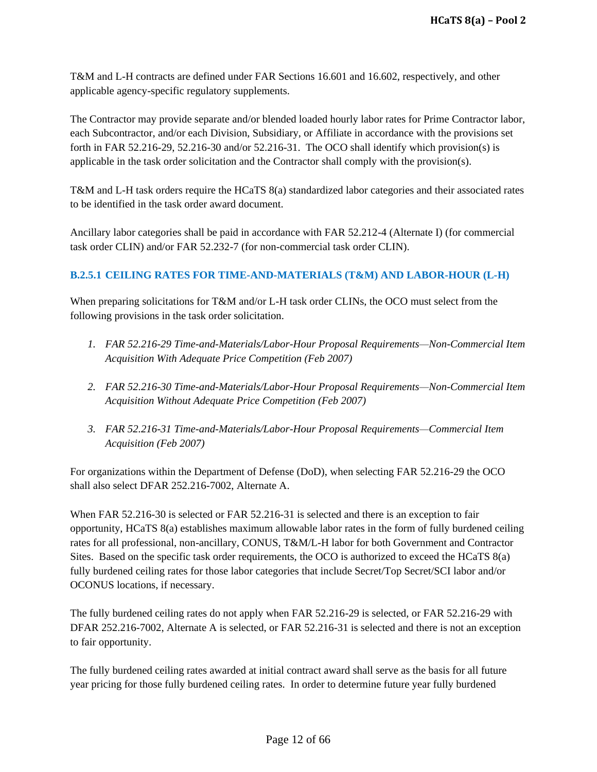T&M and L-H contracts are defined under FAR Sections 16.601 and 16.602, respectively, and other applicable agency-specific regulatory supplements.

The Contractor may provide separate and/or blended loaded hourly labor rates for Prime Contractor labor, each Subcontractor, and/or each Division, Subsidiary, or Affiliate in accordance with the provisions set forth in FAR 52.216-29, 52.216-30 and/or 52.216-31. The OCO shall identify which provision(s) is applicable in the task order solicitation and the Contractor shall comply with the provision(s).

T&M and L-H task orders require the HCaTS 8(a) standardized labor categories and their associated rates to be identified in the task order award document.

Ancillary labor categories shall be paid in accordance with FAR 52.212-4 (Alternate I) (for commercial task order CLIN) and/or FAR 52.232-7 (for non-commercial task order CLIN).

### B.2.5.1 CEILING RATES FOR TIME-AND-MATERIALS (T&M) AND LABOR-HOUR (L-H)

When preparing solicitations for T&M and/or L-H task order CLINs, the OCO must select from the following provisions in the task order solicitation.

1. *FAR 52.216-29 Time-and-Materials/Labor-Hour Proposal Requirements—Non-Commercial Item Acquisition With Adequate Price Competition (Feb 2007)*
2. *FAR 52.216-30 Time-and-Materials/Labor-Hour Proposal Requirements—Non-Commercial Item Acquisition Without Adequate Price Competition (Feb 2007)*
3. *FAR 52.216-31 Time-and-Materials/Labor-Hour Proposal Requirements—Commercial Item Acquisition (Feb 2007)*

For organizations within the Department of Defense (DoD), when selecting FAR 52.216-29 the OCO shall also select DFAR 252.216-7002, Alternate A.

When FAR 52.216-30 is selected or FAR 52.216-31 is selected and there is an exception to fair opportunity, HCaTS 8(a) establishes maximum allowable labor rates in the form of fully burdened ceiling rates for all professional, non-ancillary, CONUS, T&M/L-H labor for both Government and Contractor Sites. Based on the specific task order requirements, the OCO is authorized to exceed the HCaTS 8(a) fully burdened ceiling rates for those labor categories that include Secret/Top Secret/SCI labor and/or OCONUS locations, if necessary.

The fully burdened ceiling rates do not apply when FAR 52.216-29 is selected, or FAR 52.216-29 with DFAR 252.216-7002, Alternate A is selected, or FAR 52.216-31 is selected and there is not an exception to fair opportunity.

The fully burdened ceiling rates awarded at initial contract award shall serve as the basis for all future year pricing for those fully burdened ceiling rates. In order to determine future year fully burdened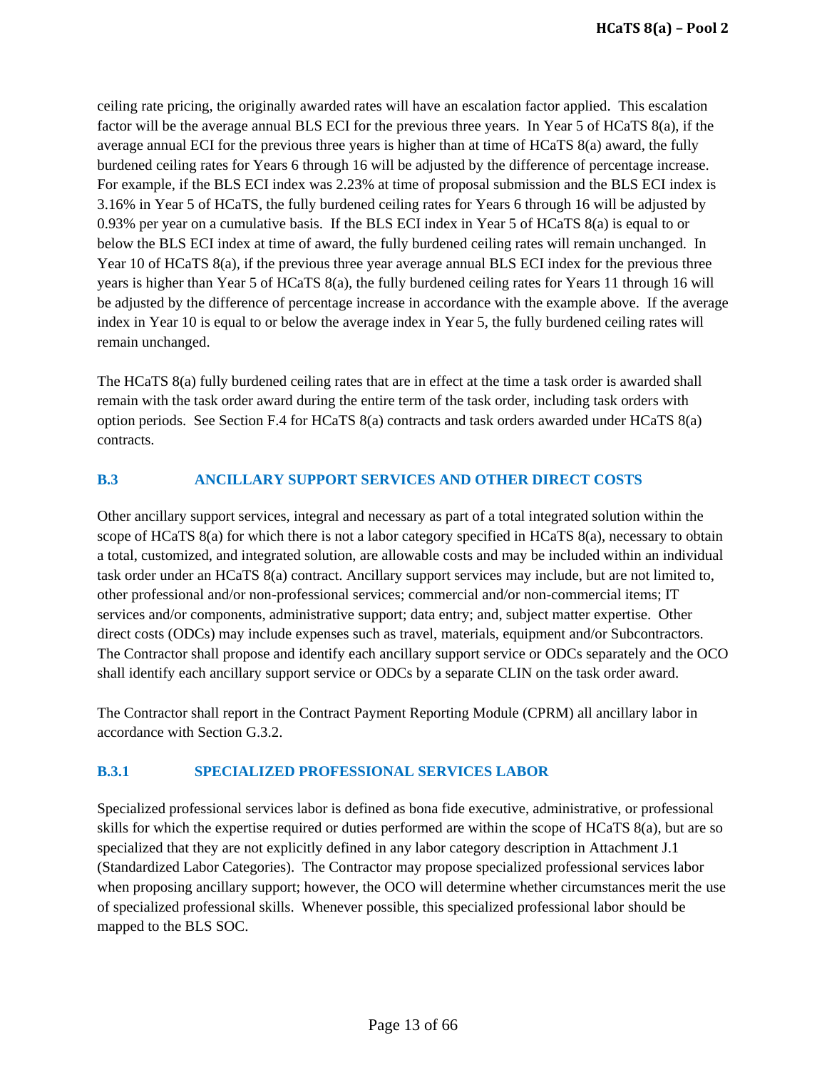ceiling rate pricing, the originally awarded rates will have an escalation factor applied. This escalation factor will be the average annual BLS ECI for the previous three years. In Year 5 of HCaTS 8(a), if the average annual ECI for the previous three years is higher than at time of HCaTS 8(a) award, the fully burdened ceiling rates for Years 6 through 16 will be adjusted by the difference of percentage increase. For example, if the BLS ECI index was 2.23% at time of proposal submission and the BLS ECI index is 3.16% in Year 5 of HCaTS, the fully burdened ceiling rates for Years 6 through 16 will be adjusted by 0.93% per year on a cumulative basis. If the BLS ECI index in Year 5 of HCaTS 8(a) is equal to or below the BLS ECI index at time of award, the fully burdened ceiling rates will remain unchanged. In Year 10 of HCaTS 8(a), if the previous three year average annual BLS ECI index for the previous three years is higher than Year 5 of HCaTS 8(a), the fully burdened ceiling rates for Years 11 through 16 will be adjusted by the difference of percentage increase in accordance with the example above. If the average index in Year 10 is equal to or below the average index in Year 5, the fully burdened ceiling rates will remain unchanged.

The HCaTS 8(a) fully burdened ceiling rates that are in effect at the time a task order is awarded shall remain with the task order award during the entire term of the task order, including task orders with option periods. See Section F.4 for HCaTS 8(a) contracts and task orders awarded under HCaTS 8(a) contracts.

### B.3 ANCILLARY SUPPORT SERVICES AND OTHER DIRECT COSTS

Other ancillary support services, integral and necessary as part of a total integrated solution within the scope of HCaTS 8(a) for which there is not a labor category specified in HCaTS 8(a), necessary to obtain a total, customized, and integrated solution, are allowable costs and may be included within an individual task order under an HCaTS 8(a) contract. Ancillary support services may include, but are not limited to, other professional and/or non-professional services; commercial and/or non-commercial items; IT services and/or components, administrative support; data entry; and, subject matter expertise. Other direct costs (ODCs) may include expenses such as travel, materials, equipment and/or Subcontractors. The Contractor shall propose and identify each ancillary support service or ODCs separately and the OCO shall identify each ancillary support service or ODCs by a separate CLIN on the task order award.

The Contractor shall report in the Contract Payment Reporting Module (CPRM) all ancillary labor in accordance with Section G.3.2.

### B.3.1 SPECIALIZED PROFESSIONAL SERVICES LABOR

Specialized professional services labor is defined as bona fide executive, administrative, or professional skills for which the expertise required or duties performed are within the scope of HCaTS 8(a), but are so specialized that they are not explicitly defined in any labor category description in Attachment J.1 (Standardized Labor Categories). The Contractor may propose specialized professional services labor when proposing ancillary support; however, the OCO will determine whether circumstances merit the use of specialized professional skills. Whenever possible, this specialized professional labor should be mapped to the BLS SOC.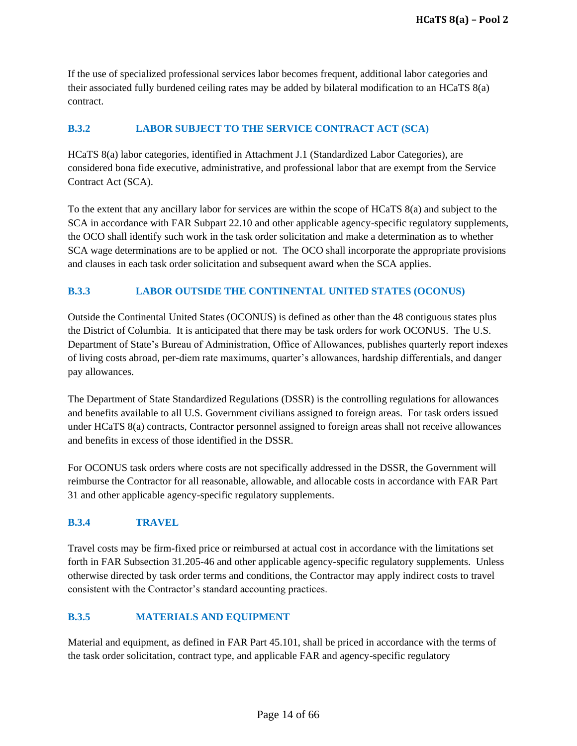If the use of specialized professional services labor becomes frequent, additional labor categories and their associated fully burdened ceiling rates may be added by bilateral modification to an HCaTS 8(a) contract.

### B.3.2 LABOR SUBJECT TO THE SERVICE CONTRACT ACT (SCA)

HCaTS 8(a) labor categories, identified in Attachment J.1 (Standardized Labor Categories), are considered bona fide executive, administrative, and professional labor that are exempt from the Service Contract Act (SCA).

To the extent that any ancillary labor for services are within the scope of HCaTS 8(a) and subject to the SCA in accordance with FAR Subpart 22.10 and other applicable agency-specific regulatory supplements, the OCO shall identify such work in the task order solicitation and make a determination as to whether SCA wage determinations are to be applied or not. The OCO shall incorporate the appropriate provisions and clauses in each task order solicitation and subsequent award when the SCA applies.

### B.3.3 LABOR OUTSIDE THE CONTINENTAL UNITED STATES (OCONUS)

Outside the Continental United States (OCONUS) is defined as other than the 48 contiguous states plus the District of Columbia. It is anticipated that there may be task orders for work OCONUS. The U.S. Department of State's Bureau of Administration, Office of Allowances, publishes quarterly report indexes of living costs abroad, per-diem rate maximums, quarter's allowances, hardship differentials, and danger pay allowances.

The Department of State Standardized Regulations (DSSR) is the controlling regulations for allowances and benefits available to all U.S. Government civilians assigned to foreign areas. For task orders issued under HCaTS 8(a) contracts, Contractor personnel assigned to foreign areas shall not receive allowances and benefits in excess of those identified in the DSSR.

For OCONUS task orders where costs are not specifically addressed in the DSSR, the Government will reimburse the Contractor for all reasonable, allowable, and allocable costs in accordance with FAR Part 31 and other applicable agency-specific regulatory supplements.

### B.3.4 TRAVEL

Travel costs may be firm-fixed price or reimbursed at actual cost in accordance with the limitations set forth in FAR Subsection 31.205-46 and other applicable agency-specific regulatory supplements. Unless otherwise directed by task order terms and conditions, the Contractor may apply indirect costs to travel consistent with the Contractor's standard accounting practices.

### B.3.5 MATERIALS AND EQUIPMENT

Material and equipment, as defined in FAR Part 45.101, shall be priced in accordance with the terms of the task order solicitation, contract type, and applicable FAR and agency-specific regulatory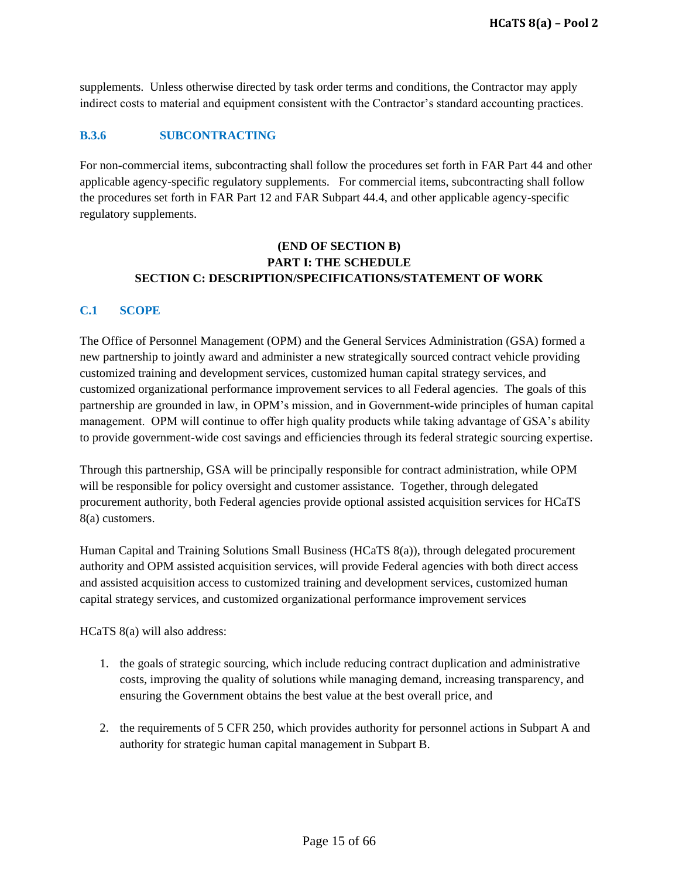supplements. Unless otherwise directed by task order terms and conditions, the Contractor may apply indirect costs to material and equipment consistent with the Contractor's standard accounting practices.

### B.3.6 SUBCONTRACTING

For non-commercial items, subcontracting shall follow the procedures set forth in FAR Part 44 and other applicable agency-specific regulatory supplements. For commercial items, subcontracting shall follow the procedures set forth in FAR Part 12 and FAR Subpart 44.4, and other applicable agency-specific regulatory supplements.

**(END OF SECTION B)**

**PART I: THE SCHEDULE**

**SECTION C: DESCRIPTION/SPECIFICATIONS/STATEMENT OF WORK**

## C.1 SCOPE

The Office of Personnel Management (OPM) and the General Services Administration (GSA) formed a new partnership to jointly award and administer a new strategically sourced contract vehicle providing customized training and development services, customized human capital strategy services, and customized organizational performance improvement services to all Federal agencies. The goals of this partnership are grounded in law, in OPM's mission, and in Government-wide principles of human capital management. OPM will continue to offer high quality products while taking advantage of GSA's ability to provide government-wide cost savings and efficiencies through its federal strategic sourcing expertise.

Through this partnership, GSA will be principally responsible for contract administration, while OPM will be responsible for policy oversight and customer assistance. Together, through delegated procurement authority, both Federal agencies provide optional assisted acquisition services for HCaTS 8(a) customers.

Human Capital and Training Solutions Small Business (HCaTS 8(a)), through delegated procurement authority and OPM assisted acquisition services, will provide Federal agencies with both direct access and assisted acquisition access to customized training and development services, customized human capital strategy services, and customized organizational performance improvement services

HCaTS 8(a) will also address:

1. the goals of strategic sourcing, which include reducing contract duplication and administrative costs, improving the quality of solutions while managing demand, increasing transparency, and ensuring the Government obtains the best value at the best overall price, and

2. the requirements of 5 CFR 250, which provides authority for personnel actions in Subpart A and authority for strategic human capital management in Subpart B.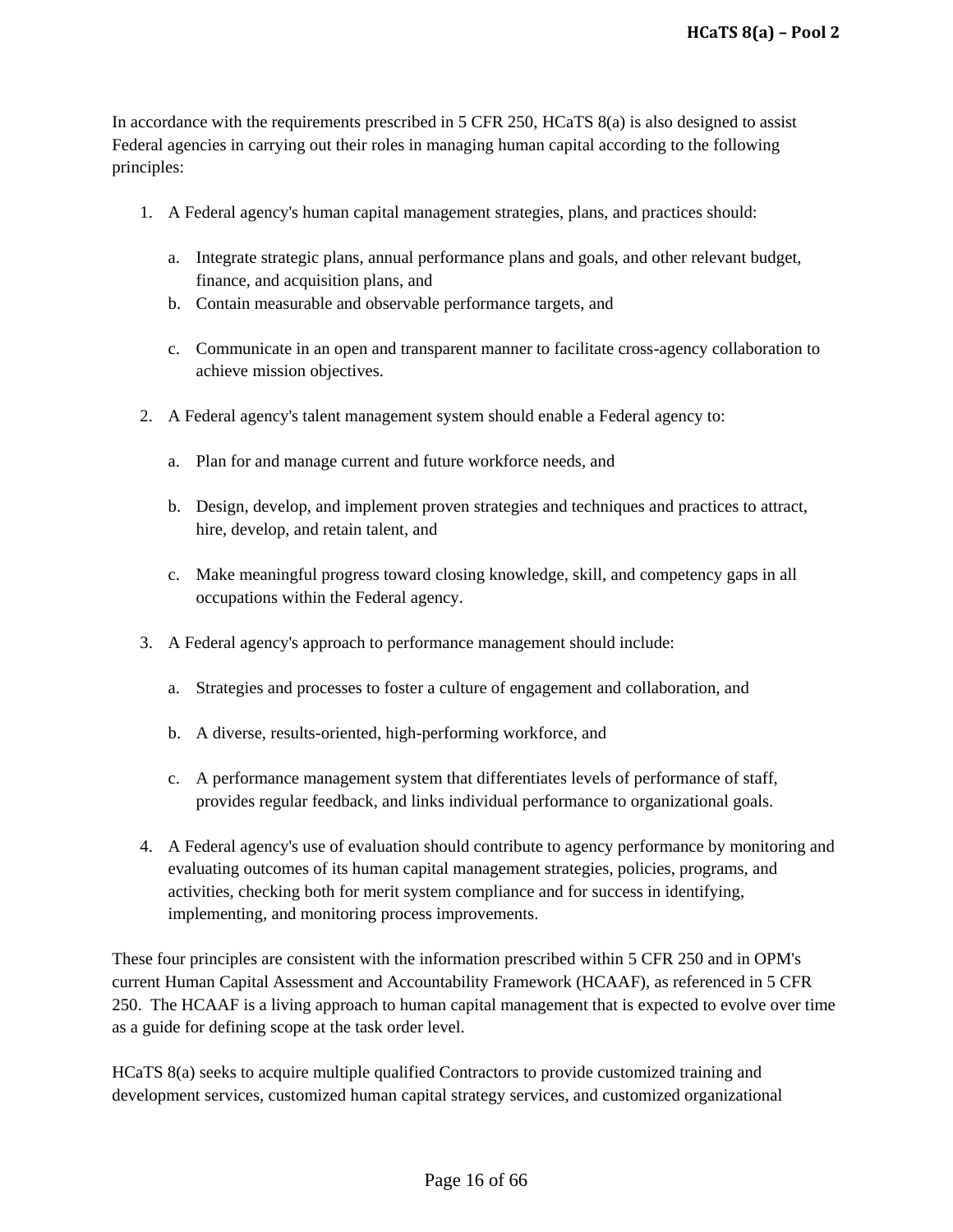In accordance with the requirements prescribed in 5 CFR 250, HCaTS 8(a) is also designed to assist Federal agencies in carrying out their roles in managing human capital according to the following principles:

1. A Federal agency's human capital management strategies, plans, and practices should:

   a. Integrate strategic plans, annual performance plans and goals, and other relevant budget, finance, and acquisition plans, and
   b. Contain measurable and observable performance targets, and

   c. Communicate in an open and transparent manner to facilitate cross-agency collaboration to achieve mission objectives.

2. A Federal agency's talent management system should enable a Federal agency to:

   a. Plan for and manage current and future workforce needs, and

   b. Design, develop, and implement proven strategies and techniques and practices to attract, hire, develop, and retain talent, and

   c. Make meaningful progress toward closing knowledge, skill, and competency gaps in all occupations within the Federal agency.

3. A Federal agency's approach to performance management should include:

   a. Strategies and processes to foster a culture of engagement and collaboration, and

   b. A diverse, results-oriented, high-performing workforce, and

   c. A performance management system that differentiates levels of performance of staff, provides regular feedback, and links individual performance to organizational goals.

4. A Federal agency's use of evaluation should contribute to agency performance by monitoring and evaluating outcomes of its human capital management strategies, policies, programs, and activities, checking both for merit system compliance and for success in identifying, implementing, and monitoring process improvements.

These four principles are consistent with the information prescribed within 5 CFR 250 and in OPM's current Human Capital Assessment and Accountability Framework (HCAAF), as referenced in 5 CFR 250. The HCAAF is a living approach to human capital management that is expected to evolve over time as a guide for defining scope at the task order level.

HCaTS 8(a) seeks to acquire multiple qualified Contractors to provide customized training and development services, customized human capital strategy services, and customized organizational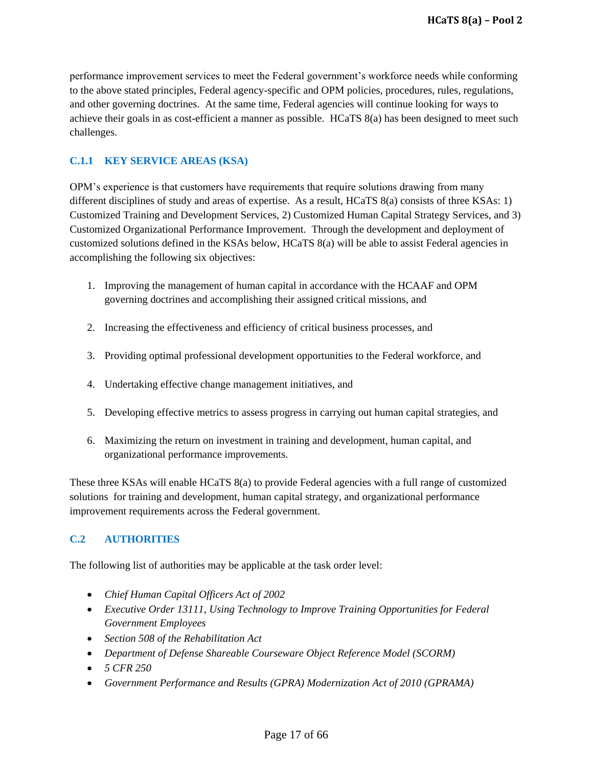performance improvement services to meet the Federal government's workforce needs while conforming to the above stated principles, Federal agency-specific and OPM policies, procedures, rules, regulations, and other governing doctrines. At the same time, Federal agencies will continue looking for ways to achieve their goals in as cost-efficient a manner as possible. HCaTS 8(a) has been designed to meet such challenges.

### C.1.1 KEY SERVICE AREAS (KSA)

OPM's experience is that customers have requirements that require solutions drawing from many different disciplines of study and areas of expertise. As a result, HCaTS 8(a) consists of three KSAs: 1) Customized Training and Development Services, 2) Customized Human Capital Strategy Services, and 3) Customized Organizational Performance Improvement. Through the development and deployment of customized solutions defined in the KSAs below, HCaTS 8(a) will be able to assist Federal agencies in accomplishing the following six objectives:

1. Improving the management of human capital in accordance with the HCAAF and OPM governing doctrines and accomplishing their assigned critical missions, and
2. Increasing the effectiveness and efficiency of critical business processes, and
3. Providing optimal professional development opportunities to the Federal workforce, and
4. Undertaking effective change management initiatives, and
5. Developing effective metrics to assess progress in carrying out human capital strategies, and
6. Maximizing the return on investment in training and development, human capital, and organizational performance improvements.

These three KSAs will enable HCaTS 8(a) to provide Federal agencies with a full range of customized solutions for training and development, human capital strategy, and organizational performance improvement requirements across the Federal government.

## C.2 AUTHORITIES

The following list of authorities may be applicable at the task order level:

- *Chief Human Capital Officers Act of 2002*
- *Executive Order 13111, Using Technology to Improve Training Opportunities for Federal Government Employees*
- *Section 508 of the Rehabilitation Act*
- *Department of Defense Shareable Courseware Object Reference Model (SCORM)*
- *5 CFR 250*
- *Government Performance and Results (GPRA) Modernization Act of 2010 (GPRAMA)*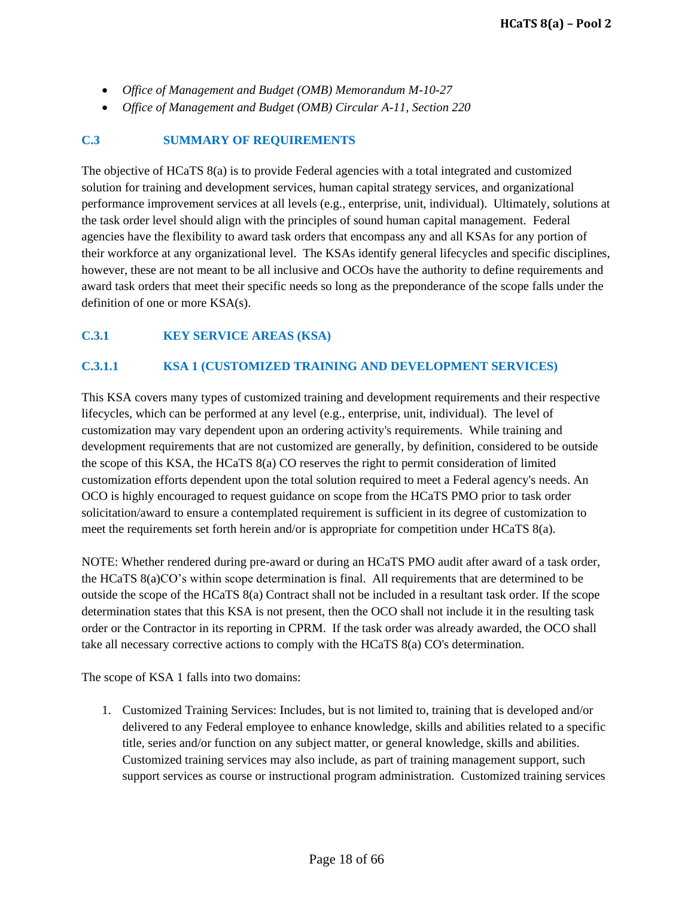- *Office of Management and Budget (OMB) Memorandum M-10-27*
- *Office of Management and Budget (OMB) Circular A-11, Section 220*

## C.3 SUMMARY OF REQUIREMENTS

The objective of HCaTS 8(a) is to provide Federal agencies with a total integrated and customized solution for training and development services, human capital strategy services, and organizational performance improvement services at all levels (e.g., enterprise, unit, individual). Ultimately, solutions at the task order level should align with the principles of sound human capital management. Federal agencies have the flexibility to award task orders that encompass any and all KSAs for any portion of their workforce at any organizational level. The KSAs identify general lifecycles and specific disciplines, however, these are not meant to be all inclusive and OCOs have the authority to define requirements and award task orders that meet their specific needs so long as the preponderance of the scope falls under the definition of one or more KSA(s).

### C.3.1 KEY SERVICE AREAS (KSA)

#### C.3.1.1 KSA 1 (CUSTOMIZED TRAINING AND DEVELOPMENT SERVICES)

This KSA covers many types of customized training and development requirements and their respective lifecycles, which can be performed at any level (e.g., enterprise, unit, individual). The level of customization may vary dependent upon an ordering activity's requirements. While training and development requirements that are not customized are generally, by definition, considered to be outside the scope of this KSA, the HCaTS 8(a) CO reserves the right to permit consideration of limited customization efforts dependent upon the total solution required to meet a Federal agency's needs. An OCO is highly encouraged to request guidance on scope from the HCaTS PMO prior to task order solicitation/award to ensure a contemplated requirement is sufficient in its degree of customization to meet the requirements set forth herein and/or is appropriate for competition under HCaTS 8(a).

NOTE: Whether rendered during pre-award or during an HCaTS PMO audit after award of a task order, the HCaTS 8(a)CO’s within scope determination is final. All requirements that are determined to be outside the scope of the HCaTS 8(a) Contract shall not be included in a resultant task order. If the scope determination states that this KSA is not present, then the OCO shall not include it in the resulting task order or the Contractor in its reporting in CPRM. If the task order was already awarded, the OCO shall take all necessary corrective actions to comply with the HCaTS 8(a) CO's determination.

The scope of KSA 1 falls into two domains:

1. Customized Training Services: Includes, but is not limited to, training that is developed and/or delivered to any Federal employee to enhance knowledge, skills and abilities related to a specific title, series and/or function on any subject matter, or general knowledge, skills and abilities. Customized training services may also include, as part of training management support, such support services as course or instructional program administration. Customized training services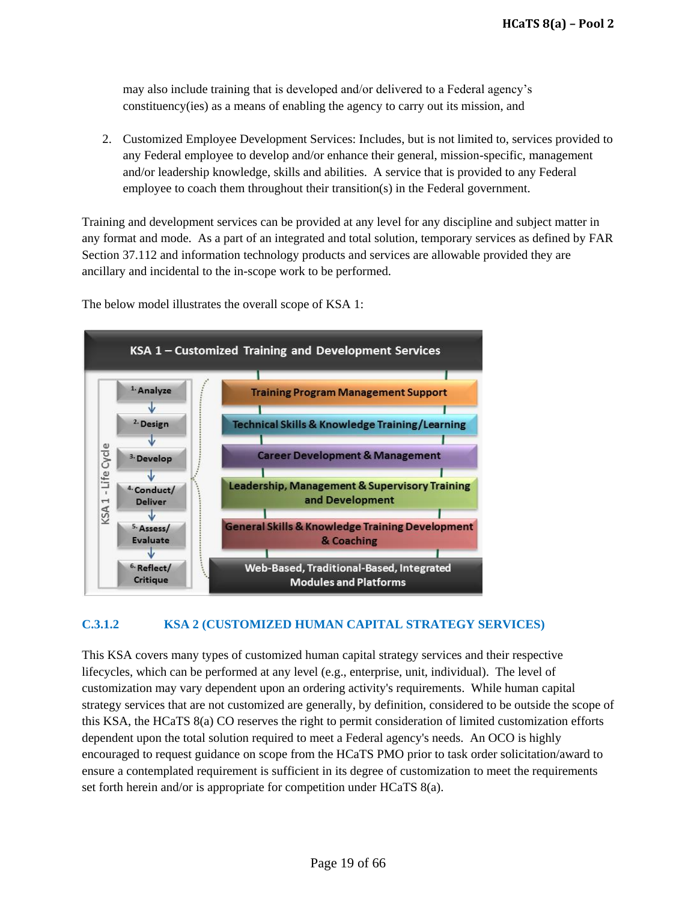may also include training that is developed and/or delivered to a Federal agency's constituency(ies) as a means of enabling the agency to carry out its mission, and

2. Customized Employee Development Services: Includes, but is not limited to, services provided to any Federal employee to develop and/or enhance their general, mission-specific, management and/or leadership knowledge, skills and abilities. A service that is provided to any Federal employee to coach them throughout their transition(s) in the Federal government.

Training and development services can be provided at any level for any discipline and subject matter in any format and mode. As a part of an integrated and total solution, temporary services as defined by FAR Section 37.112 and information technology products and services are allowable provided they are ancillary and incidental to the in-scope work to be performed.

The below model illustrates the overall scope of KSA 1:

**KSA 1 – Customized Training and Development Services**

KSA 1 - Life Cycle:

1. Analyze
2. Design
3. Develop
4. Conduct/ Deliver
5. Assess/ Evaluate
6. Reflect/ Critique

- Training Program Management Support
- Technical Skills & Knowledge Training/Learning
- Career Development & Management
- Leadership, Management & Supervisory Training and Development
- General Skills & Knowledge Training Development & Coaching

Web-Based, Traditional-Based, Integrated Modules and Platforms

### C.3.1.2 KSA 2 (CUSTOMIZED HUMAN CAPITAL STRATEGY SERVICES)

This KSA covers many types of customized human capital strategy services and their respective lifecycles, which can be performed at any level (e.g., enterprise, unit, individual). The level of customization may vary dependent upon an ordering activity's requirements. While human capital strategy services that are not customized are generally, by definition, considered to be outside the scope of this KSA, the HCaTS 8(a) CO reserves the right to permit consideration of limited customization efforts dependent upon the total solution required to meet a Federal agency's needs. An OCO is highly encouraged to request guidance on scope from the HCaTS PMO prior to task order solicitation/award to ensure a contemplated requirement is sufficient in its degree of customization to meet the requirements set forth herein and/or is appropriate for competition under HCaTS 8(a).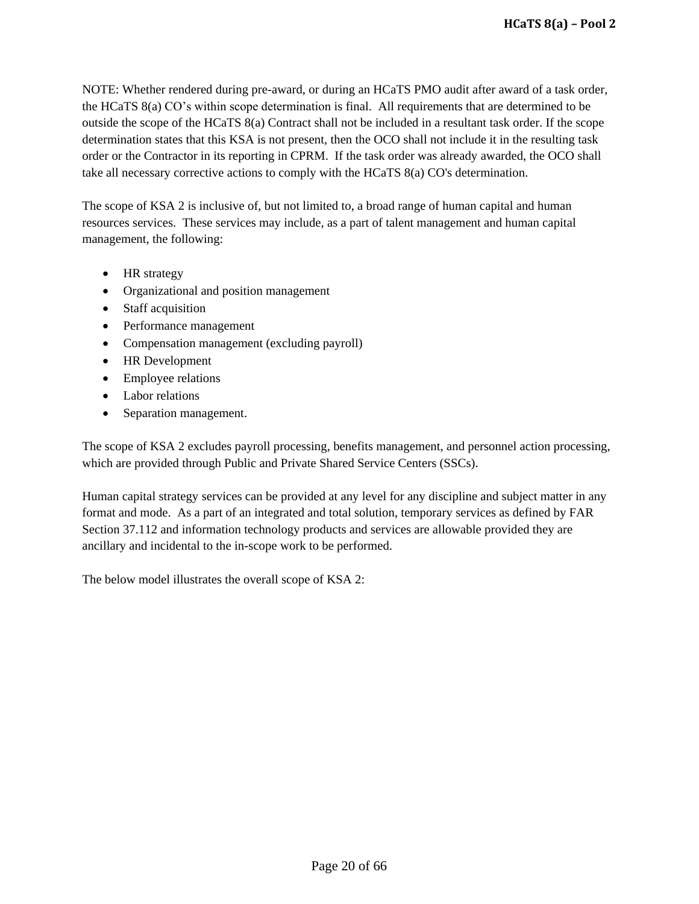NOTE: Whether rendered during pre-award, or during an HCaTS PMO audit after award of a task order, the HCaTS 8(a) CO's within scope determination is final. All requirements that are determined to be outside the scope of the HCaTS 8(a) Contract shall not be included in a resultant task order. If the scope determination states that this KSA is not present, then the OCO shall not include it in the resulting task order or the Contractor in its reporting in CPRM. If the task order was already awarded, the OCO shall take all necessary corrective actions to comply with the HCaTS 8(a) CO's determination.

The scope of KSA 2 is inclusive of, but not limited to, a broad range of human capital and human resources services. These services may include, as a part of talent management and human capital management, the following:

- HR strategy
- Organizational and position management
- Staff acquisition
- Performance management
- Compensation management (excluding payroll)
- HR Development
- Employee relations
- Labor relations
- Separation management.

The scope of KSA 2 excludes payroll processing, benefits management, and personnel action processing, which are provided through Public and Private Shared Service Centers (SSCs).

Human capital strategy services can be provided at any level for any discipline and subject matter in any format and mode. As a part of an integrated and total solution, temporary services as defined by FAR Section 37.112 and information technology products and services are allowable provided they are ancillary and incidental to the in-scope work to be performed.

The below model illustrates the overall scope of KSA 2: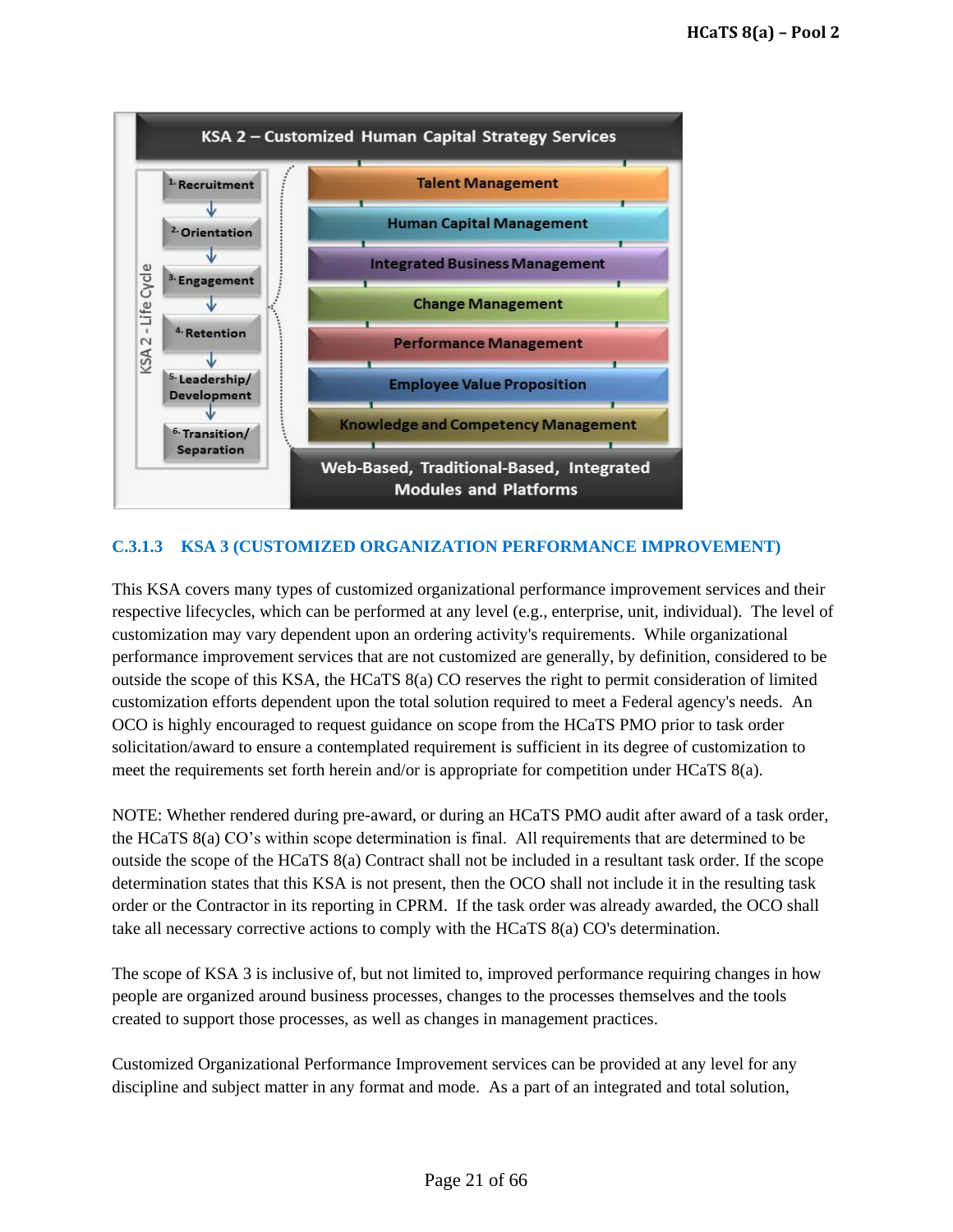**KSA 2 – Customized Human Capital Strategy Services**

KSA 2 - Life Cycle:

1. Recruitment
2. Orientation
3. Engagement
4. Retention
5. Leadership/ Development
6. Transition/ Separation

- Talent Management
- Human Capital Management
- Integrated Business Management
- Change Management
- Performance Management
- Employee Value Proposition
- Knowledge and Competency Management

**Web-Based, Traditional-Based, Integrated Modules and Platforms**

### C.3.1.3 KSA 3 (CUSTOMIZED ORGANIZATION PERFORMANCE IMPROVEMENT)

This KSA covers many types of customized organizational performance improvement services and their respective lifecycles, which can be performed at any level (e.g., enterprise, unit, individual). The level of customization may vary dependent upon an ordering activity's requirements. While organizational performance improvement services that are not customized are generally, by definition, considered to be outside the scope of this KSA, the HCaTS 8(a) CO reserves the right to permit consideration of limited customization efforts dependent upon the total solution required to meet a Federal agency's needs. An OCO is highly encouraged to request guidance on scope from the HCaTS PMO prior to task order solicitation/award to ensure a contemplated requirement is sufficient in its degree of customization to meet the requirements set forth herein and/or is appropriate for competition under HCaTS 8(a).

NOTE: Whether rendered during pre-award, or during an HCaTS PMO audit after award of a task order, the HCaTS 8(a) CO's within scope determination is final. All requirements that are determined to be outside the scope of the HCaTS 8(a) Contract shall not be included in a resultant task order. If the scope determination states that this KSA is not present, then the OCO shall not include it in the resulting task order or the Contractor in its reporting in CPRM. If the task order was already awarded, the OCO shall take all necessary corrective actions to comply with the HCaTS 8(a) CO's determination.

The scope of KSA 3 is inclusive of, but not limited to, improved performance requiring changes in how people are organized around business processes, changes to the processes themselves and the tools created to support those processes, as well as changes in management practices.

Customized Organizational Performance Improvement services can be provided at any level for any discipline and subject matter in any format and mode. As a part of an integrated and total solution,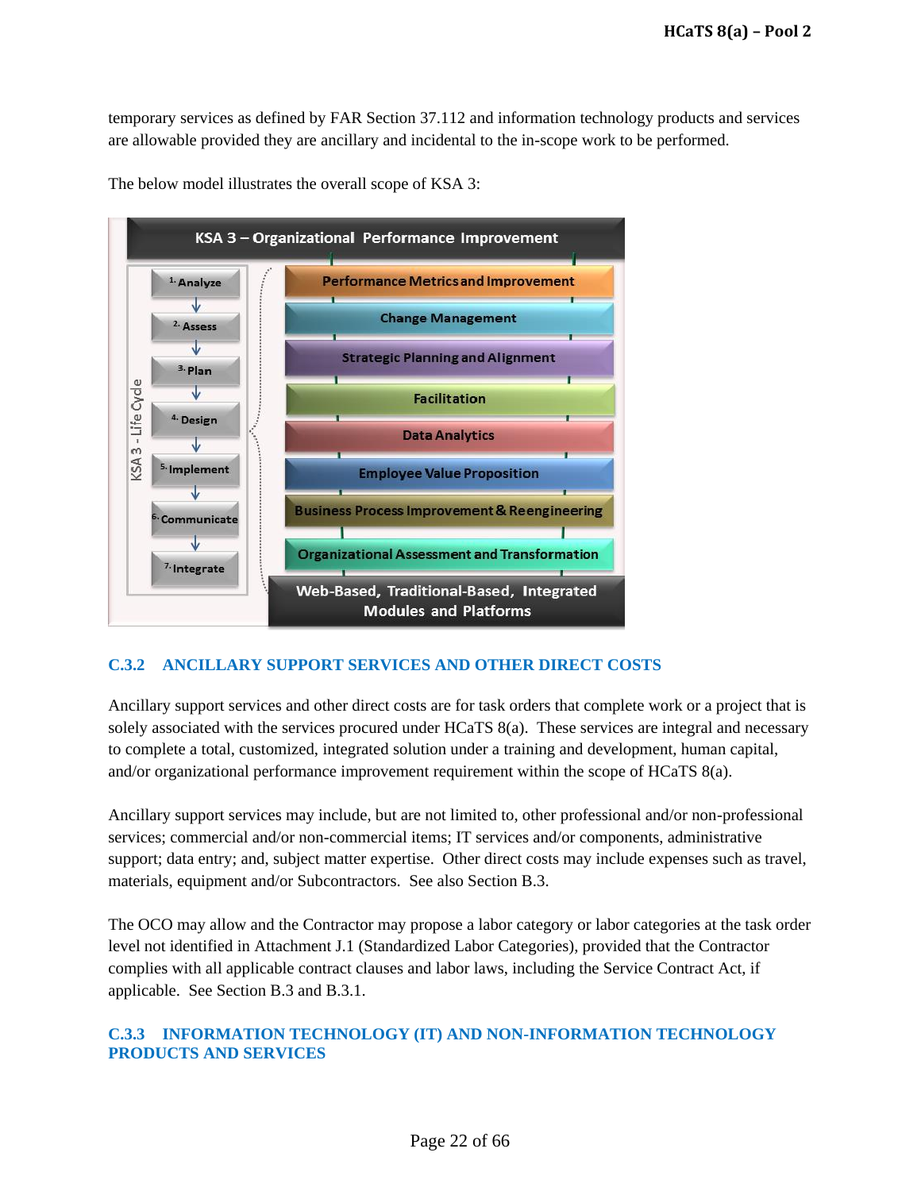temporary services as defined by FAR Section 37.112 and information technology products and services are allowable provided they are ancillary and incidental to the in-scope work to be performed.

The below model illustrates the overall scope of KSA 3:

**KSA 3 – Organizational Performance Improvement**

KSA 3 - Life Cycle:

1. Analyze
2. Assess
3. Plan
4. Design
5. Implement
6. Communicate
7. Integrate

- Performance Metrics and Improvement
- Change Management
- Strategic Planning and Alignment
- Facilitation
- Data Analytics
- Employee Value Proposition
- Business Process Improvement & Reengineering
- Organizational Assessment and Transformation

**Web-Based, Traditional-Based, Integrated Modules and Platforms**

## C.3.2 ANCILLARY SUPPORT SERVICES AND OTHER DIRECT COSTS

Ancillary support services and other direct costs are for task orders that complete work or a project that is solely associated with the services procured under HCaTS 8(a). These services are integral and necessary to complete a total, customized, integrated solution under a training and development, human capital, and/or organizational performance improvement requirement within the scope of HCaTS 8(a).

Ancillary support services may include, but are not limited to, other professional and/or non-professional services; commercial and/or non-commercial items; IT services and/or components, administrative support; data entry; and, subject matter expertise. Other direct costs may include expenses such as travel, materials, equipment and/or Subcontractors. See also Section B.3.

The OCO may allow and the Contractor may propose a labor category or labor categories at the task order level not identified in Attachment J.1 (Standardized Labor Categories), provided that the Contractor complies with all applicable contract clauses and labor laws, including the Service Contract Act, if applicable. See Section B.3 and B.3.1.

## C.3.3 INFORMATION TECHNOLOGY (IT) AND NON-INFORMATION TECHNOLOGY PRODUCTS AND SERVICES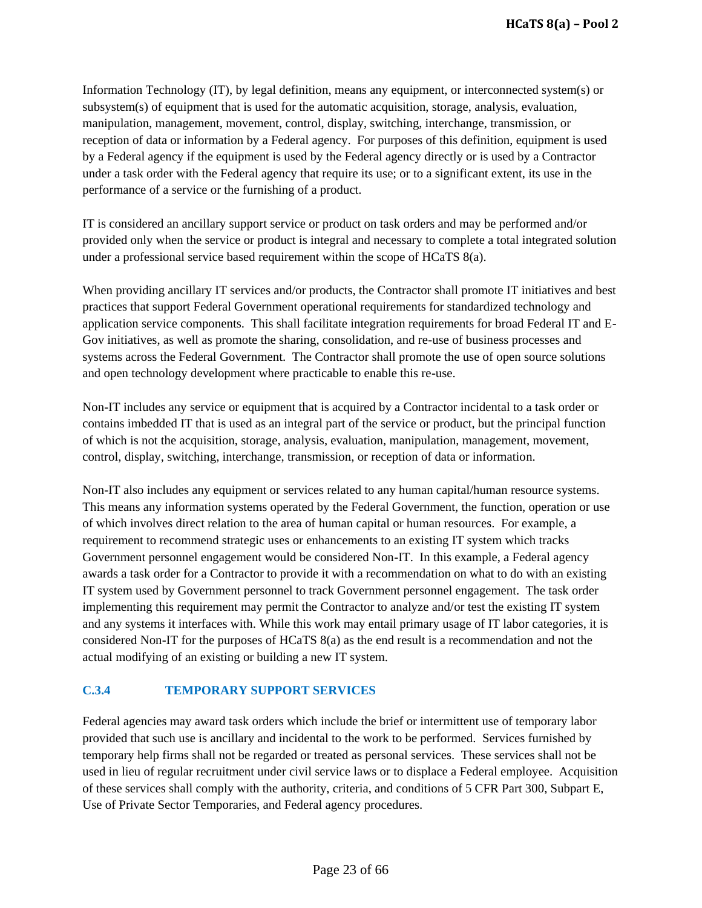Information Technology (IT), by legal definition, means any equipment, or interconnected system(s) or subsystem(s) of equipment that is used for the automatic acquisition, storage, analysis, evaluation, manipulation, management, movement, control, display, switching, interchange, transmission, or reception of data or information by a Federal agency. For purposes of this definition, equipment is used by a Federal agency if the equipment is used by the Federal agency directly or is used by a Contractor under a task order with the Federal agency that require its use; or to a significant extent, its use in the performance of a service or the furnishing of a product.

IT is considered an ancillary support service or product on task orders and may be performed and/or provided only when the service or product is integral and necessary to complete a total integrated solution under a professional service based requirement within the scope of HCaTS 8(a).

When providing ancillary IT services and/or products, the Contractor shall promote IT initiatives and best practices that support Federal Government operational requirements for standardized technology and application service components. This shall facilitate integration requirements for broad Federal IT and E-Gov initiatives, as well as promote the sharing, consolidation, and re-use of business processes and systems across the Federal Government. The Contractor shall promote the use of open source solutions and open technology development where practicable to enable this re-use.

Non-IT includes any service or equipment that is acquired by a Contractor incidental to a task order or contains imbedded IT that is used as an integral part of the service or product, but the principal function of which is not the acquisition, storage, analysis, evaluation, manipulation, management, movement, control, display, switching, interchange, transmission, or reception of data or information.

Non-IT also includes any equipment or services related to any human capital/human resource systems. This means any information systems operated by the Federal Government, the function, operation or use of which involves direct relation to the area of human capital or human resources. For example, a requirement to recommend strategic uses or enhancements to an existing IT system which tracks Government personnel engagement would be considered Non-IT. In this example, a Federal agency awards a task order for a Contractor to provide it with a recommendation on what to do with an existing IT system used by Government personnel to track Government personnel engagement. The task order implementing this requirement may permit the Contractor to analyze and/or test the existing IT system and any systems it interfaces with. While this work may entail primary usage of IT labor categories, it is considered Non-IT for the purposes of HCaTS 8(a) as the end result is a recommendation and not the actual modifying of an existing or building a new IT system.

### C.3.4 TEMPORARY SUPPORT SERVICES

Federal agencies may award task orders which include the brief or intermittent use of temporary labor provided that such use is ancillary and incidental to the work to be performed. Services furnished by temporary help firms shall not be regarded or treated as personal services. These services shall not be used in lieu of regular recruitment under civil service laws or to displace a Federal employee. Acquisition of these services shall comply with the authority, criteria, and conditions of 5 CFR Part 300, Subpart E, Use of Private Sector Temporaries, and Federal agency procedures.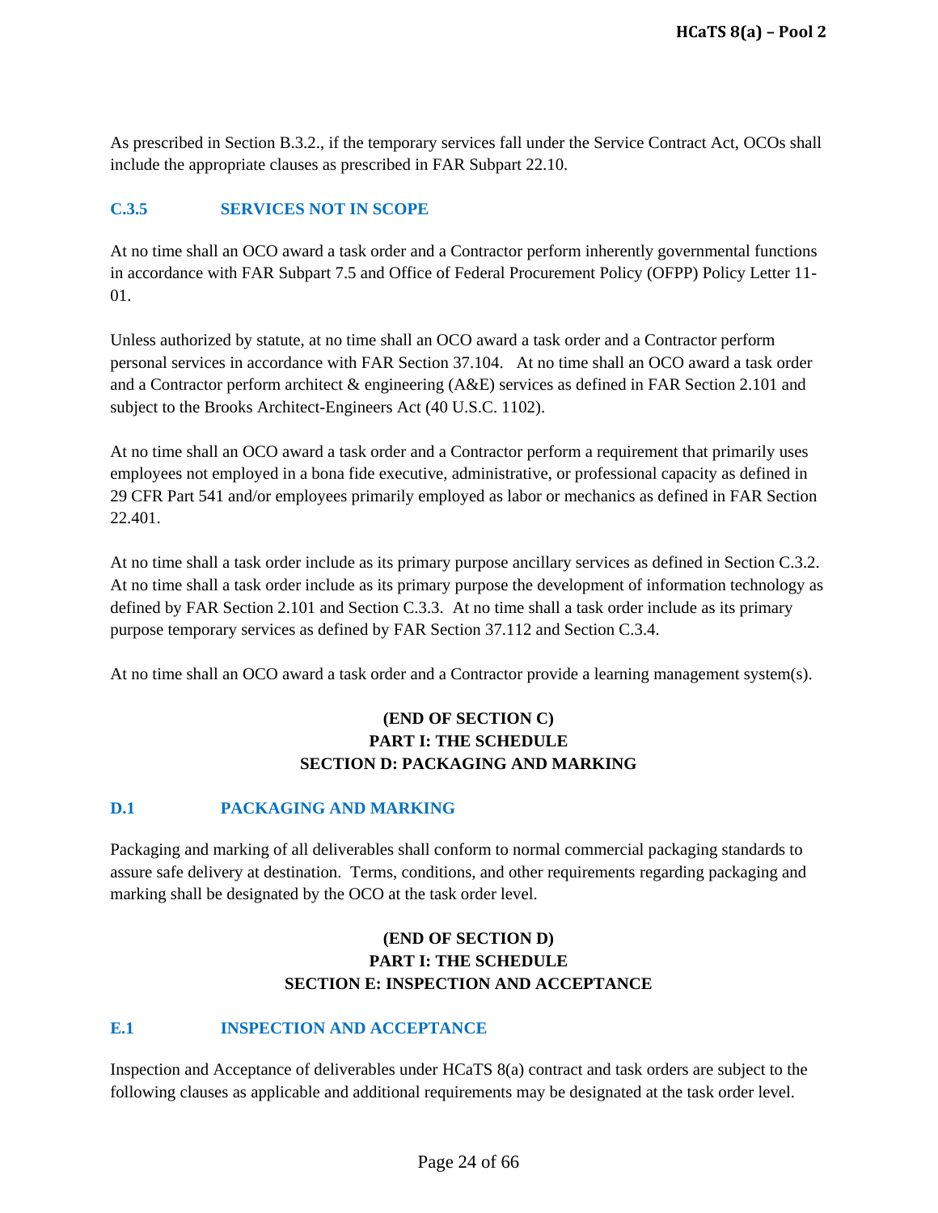As prescribed in Section B.3.2., if the temporary services fall under the Service Contract Act, OCOs shall include the appropriate clauses as prescribed in FAR Subpart 22.10.

### C.3.5 SERVICES NOT IN SCOPE

At no time shall an OCO award a task order and a Contractor perform inherently governmental functions in accordance with FAR Subpart 7.5 and Office of Federal Procurement Policy (OFPP) Policy Letter 11-01.

Unless authorized by statute, at no time shall an OCO award a task order and a Contractor perform personal services in accordance with FAR Section 37.104. At no time shall an OCO award a task order and a Contractor perform architect & engineering (A&E) services as defined in FAR Section 2.101 and subject to the Brooks Architect-Engineers Act (40 U.S.C. 1102).

At no time shall an OCO award a task order and a Contractor perform a requirement that primarily uses employees not employed in a bona fide executive, administrative, or professional capacity as defined in 29 CFR Part 541 and/or employees primarily employed as labor or mechanics as defined in FAR Section 22.401.

At no time shall a task order include as its primary purpose ancillary services as defined in Section C.3.2. At no time shall a task order include as its primary purpose the development of information technology as defined by FAR Section 2.101 and Section C.3.3. At no time shall a task order include as its primary purpose temporary services as defined by FAR Section 37.112 and Section C.3.4.

At no time shall an OCO award a task order and a Contractor provide a learning management system(s).

**(END OF SECTION C)**
**PART I: THE SCHEDULE**

## SECTION D: PACKAGING AND MARKING

### D.1 PACKAGING AND MARKING

Packaging and marking of all deliverables shall conform to normal commercial packaging standards to assure safe delivery at destination. Terms, conditions, and other requirements regarding packaging and marking shall be designated by the OCO at the task order level.

**(END OF SECTION D)**
**PART I: THE SCHEDULE**

## SECTION E: INSPECTION AND ACCEPTANCE

### E.1 INSPECTION AND ACCEPTANCE

Inspection and Acceptance of deliverables under HCaTS 8(a) contract and task orders are subject to the following clauses as applicable and additional requirements may be designated at the task order level.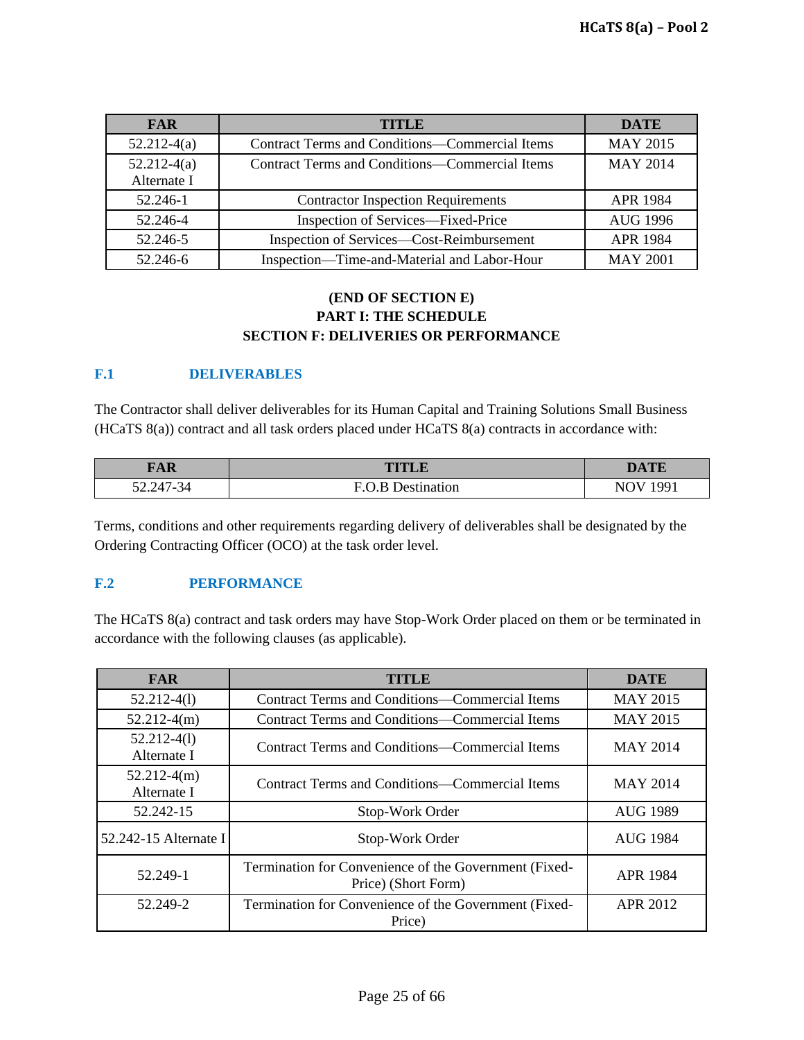| FAR | TITLE | DATE |
|---|---|---|
| 52.212-4(a) | Contract Terms and Conditions—Commercial Items | MAY 2015 |
| 52.212-4(a) Alternate I | Contract Terms and Conditions—Commercial Items | MAY 2014 |
| 52.246-1 | Contractor Inspection Requirements | APR 1984 |
| 52.246-4 | Inspection of Services—Fixed-Price | AUG 1996 |
| 52.246-5 | Inspection of Services—Cost-Reimbursement | APR 1984 |
| 52.246-6 | Inspection—Time-and-Material and Labor-Hour | MAY 2001 |

**(END OF SECTION E)**

**PART I: THE SCHEDULE**

**SECTION F: DELIVERIES OR PERFORMANCE**

## F.1 DELIVERABLES

The Contractor shall deliver deliverables for its Human Capital and Training Solutions Small Business (HCaTS 8(a)) contract and all task orders placed under HCaTS 8(a) contracts in accordance with:

| FAR | TITLE | DATE |
|---|---|---|
| 52.247-34 | F.O.B Destination | NOV 1991 |

Terms, conditions and other requirements regarding delivery of deliverables shall be designated by the Ordering Contracting Officer (OCO) at the task order level.

## F.2 PERFORMANCE

The HCaTS 8(a) contract and task orders may have Stop-Work Order placed on them or be terminated in accordance with the following clauses (as applicable).

| FAR | TITLE | DATE |
|---|---|---|
| 52.212-4(l) | Contract Terms and Conditions—Commercial Items | MAY 2015 |
| 52.212-4(m) | Contract Terms and Conditions—Commercial Items | MAY 2015 |
| 52.212-4(l) Alternate I | Contract Terms and Conditions—Commercial Items | MAY 2014 |
| 52.212-4(m) Alternate I | Contract Terms and Conditions—Commercial Items | MAY 2014 |
| 52.242-15 | Stop-Work Order | AUG 1989 |
| 52.242-15 Alternate I | Stop-Work Order | AUG 1984 |
| 52.249-1 | Termination for Convenience of the Government (Fixed-Price) (Short Form) | APR 1984 |
| 52.249-2 | Termination for Convenience of the Government (Fixed-Price) | APR 2012 |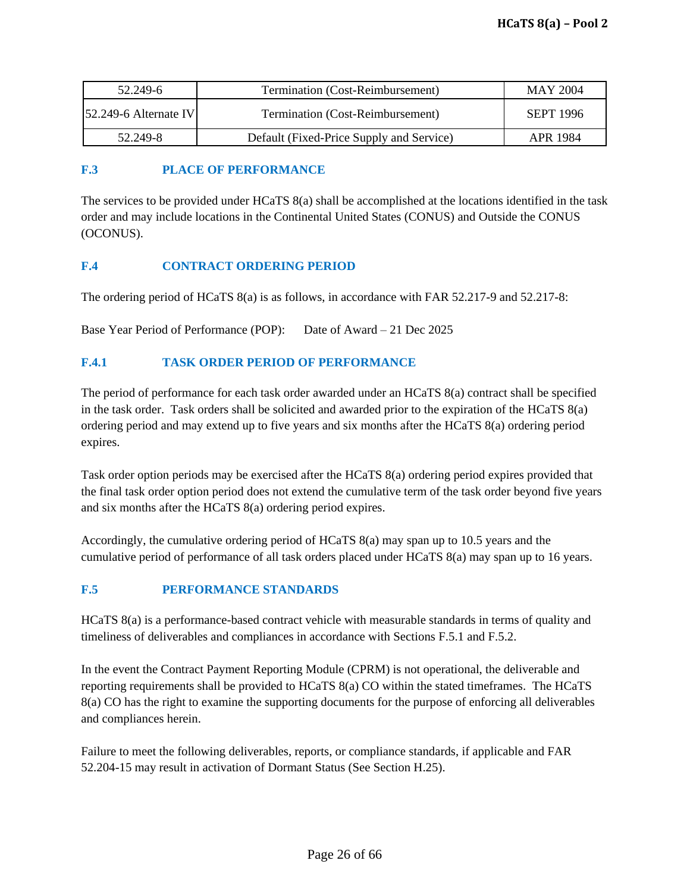| 52.249-6 | Termination (Cost-Reimbursement) | MAY 2004 |
|---|---|---|
| 52.249-6 Alternate IV | Termination (Cost-Reimbursement) | SEPT 1996 |
| 52.249-8 | Default (Fixed-Price Supply and Service) | APR 1984 |

## F.3 PLACE OF PERFORMANCE

The services to be provided under HCaTS 8(a) shall be accomplished at the locations identified in the task order and may include locations in the Continental United States (CONUS) and Outside the CONUS (OCONUS).

## F.4 CONTRACT ORDERING PERIOD

The ordering period of HCaTS 8(a) is as follows, in accordance with FAR 52.217-9 and 52.217-8:

Base Year Period of Performance (POP): Date of Award – 21 Dec 2025

### F.4.1 TASK ORDER PERIOD OF PERFORMANCE

The period of performance for each task order awarded under an HCaTS 8(a) contract shall be specified in the task order. Task orders shall be solicited and awarded prior to the expiration of the HCaTS 8(a) ordering period and may extend up to five years and six months after the HCaTS 8(a) ordering period expires.

Task order option periods may be exercised after the HCaTS 8(a) ordering period expires provided that the final task order option period does not extend the cumulative term of the task order beyond five years and six months after the HCaTS 8(a) ordering period expires.

Accordingly, the cumulative ordering period of HCaTS 8(a) may span up to 10.5 years and the cumulative period of performance of all task orders placed under HCaTS 8(a) may span up to 16 years.

## F.5 PERFORMANCE STANDARDS

HCaTS 8(a) is a performance-based contract vehicle with measurable standards in terms of quality and timeliness of deliverables and compliances in accordance with Sections F.5.1 and F.5.2.

In the event the Contract Payment Reporting Module (CPRM) is not operational, the deliverable and reporting requirements shall be provided to HCaTS 8(a) CO within the stated timeframes. The HCaTS 8(a) CO has the right to examine the supporting documents for the purpose of enforcing all deliverables and compliances herein.

Failure to meet the following deliverables, reports, or compliance standards, if applicable and FAR 52.204-15 may result in activation of Dormant Status (See Section H.25).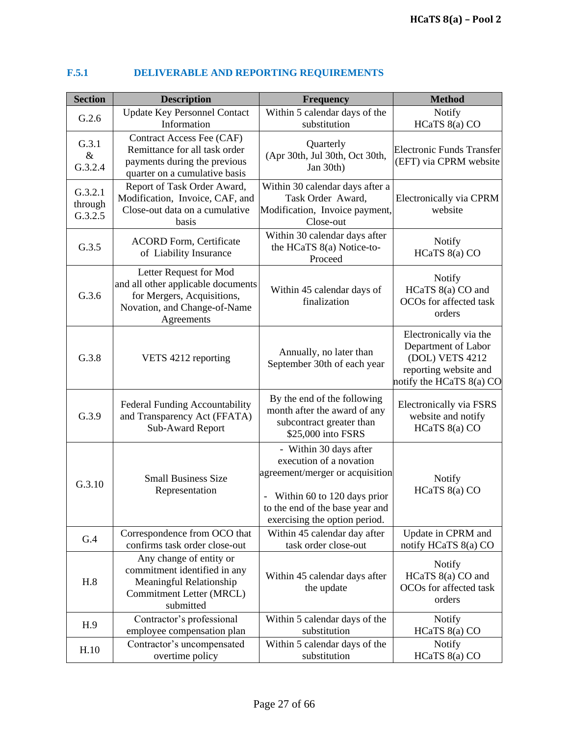### F.5.1 DELIVERABLE AND REPORTING REQUIREMENTS

| Section | Description | Frequency | Method |
|---|---|---|---|
| G.2.6 | Update Key Personnel Contact Information | Within 5 calendar days of the substitution | Notify HCaTS 8(a) CO |
| G.3.1 & G.3.2.4 | Contract Access Fee (CAF) Remittance for all task order payments during the previous quarter on a cumulative basis | Quarterly (Apr 30th, Jul 30th, Oct 30th, Jan 30th) | Electronic Funds Transfer (EFT) via CPRM website |
| G.3.2.1 through G.3.2.5 | Report of Task Order Award, Modification, Invoice, CAF, and Close-out data on a cumulative basis | Within 30 calendar days after a Task Order Award, Modification, Invoice payment, Close-out | Electronically via CPRM website |
| G.3.5 | ACORD Form, Certificate of Liability Insurance | Within 30 calendar days after the HCaTS 8(a) Notice-to-Proceed | Notify HCaTS 8(a) CO |
| G.3.6 | Letter Request for Mod and all other applicable documents for Mergers, Acquisitions, Novation, and Change-of-Name Agreements | Within 45 calendar days of finalization | Notify HCaTS 8(a) CO and OCOs for affected task orders |
| G.3.8 | VETS 4212 reporting | Annually, no later than September 30th of each year | Electronically via the Department of Labor (DOL) VETS 4212 reporting website and notify the HCaTS 8(a) CO |
| G.3.9 | Federal Funding Accountability and Transparency Act (FFATA) Sub-Award Report | By the end of the following month after the award of any subcontract greater than $25,000 into FSRS | Electronically via FSRS website and notify HCaTS 8(a) CO |
| G.3.10 | Small Business Size Representation | - Within 30 days after execution of a novation agreement/merger or acquisition<br><br>- Within 60 to 120 days prior to the end of the base year and exercising the option period. | Notify HCaTS 8(a) CO |
| G.4 | Correspondence from OCO that confirms task order close-out | Within 45 calendar day after task order close-out | Update in CPRM and notify HCaTS 8(a) CO |
| H.8 | Any change of entity or commitment identified in any Meaningful Relationship Commitment Letter (MRCL) submitted | Within 45 calendar days after the update | Notify HCaTS 8(a) CO and OCOs for affected task orders |
| H.9 | Contractor's professional employee compensation plan | Within 5 calendar days of the substitution | Notify HCaTS 8(a) CO |
| H.10 | Contractor's uncompensated overtime policy | Within 5 calendar days of the substitution | Notify HCaTS 8(a) CO |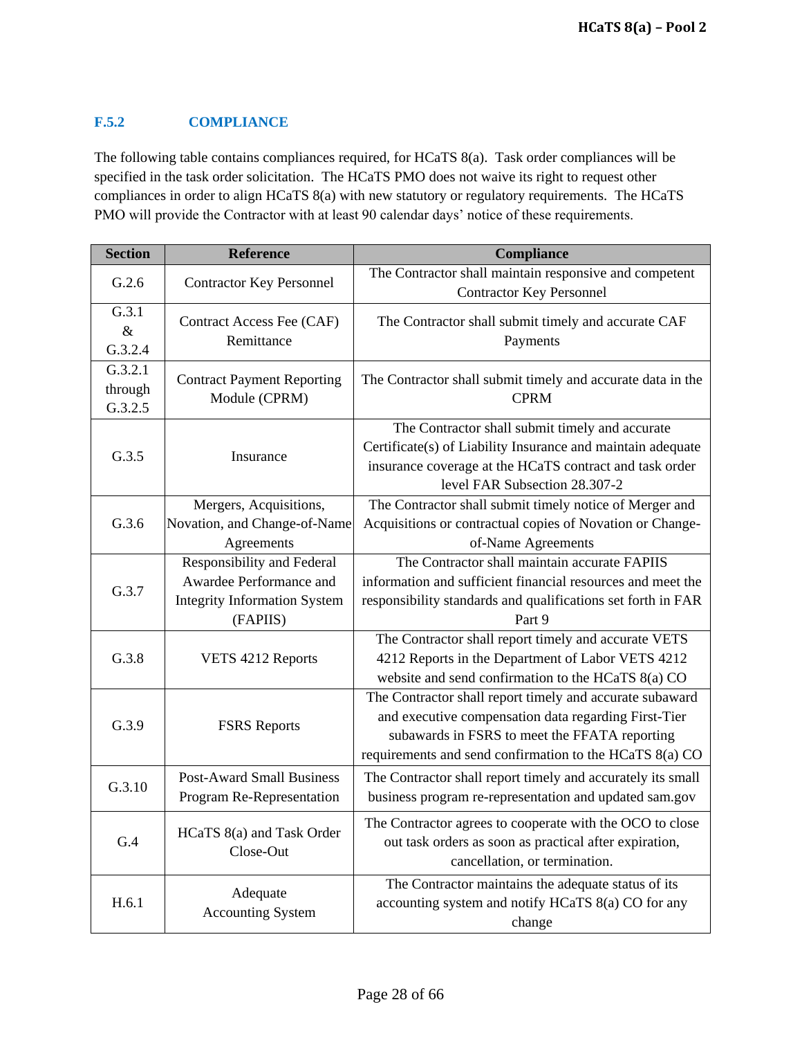### F.5.2 COMPLIANCE

The following table contains compliances required, for HCaTS 8(a). Task order compliances will be specified in the task order solicitation. The HCaTS PMO does not waive its right to request other compliances in order to align HCaTS 8(a) with new statutory or regulatory requirements. The HCaTS PMO will provide the Contractor with at least 90 calendar days' notice of these requirements.

| Section | Reference | Compliance |
|---|---|---|
| G.2.6 | Contractor Key Personnel | The Contractor shall maintain responsive and competent Contractor Key Personnel |
| G.3.1 & G.3.2.4 | Contract Access Fee (CAF) Remittance | The Contractor shall submit timely and accurate CAF Payments |
| G.3.2.1 through G.3.2.5 | Contract Payment Reporting Module (CPRM) | The Contractor shall submit timely and accurate data in the CPRM |
| G.3.5 | Insurance | The Contractor shall submit timely and accurate Certificate(s) of Liability Insurance and maintain adequate insurance coverage at the HCaTS contract and task order level FAR Subsection 28.307-2 |
| G.3.6 | Mergers, Acquisitions, Novation, and Change-of-Name Agreements | The Contractor shall submit timely notice of Merger and Acquisitions or contractual copies of Novation or Change-of-Name Agreements |
| G.3.7 | Responsibility and Federal Awardee Performance and Integrity Information System (FAPIIS) | The Contractor shall maintain accurate FAPIIS information and sufficient financial resources and meet the responsibility standards and qualifications set forth in FAR Part 9 |
| G.3.8 | VETS 4212 Reports | The Contractor shall report timely and accurate VETS 4212 Reports in the Department of Labor VETS 4212 website and send confirmation to the HCaTS 8(a) CO |
| G.3.9 | FSRS Reports | The Contractor shall report timely and accurate subaward and executive compensation data regarding First-Tier subawards in FSRS to meet the FFATA reporting requirements and send confirmation to the HCaTS 8(a) CO |
| G.3.10 | Post-Award Small Business Program Re-Representation | The Contractor shall report timely and accurately its small business program re-representation and updated sam.gov |
| G.4 | HCaTS 8(a) and Task Order Close-Out | The Contractor agrees to cooperate with the OCO to close out task orders as soon as practical after expiration, cancellation, or termination. |
| H.6.1 | Adequate Accounting System | The Contractor maintains the adequate status of its accounting system and notify HCaTS 8(a) CO for any change |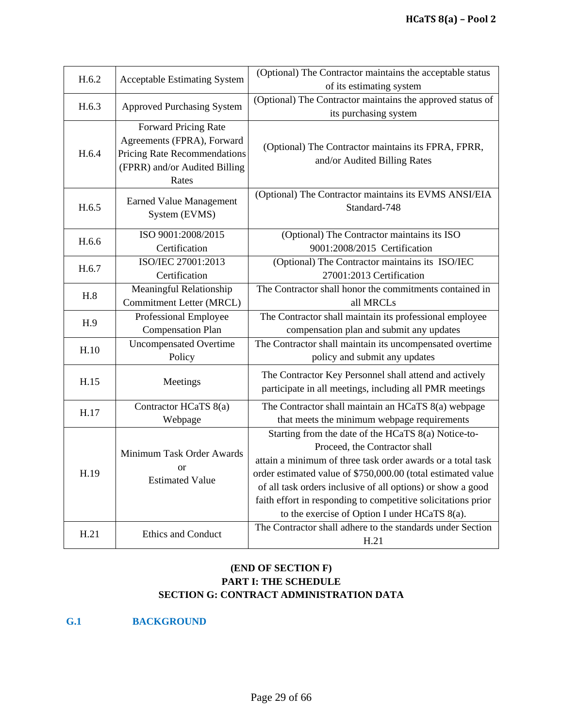| H.6.2 | Acceptable Estimating System | (Optional) The Contractor maintains the acceptable status of its estimating system |
|---|---|---|
| H.6.3 | Approved Purchasing System | (Optional) The Contractor maintains the approved status of its purchasing system |
| H.6.4 | Forward Pricing Rate Agreements (FPRA), Forward Pricing Rate Recommendations (FPRR) and/or Audited Billing Rates | (Optional) The Contractor maintains its FPRA, FPRR, and/or Audited Billing Rates |
| H.6.5 | Earned Value Management System (EVMS) | (Optional) The Contractor maintains its EVMS ANSI/EIA Standard-748 |
| H.6.6 | ISO 9001:2008/2015 Certification | (Optional) The Contractor maintains its ISO 9001:2008/2015 Certification |
| H.6.7 | ISO/IEC 27001:2013 Certification | (Optional) The Contractor maintains its ISO/IEC 27001:2013 Certification |
| H.8 | Meaningful Relationship Commitment Letter (MRCL) | The Contractor shall honor the commitments contained in all MRCLs |
| H.9 | Professional Employee Compensation Plan | The Contractor shall maintain its professional employee compensation plan and submit any updates |
| H.10 | Uncompensated Overtime Policy | The Contractor shall maintain its uncompensated overtime policy and submit any updates |
| H.15 | Meetings | The Contractor Key Personnel shall attend and actively participate in all meetings, including all PMR meetings |
| H.17 | Contractor HCaTS 8(a) Webpage | The Contractor shall maintain an HCaTS 8(a) webpage that meets the minimum webpage requirements |
| H.19 | Minimum Task Order Awards or Estimated Value | Starting from the date of the HCaTS 8(a) Notice-to-Proceed, the Contractor shall attain a minimum of three task order awards or a total task order estimated value of $750,000.00 (total estimated value of all task orders inclusive of all options) or show a good faith effort in responding to competitive solicitations prior to the exercise of Option I under HCaTS 8(a). |
| H.21 | Ethics and Conduct | The Contractor shall adhere to the standards under Section H.21 |

**(END OF SECTION F)**

**PART I: THE SCHEDULE**

**SECTION G: CONTRACT ADMINISTRATION DATA**

## G.1 BACKGROUND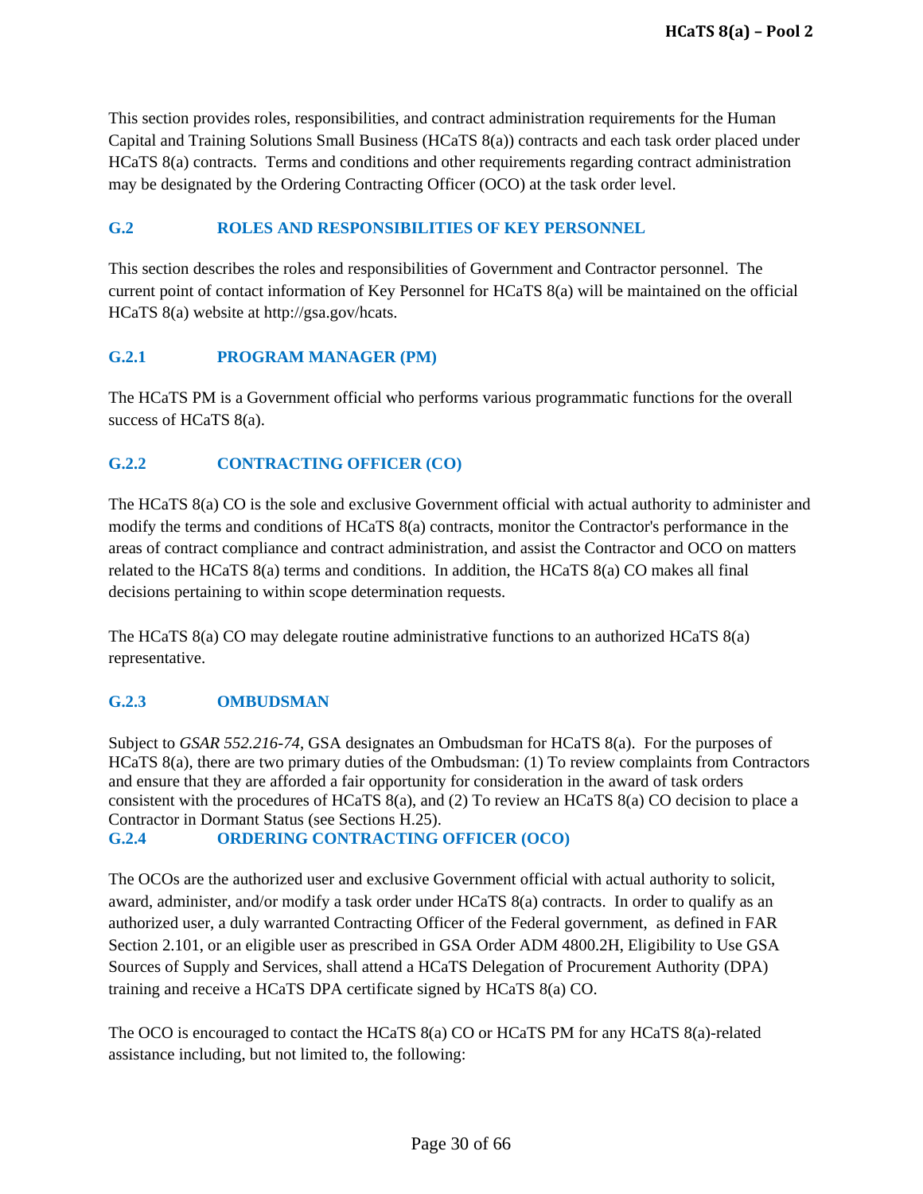This section provides roles, responsibilities, and contract administration requirements for the Human Capital and Training Solutions Small Business (HCaTS 8(a)) contracts and each task order placed under HCaTS 8(a) contracts. Terms and conditions and other requirements regarding contract administration may be designated by the Ordering Contracting Officer (OCO) at the task order level.

## G.2 ROLES AND RESPONSIBILITIES OF KEY PERSONNEL

This section describes the roles and responsibilities of Government and Contractor personnel. The current point of contact information of Key Personnel for HCaTS 8(a) will be maintained on the official HCaTS 8(a) website at http://gsa.gov/hcats.

### G.2.1 PROGRAM MANAGER (PM)

The HCaTS PM is a Government official who performs various programmatic functions for the overall success of HCaTS 8(a).

### G.2.2 CONTRACTING OFFICER (CO)

The HCaTS 8(a) CO is the sole and exclusive Government official with actual authority to administer and modify the terms and conditions of HCaTS 8(a) contracts, monitor the Contractor's performance in the areas of contract compliance and contract administration, and assist the Contractor and OCO on matters related to the HCaTS 8(a) terms and conditions. In addition, the HCaTS 8(a) CO makes all final decisions pertaining to within scope determination requests.

The HCaTS 8(a) CO may delegate routine administrative functions to an authorized HCaTS 8(a) representative.

### G.2.3 OMBUDSMAN

Subject to *GSAR 552.216-74*, GSA designates an Ombudsman for HCaTS 8(a). For the purposes of HCaTS 8(a), there are two primary duties of the Ombudsman: (1) To review complaints from Contractors and ensure that they are afforded a fair opportunity for consideration in the award of task orders consistent with the procedures of HCaTS 8(a), and (2) To review an HCaTS 8(a) CO decision to place a Contractor in Dormant Status (see Sections H.25).

### G.2.4 ORDERING CONTRACTING OFFICER (OCO)

The OCOs are the authorized user and exclusive Government official with actual authority to solicit, award, administer, and/or modify a task order under HCaTS 8(a) contracts. In order to qualify as an authorized user, a duly warranted Contracting Officer of the Federal government, as defined in FAR Section 2.101, or an eligible user as prescribed in GSA Order ADM 4800.2H, Eligibility to Use GSA Sources of Supply and Services, shall attend a HCaTS Delegation of Procurement Authority (DPA) training and receive a HCaTS DPA certificate signed by HCaTS 8(a) CO.

The OCO is encouraged to contact the HCaTS 8(a) CO or HCaTS PM for any HCaTS 8(a)-related assistance including, but not limited to, the following: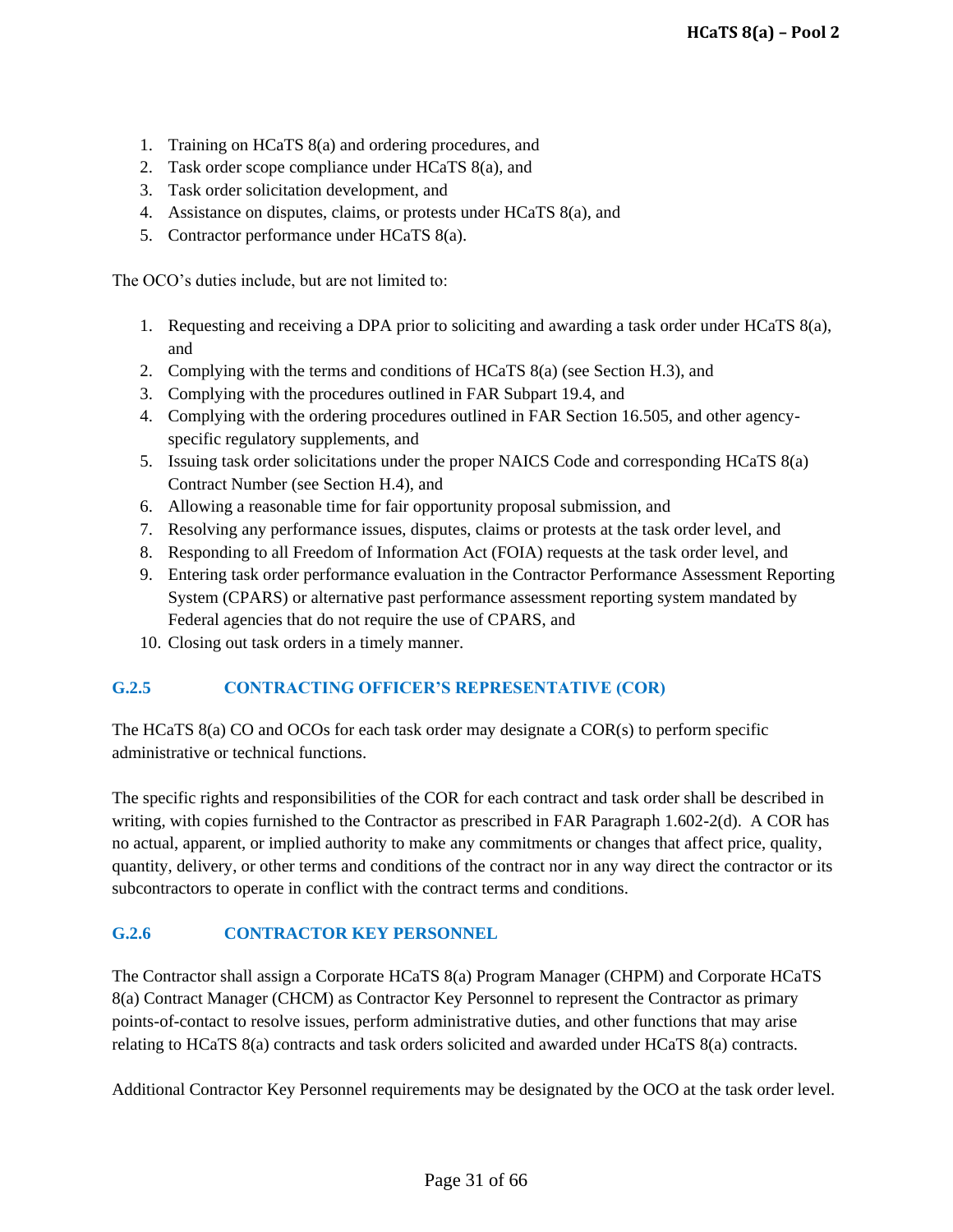1. Training on HCaTS 8(a) and ordering procedures, and
2. Task order scope compliance under HCaTS 8(a), and
3. Task order solicitation development, and
4. Assistance on disputes, claims, or protests under HCaTS 8(a), and
5. Contractor performance under HCaTS 8(a).

The OCO's duties include, but are not limited to:

1. Requesting and receiving a DPA prior to soliciting and awarding a task order under HCaTS 8(a), and
2. Complying with the terms and conditions of HCaTS 8(a) (see Section H.3), and
3. Complying with the procedures outlined in FAR Subpart 19.4, and
4. Complying with the ordering procedures outlined in FAR Section 16.505, and other agency-specific regulatory supplements, and
5. Issuing task order solicitations under the proper NAICS Code and corresponding HCaTS 8(a) Contract Number (see Section H.4), and
6. Allowing a reasonable time for fair opportunity proposal submission, and
7. Resolving any performance issues, disputes, claims or protests at the task order level, and
8. Responding to all Freedom of Information Act (FOIA) requests at the task order level, and
9. Entering task order performance evaluation in the Contractor Performance Assessment Reporting System (CPARS) or alternative past performance assessment reporting system mandated by Federal agencies that do not require the use of CPARS, and
10. Closing out task orders in a timely manner.

### G.2.5 CONTRACTING OFFICER'S REPRESENTATIVE (COR)

The HCaTS 8(a) CO and OCOs for each task order may designate a COR(s) to perform specific administrative or technical functions.

The specific rights and responsibilities of the COR for each contract and task order shall be described in writing, with copies furnished to the Contractor as prescribed in FAR Paragraph 1.602-2(d). A COR has no actual, apparent, or implied authority to make any commitments or changes that affect price, quality, quantity, delivery, or other terms and conditions of the contract nor in any way direct the contractor or its subcontractors to operate in conflict with the contract terms and conditions.

### G.2.6 CONTRACTOR KEY PERSONNEL

The Contractor shall assign a Corporate HCaTS 8(a) Program Manager (CHPM) and Corporate HCaTS 8(a) Contract Manager (CHCM) as Contractor Key Personnel to represent the Contractor as primary points-of-contact to resolve issues, perform administrative duties, and other functions that may arise relating to HCaTS 8(a) contracts and task orders solicited and awarded under HCaTS 8(a) contracts.

Additional Contractor Key Personnel requirements may be designated by the OCO at the task order level.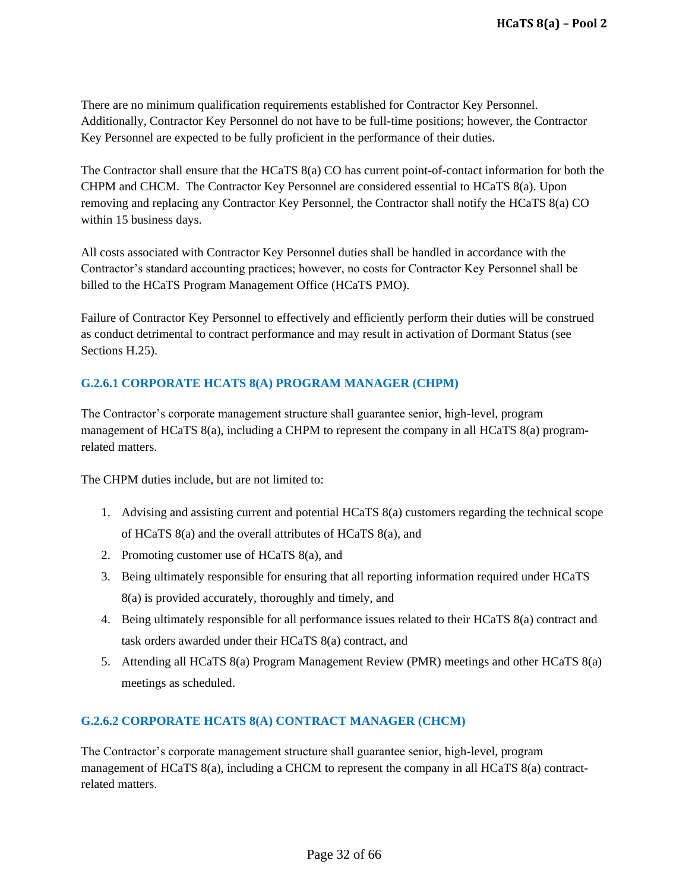There are no minimum qualification requirements established for Contractor Key Personnel. Additionally, Contractor Key Personnel do not have to be full-time positions; however, the Contractor Key Personnel are expected to be fully proficient in the performance of their duties.

The Contractor shall ensure that the HCaTS 8(a) CO has current point-of-contact information for both the CHPM and CHCM. The Contractor Key Personnel are considered essential to HCaTS 8(a). Upon removing and replacing any Contractor Key Personnel, the Contractor shall notify the HCaTS 8(a) CO within 15 business days.

All costs associated with Contractor Key Personnel duties shall be handled in accordance with the Contractor's standard accounting practices; however, no costs for Contractor Key Personnel shall be billed to the HCaTS Program Management Office (HCaTS PMO).

Failure of Contractor Key Personnel to effectively and efficiently perform their duties will be construed as conduct detrimental to contract performance and may result in activation of Dormant Status (see Sections H.25).

### G.2.6.1 CORPORATE HCATS 8(A) PROGRAM MANAGER (CHPM)

The Contractor's corporate management structure shall guarantee senior, high-level, program management of HCaTS 8(a), including a CHPM to represent the company in all HCaTS 8(a) program-related matters.

The CHPM duties include, but are not limited to:

1. Advising and assisting current and potential HCaTS 8(a) customers regarding the technical scope of HCaTS 8(a) and the overall attributes of HCaTS 8(a), and
2. Promoting customer use of HCaTS 8(a), and
3. Being ultimately responsible for ensuring that all reporting information required under HCaTS 8(a) is provided accurately, thoroughly and timely, and
4. Being ultimately responsible for all performance issues related to their HCaTS 8(a) contract and task orders awarded under their HCaTS 8(a) contract, and
5. Attending all HCaTS 8(a) Program Management Review (PMR) meetings and other HCaTS 8(a) meetings as scheduled.

### G.2.6.2 CORPORATE HCATS 8(A) CONTRACT MANAGER (CHCM)

The Contractor's corporate management structure shall guarantee senior, high-level, program management of HCaTS 8(a), including a CHCM to represent the company in all HCaTS 8(a) contract-related matters.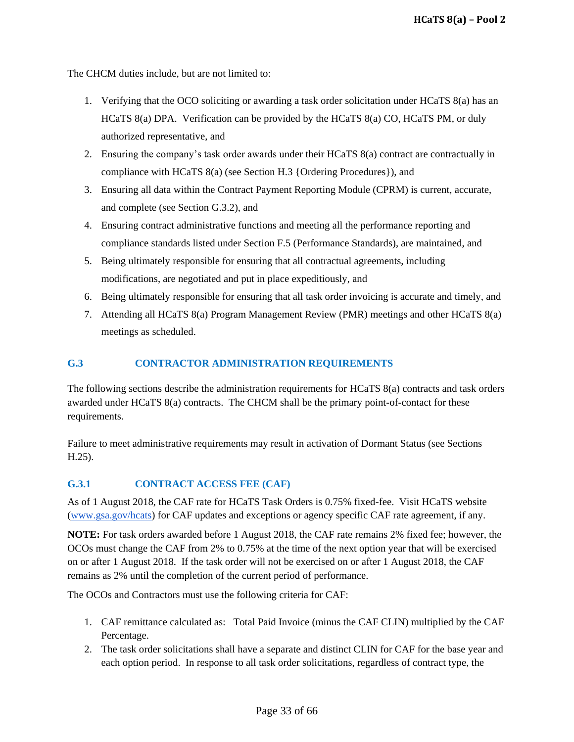The CHCM duties include, but are not limited to:

1. Verifying that the OCO soliciting or awarding a task order solicitation under HCaTS 8(a) has an HCaTS 8(a) DPA. Verification can be provided by the HCaTS 8(a) CO, HCaTS PM, or duly authorized representative, and
2. Ensuring the company's task order awards under their HCaTS 8(a) contract are contractually in compliance with HCaTS 8(a) (see Section H.3 {Ordering Procedures}), and
3. Ensuring all data within the Contract Payment Reporting Module (CPRM) is current, accurate, and complete (see Section G.3.2), and
4. Ensuring contract administrative functions and meeting all the performance reporting and compliance standards listed under Section F.5 (Performance Standards), are maintained, and
5. Being ultimately responsible for ensuring that all contractual agreements, including modifications, are negotiated and put in place expeditiously, and
6. Being ultimately responsible for ensuring that all task order invoicing is accurate and timely, and
7. Attending all HCaTS 8(a) Program Management Review (PMR) meetings and other HCaTS 8(a) meetings as scheduled.

## G.3 CONTRACTOR ADMINISTRATION REQUIREMENTS

The following sections describe the administration requirements for HCaTS 8(a) contracts and task orders awarded under HCaTS 8(a) contracts. The CHCM shall be the primary point-of-contact for these requirements.

Failure to meet administrative requirements may result in activation of Dormant Status (see Sections H.25).

### G.3.1 CONTRACT ACCESS FEE (CAF)

As of 1 August 2018, the CAF rate for HCaTS Task Orders is 0.75% fixed-fee. Visit HCaTS website (www.gsa.gov/hcats) for CAF updates and exceptions or agency specific CAF rate agreement, if any.

**NOTE:** For task orders awarded before 1 August 2018, the CAF rate remains 2% fixed fee; however, the OCOs must change the CAF from 2% to 0.75% at the time of the next option year that will be exercised on or after 1 August 2018. If the task order will not be exercised on or after 1 August 2018, the CAF remains as 2% until the completion of the current period of performance.

The OCOs and Contractors must use the following criteria for CAF:

1. CAF remittance calculated as: Total Paid Invoice (minus the CAF CLIN) multiplied by the CAF Percentage.
2. The task order solicitations shall have a separate and distinct CLIN for CAF for the base year and each option period. In response to all task order solicitations, regardless of contract type, the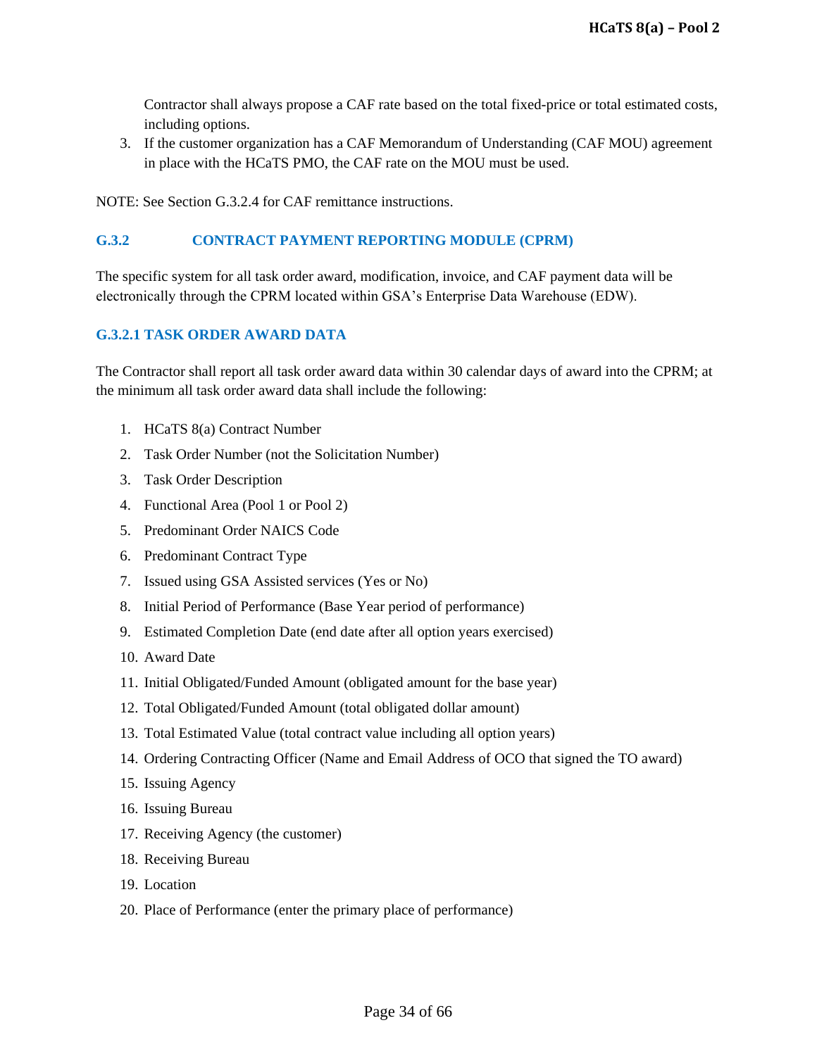Contractor shall always propose a CAF rate based on the total fixed-price or total estimated costs, including options.

3. If the customer organization has a CAF Memorandum of Understanding (CAF MOU) agreement in place with the HCaTS PMO, the CAF rate on the MOU must be used.

NOTE: See Section G.3.2.4 for CAF remittance instructions.

### G.3.2 CONTRACT PAYMENT REPORTING MODULE (CPRM)

The specific system for all task order award, modification, invoice, and CAF payment data will be electronically through the CPRM located within GSA's Enterprise Data Warehouse (EDW).

#### G.3.2.1 TASK ORDER AWARD DATA

The Contractor shall report all task order award data within 30 calendar days of award into the CPRM; at the minimum all task order award data shall include the following:

1. HCaTS 8(a) Contract Number
2. Task Order Number (not the Solicitation Number)
3. Task Order Description
4. Functional Area (Pool 1 or Pool 2)
5. Predominant Order NAICS Code
6. Predominant Contract Type
7. Issued using GSA Assisted services (Yes or No)
8. Initial Period of Performance (Base Year period of performance)
9. Estimated Completion Date (end date after all option years exercised)
10. Award Date
11. Initial Obligated/Funded Amount (obligated amount for the base year)
12. Total Obligated/Funded Amount (total obligated dollar amount)
13. Total Estimated Value (total contract value including all option years)
14. Ordering Contracting Officer (Name and Email Address of OCO that signed the TO award)
15. Issuing Agency
16. Issuing Bureau
17. Receiving Agency (the customer)
18. Receiving Bureau
19. Location
20. Place of Performance (enter the primary place of performance)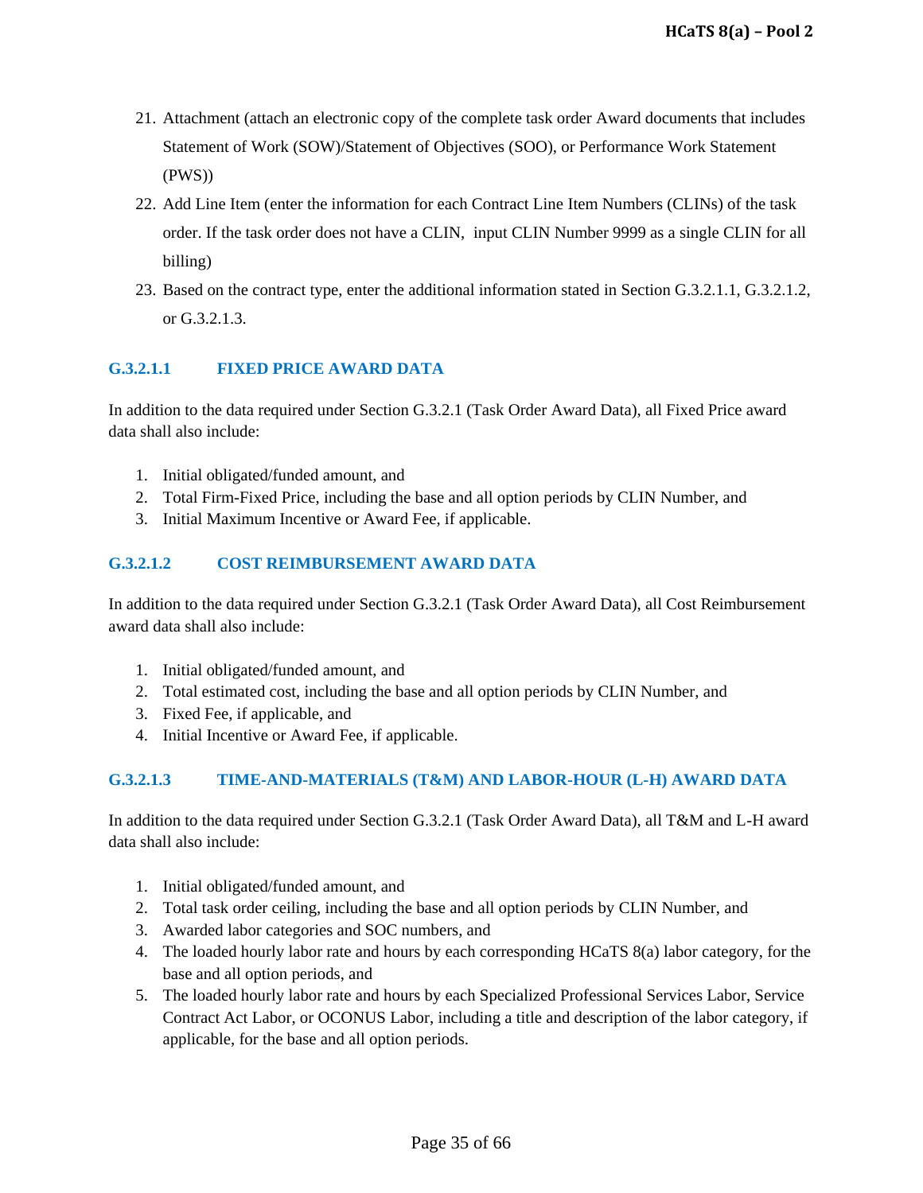21. Attachment (attach an electronic copy of the complete task order Award documents that includes Statement of Work (SOW)/Statement of Objectives (SOO), or Performance Work Statement (PWS))
22. Add Line Item (enter the information for each Contract Line Item Numbers (CLINs) of the task order. If the task order does not have a CLIN, input CLIN Number 9999 as a single CLIN for all billing)
23. Based on the contract type, enter the additional information stated in Section G.3.2.1.1, G.3.2.1.2, or G.3.2.1.3.

#### G.3.2.1.1 FIXED PRICE AWARD DATA

In addition to the data required under Section G.3.2.1 (Task Order Award Data), all Fixed Price award data shall also include:

1. Initial obligated/funded amount, and
2. Total Firm-Fixed Price, including the base and all option periods by CLIN Number, and
3. Initial Maximum Incentive or Award Fee, if applicable.

#### G.3.2.1.2 COST REIMBURSEMENT AWARD DATA

In addition to the data required under Section G.3.2.1 (Task Order Award Data), all Cost Reimbursement award data shall also include:

1. Initial obligated/funded amount, and
2. Total estimated cost, including the base and all option periods by CLIN Number, and
3. Fixed Fee, if applicable, and
4. Initial Incentive or Award Fee, if applicable.

#### G.3.2.1.3 TIME-AND-MATERIALS (T&M) AND LABOR-HOUR (L-H) AWARD DATA

In addition to the data required under Section G.3.2.1 (Task Order Award Data), all T&M and L-H award data shall also include:

1. Initial obligated/funded amount, and
2. Total task order ceiling, including the base and all option periods by CLIN Number, and
3. Awarded labor categories and SOC numbers, and
4. The loaded hourly labor rate and hours by each corresponding HCaTS 8(a) labor category, for the base and all option periods, and
5. The loaded hourly labor rate and hours by each Specialized Professional Services Labor, Service Contract Act Labor, or OCONUS Labor, including a title and description of the labor category, if applicable, for the base and all option periods.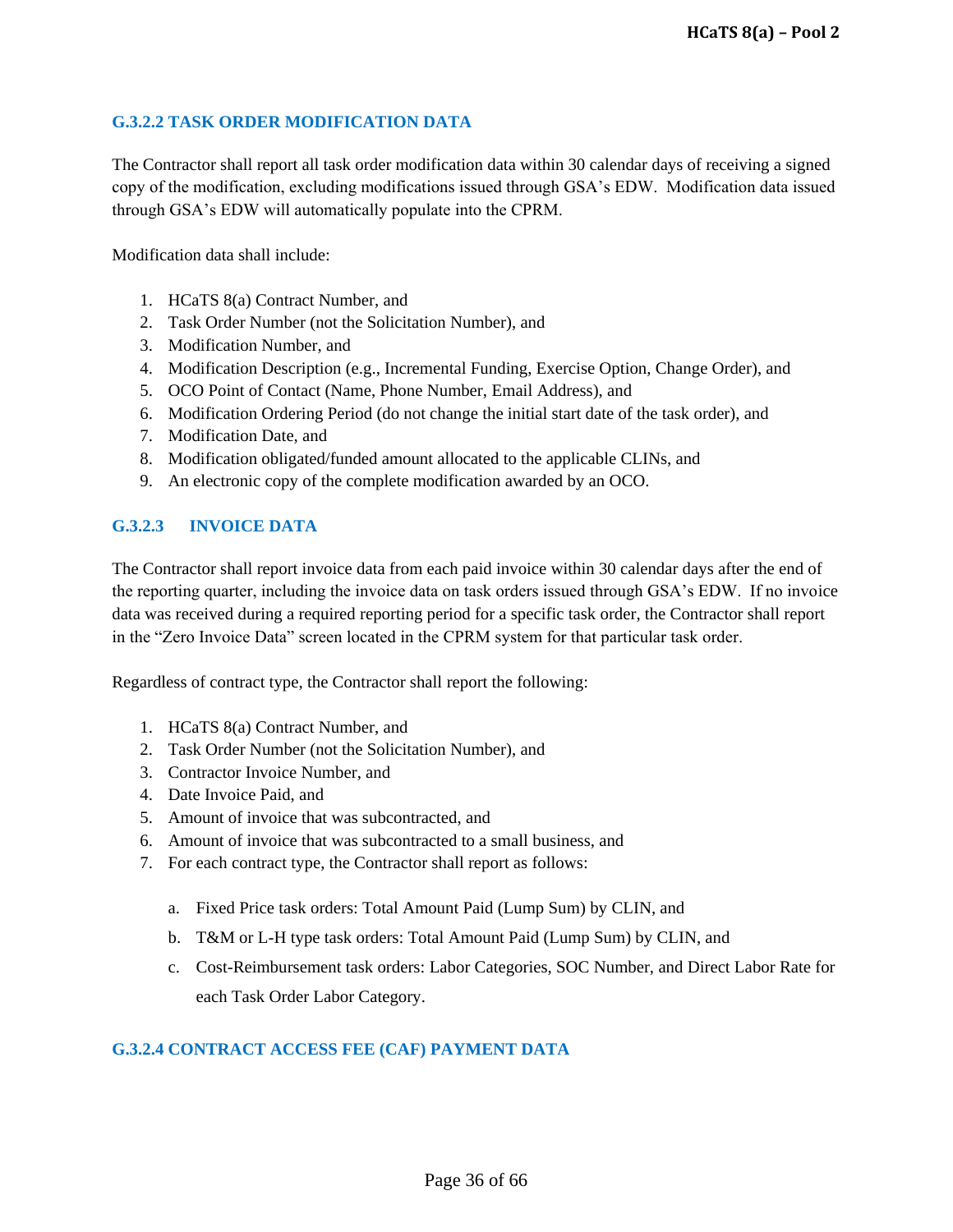#### G.3.2.2 TASK ORDER MODIFICATION DATA

The Contractor shall report all task order modification data within 30 calendar days of receiving a signed copy of the modification, excluding modifications issued through GSA's EDW. Modification data issued through GSA's EDW will automatically populate into the CPRM.

Modification data shall include:

1. HCaTS 8(a) Contract Number, and
2. Task Order Number (not the Solicitation Number), and
3. Modification Number, and
4. Modification Description (e.g., Incremental Funding, Exercise Option, Change Order), and
5. OCO Point of Contact (Name, Phone Number, Email Address), and
6. Modification Ordering Period (do not change the initial start date of the task order), and
7. Modification Date, and
8. Modification obligated/funded amount allocated to the applicable CLINs, and
9. An electronic copy of the complete modification awarded by an OCO.

#### G.3.2.3 INVOICE DATA

The Contractor shall report invoice data from each paid invoice within 30 calendar days after the end of the reporting quarter, including the invoice data on task orders issued through GSA's EDW. If no invoice data was received during a required reporting period for a specific task order, the Contractor shall report in the "Zero Invoice Data" screen located in the CPRM system for that particular task order.

Regardless of contract type, the Contractor shall report the following:

1. HCaTS 8(a) Contract Number, and
2. Task Order Number (not the Solicitation Number), and
3. Contractor Invoice Number, and
4. Date Invoice Paid, and
5. Amount of invoice that was subcontracted, and
6. Amount of invoice that was subcontracted to a small business, and
7. For each contract type, the Contractor shall report as follows:

    a. Fixed Price task orders: Total Amount Paid (Lump Sum) by CLIN, and

    b. T&M or L-H type task orders: Total Amount Paid (Lump Sum) by CLIN, and

    c. Cost-Reimbursement task orders: Labor Categories, SOC Number, and Direct Labor Rate for each Task Order Labor Category.

#### G.3.2.4 CONTRACT ACCESS FEE (CAF) PAYMENT DATA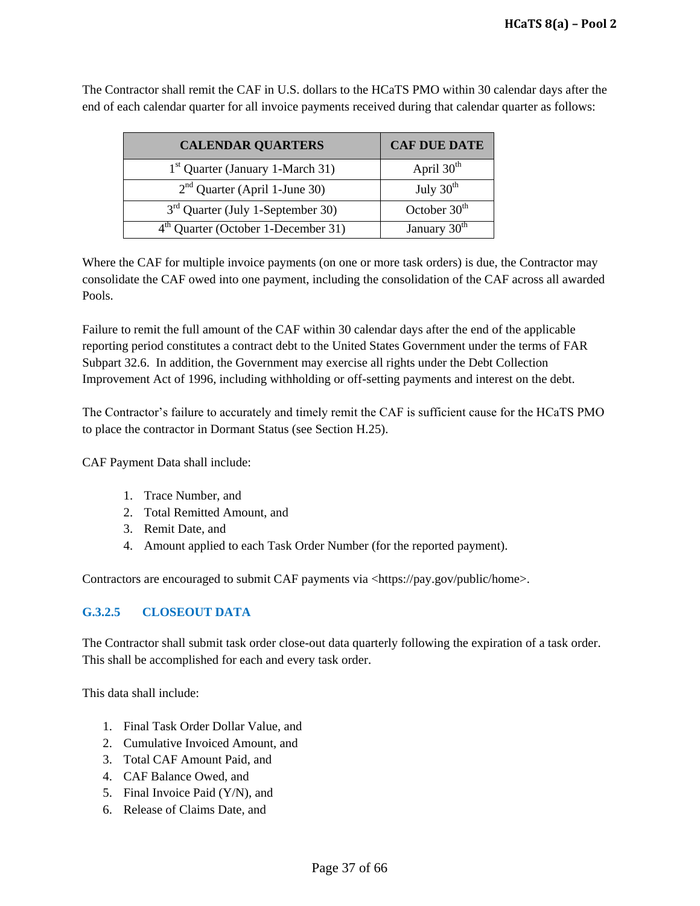The Contractor shall remit the CAF in U.S. dollars to the HCaTS PMO within 30 calendar days after the end of each calendar quarter for all invoice payments received during that calendar quarter as follows:

| CALENDAR QUARTERS | CAF DUE DATE |
|---|---|
| 1st Quarter (January 1-March 31) | April 30th |
| 2nd Quarter (April 1-June 30) | July 30th |
| 3rd Quarter (July 1-September 30) | October 30th |
| 4th Quarter (October 1-December 31) | January 30th |

Where the CAF for multiple invoice payments (on one or more task orders) is due, the Contractor may consolidate the CAF owed into one payment, including the consolidation of the CAF across all awarded Pools.

Failure to remit the full amount of the CAF within 30 calendar days after the end of the applicable reporting period constitutes a contract debt to the United States Government under the terms of FAR Subpart 32.6. In addition, the Government may exercise all rights under the Debt Collection Improvement Act of 1996, including withholding or off-setting payments and interest on the debt.

The Contractor's failure to accurately and timely remit the CAF is sufficient cause for the HCaTS PMO to place the contractor in Dormant Status (see Section H.25).

CAF Payment Data shall include:

1. Trace Number, and
2. Total Remitted Amount, and
3. Remit Date, and
4. Amount applied to each Task Order Number (for the reported payment).

Contractors are encouraged to submit CAF payments via <https://pay.gov/public/home>.

### G.3.2.5 CLOSEOUT DATA

The Contractor shall submit task order close-out data quarterly following the expiration of a task order. This shall be accomplished for each and every task order.

This data shall include:

1. Final Task Order Dollar Value, and
2. Cumulative Invoiced Amount, and
3. Total CAF Amount Paid, and
4. CAF Balance Owed, and
5. Final Invoice Paid (Y/N), and
6. Release of Claims Date, and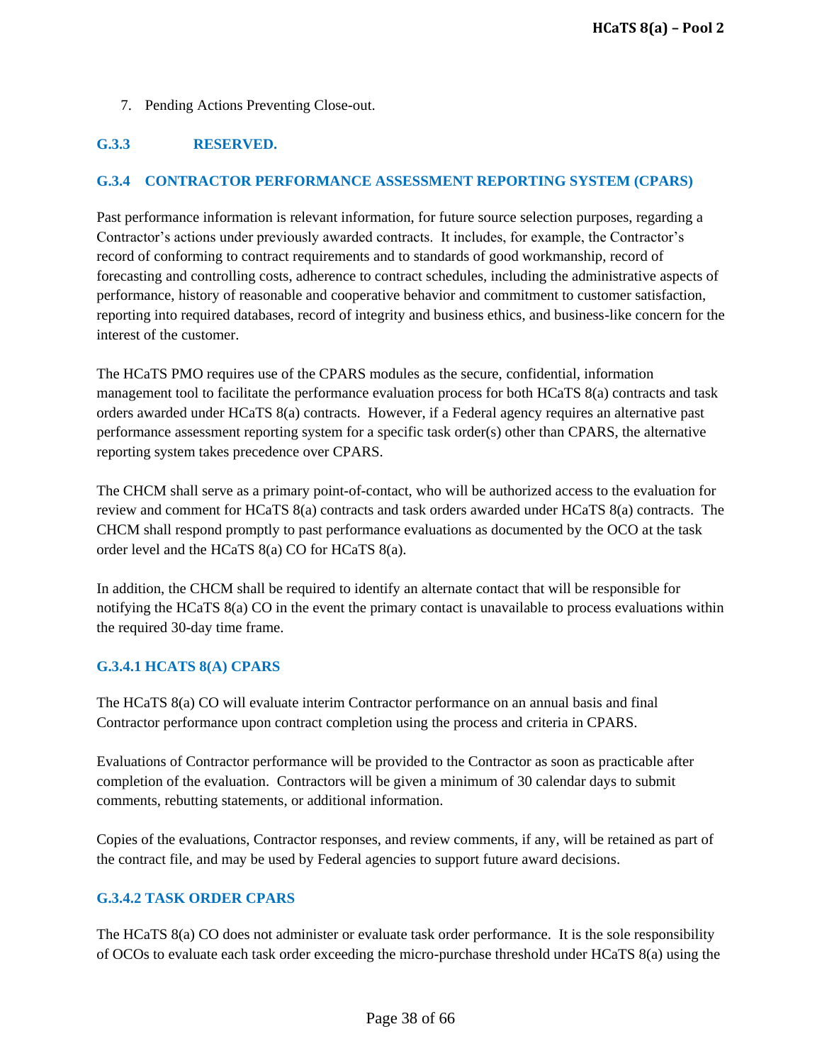7. Pending Actions Preventing Close-out.

### G.3.3 RESERVED.

### G.3.4 CONTRACTOR PERFORMANCE ASSESSMENT REPORTING SYSTEM (CPARS)

Past performance information is relevant information, for future source selection purposes, regarding a Contractor's actions under previously awarded contracts. It includes, for example, the Contractor's record of conforming to contract requirements and to standards of good workmanship, record of forecasting and controlling costs, adherence to contract schedules, including the administrative aspects of performance, history of reasonable and cooperative behavior and commitment to customer satisfaction, reporting into required databases, record of integrity and business ethics, and business-like concern for the interest of the customer.

The HCaTS PMO requires use of the CPARS modules as the secure, confidential, information management tool to facilitate the performance evaluation process for both HCaTS 8(a) contracts and task orders awarded under HCaTS 8(a) contracts. However, if a Federal agency requires an alternative past performance assessment reporting system for a specific task order(s) other than CPARS, the alternative reporting system takes precedence over CPARS.

The CHCM shall serve as a primary point-of-contact, who will be authorized access to the evaluation for review and comment for HCaTS 8(a) contracts and task orders awarded under HCaTS 8(a) contracts. The CHCM shall respond promptly to past performance evaluations as documented by the OCO at the task order level and the HCaTS 8(a) CO for HCaTS 8(a).

In addition, the CHCM shall be required to identify an alternate contact that will be responsible for notifying the HCaTS 8(a) CO in the event the primary contact is unavailable to process evaluations within the required 30-day time frame.

#### G.3.4.1 HCATS 8(A) CPARS

The HCaTS 8(a) CO will evaluate interim Contractor performance on an annual basis and final Contractor performance upon contract completion using the process and criteria in CPARS.

Evaluations of Contractor performance will be provided to the Contractor as soon as practicable after completion of the evaluation. Contractors will be given a minimum of 30 calendar days to submit comments, rebutting statements, or additional information.

Copies of the evaluations, Contractor responses, and review comments, if any, will be retained as part of the contract file, and may be used by Federal agencies to support future award decisions.

#### G.3.4.2 TASK ORDER CPARS

The HCaTS 8(a) CO does not administer or evaluate task order performance. It is the sole responsibility of OCOs to evaluate each task order exceeding the micro-purchase threshold under HCaTS 8(a) using the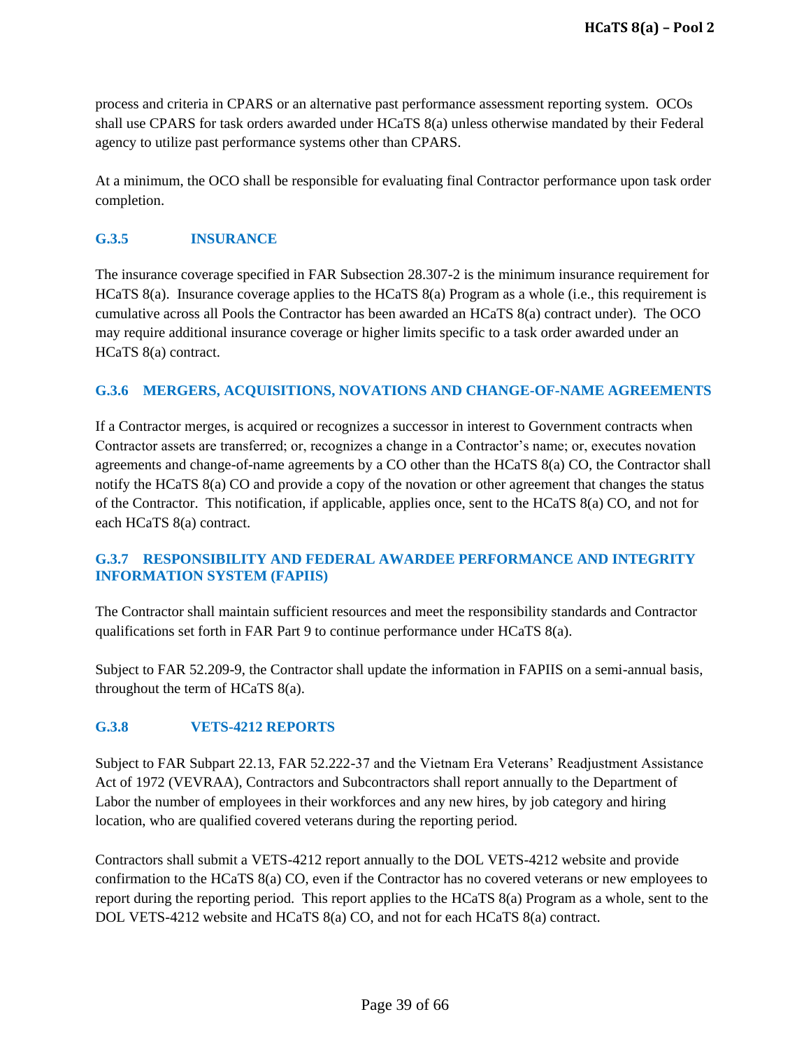process and criteria in CPARS or an alternative past performance assessment reporting system. OCOs shall use CPARS for task orders awarded under HCaTS 8(a) unless otherwise mandated by their Federal agency to utilize past performance systems other than CPARS.

At a minimum, the OCO shall be responsible for evaluating final Contractor performance upon task order completion.

### G.3.5 INSURANCE

The insurance coverage specified in FAR Subsection 28.307-2 is the minimum insurance requirement for HCaTS 8(a). Insurance coverage applies to the HCaTS 8(a) Program as a whole (i.e., this requirement is cumulative across all Pools the Contractor has been awarded an HCaTS 8(a) contract under). The OCO may require additional insurance coverage or higher limits specific to a task order awarded under an HCaTS 8(a) contract.

### G.3.6 MERGERS, ACQUISITIONS, NOVATIONS AND CHANGE-OF-NAME AGREEMENTS

If a Contractor merges, is acquired or recognizes a successor in interest to Government contracts when Contractor assets are transferred; or, recognizes a change in a Contractor's name; or, executes novation agreements and change-of-name agreements by a CO other than the HCaTS 8(a) CO, the Contractor shall notify the HCaTS 8(a) CO and provide a copy of the novation or other agreement that changes the status of the Contractor. This notification, if applicable, applies once, sent to the HCaTS 8(a) CO, and not for each HCaTS 8(a) contract.

### G.3.7 RESPONSIBILITY AND FEDERAL AWARDEE PERFORMANCE AND INTEGRITY INFORMATION SYSTEM (FAPIIS)

The Contractor shall maintain sufficient resources and meet the responsibility standards and Contractor qualifications set forth in FAR Part 9 to continue performance under HCaTS 8(a).

Subject to FAR 52.209-9, the Contractor shall update the information in FAPIIS on a semi-annual basis, throughout the term of HCaTS 8(a).

### G.3.8 VETS-4212 REPORTS

Subject to FAR Subpart 22.13, FAR 52.222-37 and the Vietnam Era Veterans' Readjustment Assistance Act of 1972 (VEVRAA), Contractors and Subcontractors shall report annually to the Department of Labor the number of employees in their workforces and any new hires, by job category and hiring location, who are qualified covered veterans during the reporting period.

Contractors shall submit a VETS-4212 report annually to the DOL VETS-4212 website and provide confirmation to the HCaTS 8(a) CO, even if the Contractor has no covered veterans or new employees to report during the reporting period. This report applies to the HCaTS 8(a) Program as a whole, sent to the DOL VETS-4212 website and HCaTS 8(a) CO, and not for each HCaTS 8(a) contract.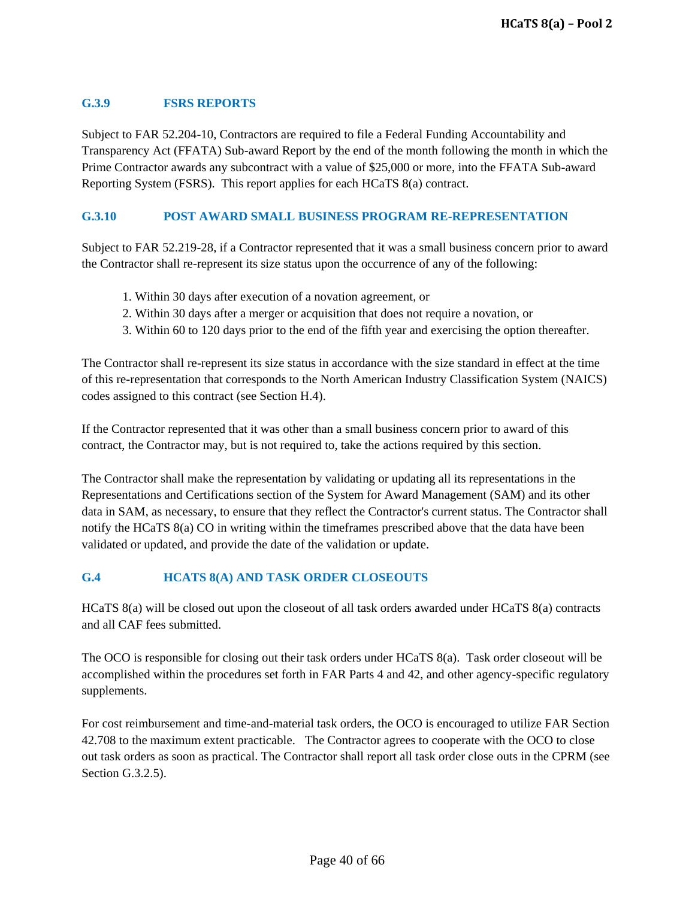### G.3.9 FSRS REPORTS

Subject to FAR 52.204-10, Contractors are required to file a Federal Funding Accountability and Transparency Act (FFATA) Sub-award Report by the end of the month following the month in which the Prime Contractor awards any subcontract with a value of $25,000 or more, into the FFATA Sub-award Reporting System (FSRS). This report applies for each HCaTS 8(a) contract.

### G.3.10 POST AWARD SMALL BUSINESS PROGRAM RE-REPRESENTATION

Subject to FAR 52.219-28, if a Contractor represented that it was a small business concern prior to award the Contractor shall re-represent its size status upon the occurrence of any of the following:

1. Within 30 days after execution of a novation agreement, or
2. Within 30 days after a merger or acquisition that does not require a novation, or
3. Within 60 to 120 days prior to the end of the fifth year and exercising the option thereafter.

The Contractor shall re-represent its size status in accordance with the size standard in effect at the time of this re-representation that corresponds to the North American Industry Classification System (NAICS) codes assigned to this contract (see Section H.4).

If the Contractor represented that it was other than a small business concern prior to award of this contract, the Contractor may, but is not required to, take the actions required by this section.

The Contractor shall make the representation by validating or updating all its representations in the Representations and Certifications section of the System for Award Management (SAM) and its other data in SAM, as necessary, to ensure that they reflect the Contractor's current status. The Contractor shall notify the HCaTS 8(a) CO in writing within the timeframes prescribed above that the data have been validated or updated, and provide the date of the validation or update.

## G.4 HCATS 8(A) AND TASK ORDER CLOSEOUTS

HCaTS 8(a) will be closed out upon the closeout of all task orders awarded under HCaTS 8(a) contracts and all CAF fees submitted.

The OCO is responsible for closing out their task orders under HCaTS 8(a). Task order closeout will be accomplished within the procedures set forth in FAR Parts 4 and 42, and other agency-specific regulatory supplements.

For cost reimbursement and time-and-material task orders, the OCO is encouraged to utilize FAR Section 42.708 to the maximum extent practicable. The Contractor agrees to cooperate with the OCO to close out task orders as soon as practical. The Contractor shall report all task order close outs in the CPRM (see Section G.3.2.5).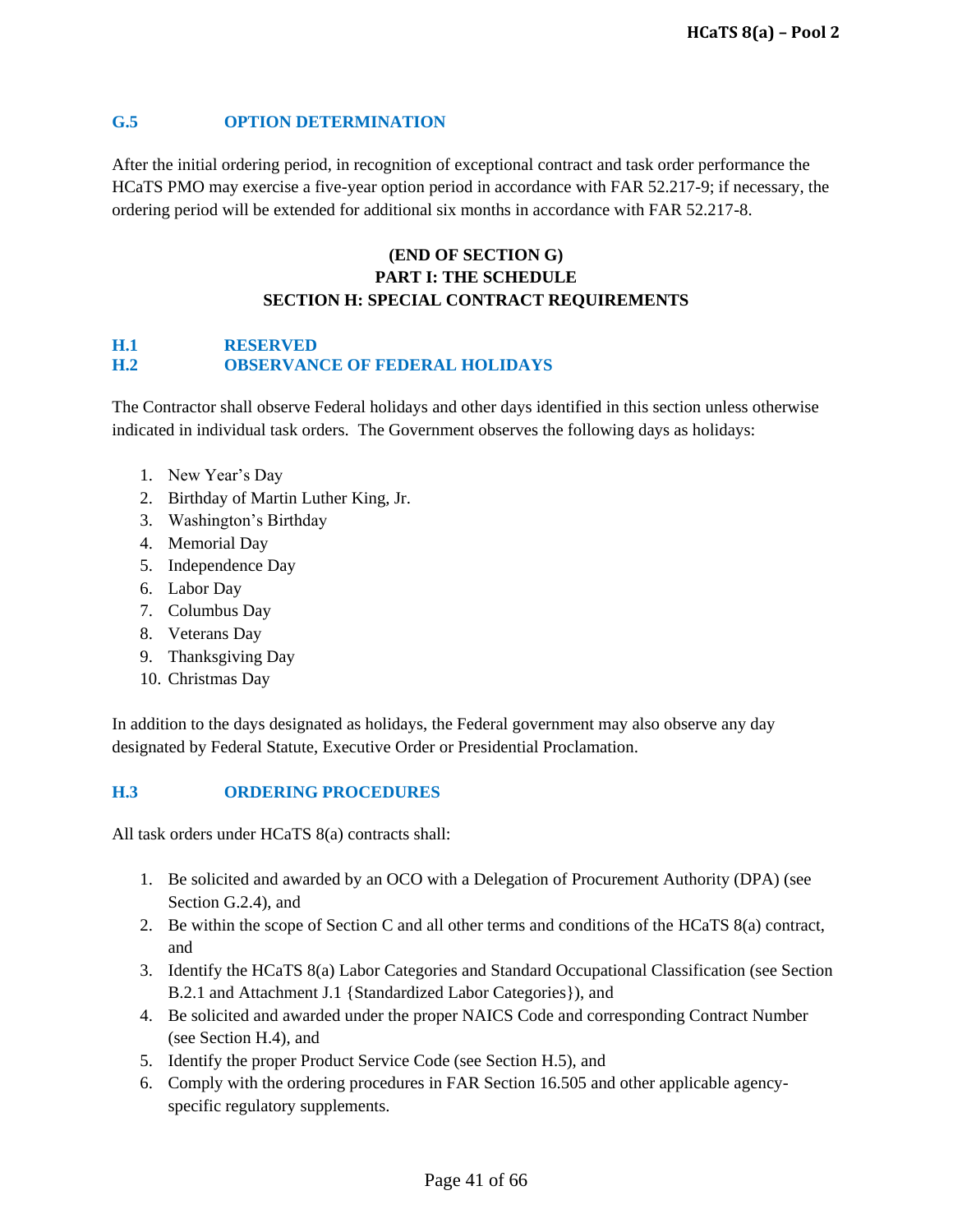### G.5 OPTION DETERMINATION

After the initial ordering period, in recognition of exceptional contract and task order performance the HCaTS PMO may exercise a five-year option period in accordance with FAR 52.217-9; if necessary, the ordering period will be extended for additional six months in accordance with FAR 52.217-8.

**(END OF SECTION G)**

**PART I: THE SCHEDULE**

## SECTION H: SPECIAL CONTRACT REQUIREMENTS

### H.1 RESERVED

### H.2 OBSERVANCE OF FEDERAL HOLIDAYS

The Contractor shall observe Federal holidays and other days identified in this section unless otherwise indicated in individual task orders. The Government observes the following days as holidays:

1. New Year's Day
2. Birthday of Martin Luther King, Jr.
3. Washington's Birthday
4. Memorial Day
5. Independence Day
6. Labor Day
7. Columbus Day
8. Veterans Day
9. Thanksgiving Day
10. Christmas Day

In addition to the days designated as holidays, the Federal government may also observe any day designated by Federal Statute, Executive Order or Presidential Proclamation.

### H.3 ORDERING PROCEDURES

All task orders under HCaTS 8(a) contracts shall:

1. Be solicited and awarded by an OCO with a Delegation of Procurement Authority (DPA) (see Section G.2.4), and
2. Be within the scope of Section C and all other terms and conditions of the HCaTS 8(a) contract, and
3. Identify the HCaTS 8(a) Labor Categories and Standard Occupational Classification (see Section B.2.1 and Attachment J.1 {Standardized Labor Categories}), and
4. Be solicited and awarded under the proper NAICS Code and corresponding Contract Number (see Section H.4), and
5. Identify the proper Product Service Code (see Section H.5), and
6. Comply with the ordering procedures in FAR Section 16.505 and other applicable agency-specific regulatory supplements.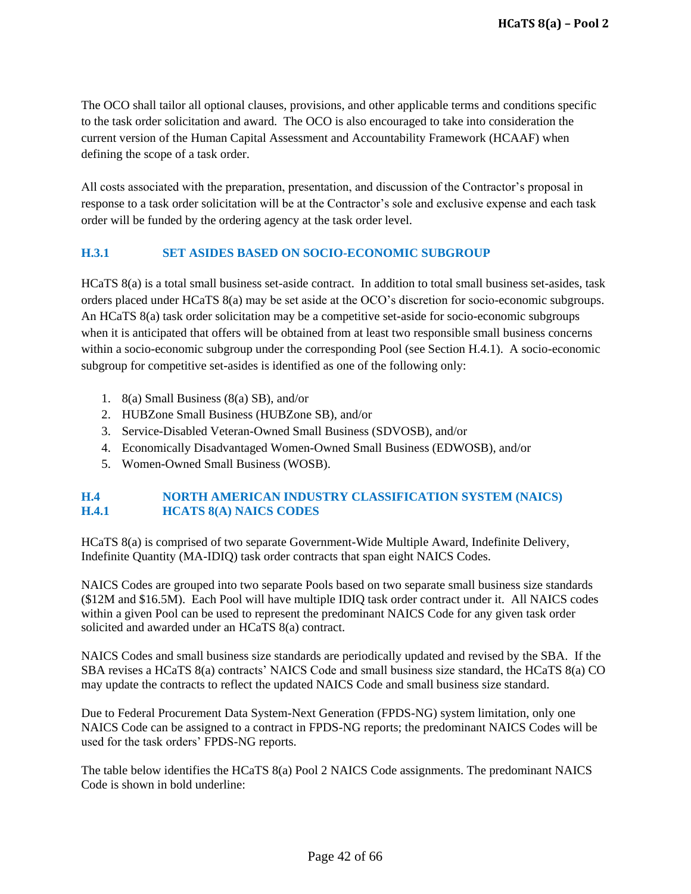The OCO shall tailor all optional clauses, provisions, and other applicable terms and conditions specific to the task order solicitation and award. The OCO is also encouraged to take into consideration the current version of the Human Capital Assessment and Accountability Framework (HCAAF) when defining the scope of a task order.

All costs associated with the preparation, presentation, and discussion of the Contractor's proposal in response to a task order solicitation will be at the Contractor's sole and exclusive expense and each task order will be funded by the ordering agency at the task order level.

### H.3.1 SET ASIDES BASED ON SOCIO-ECONOMIC SUBGROUP

HCaTS 8(a) is a total small business set-aside contract. In addition to total small business set-asides, task orders placed under HCaTS 8(a) may be set aside at the OCO's discretion for socio-economic subgroups. An HCaTS 8(a) task order solicitation may be a competitive set-aside for socio-economic subgroups when it is anticipated that offers will be obtained from at least two responsible small business concerns within a socio-economic subgroup under the corresponding Pool (see Section H.4.1). A socio-economic subgroup for competitive set-asides is identified as one of the following only:

1. 8(a) Small Business (8(a) SB), and/or
2. HUBZone Small Business (HUBZone SB), and/or
3. Service-Disabled Veteran-Owned Small Business (SDVOSB), and/or
4. Economically Disadvantaged Women-Owned Small Business (EDWOSB), and/or
5. Women-Owned Small Business (WOSB).

## H.4 NORTH AMERICAN INDUSTRY CLASSIFICATION SYSTEM (NAICS)

### H.4.1 HCATS 8(A) NAICS CODES

HCaTS 8(a) is comprised of two separate Government-Wide Multiple Award, Indefinite Delivery, Indefinite Quantity (MA-IDIQ) task order contracts that span eight NAICS Codes.

NAICS Codes are grouped into two separate Pools based on two separate small business size standards ($12M and $16.5M). Each Pool will have multiple IDIQ task order contract under it. All NAICS codes within a given Pool can be used to represent the predominant NAICS Code for any given task order solicited and awarded under an HCaTS 8(a) contract.

NAICS Codes and small business size standards are periodically updated and revised by the SBA. If the SBA revises a HCaTS 8(a) contracts' NAICS Code and small business size standard, the HCaTS 8(a) CO may update the contracts to reflect the updated NAICS Code and small business size standard.

Due to Federal Procurement Data System-Next Generation (FPDS-NG) system limitation, only one NAICS Code can be assigned to a contract in FPDS-NG reports; the predominant NAICS Codes will be used for the task orders' FPDS-NG reports.

The table below identifies the HCaTS 8(a) Pool 2 NAICS Code assignments. The predominant NAICS Code is shown in bold underline: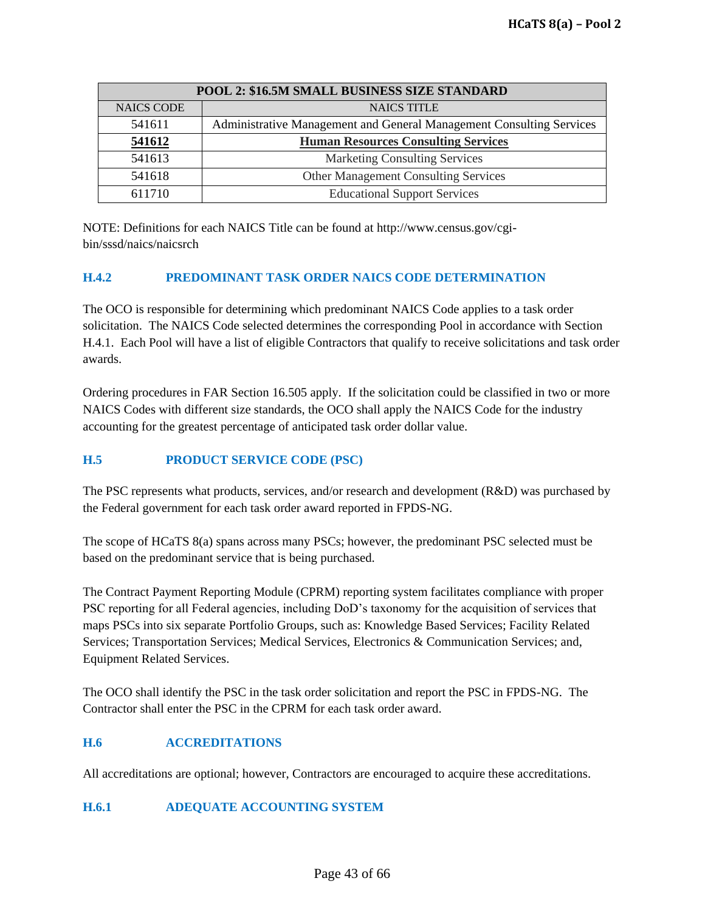| POOL 2: $16.5M SMALL BUSINESS SIZE STANDARD | |
|---|---|
| NAICS CODE | NAICS TITLE |
| 541611 | Administrative Management and General Management Consulting Services |
| **541612** | **Human Resources Consulting Services** |
| 541613 | Marketing Consulting Services |
| 541618 | Other Management Consulting Services |
| 611710 | Educational Support Services |

NOTE: Definitions for each NAICS Title can be found at http://www.census.gov/cgi-bin/sssd/naics/naicsrch

### H.4.2 PREDOMINANT TASK ORDER NAICS CODE DETERMINATION

The OCO is responsible for determining which predominant NAICS Code applies to a task order solicitation. The NAICS Code selected determines the corresponding Pool in accordance with Section H.4.1. Each Pool will have a list of eligible Contractors that qualify to receive solicitations and task order awards.

Ordering procedures in FAR Section 16.505 apply. If the solicitation could be classified in two or more NAICS Codes with different size standards, the OCO shall apply the NAICS Code for the industry accounting for the greatest percentage of anticipated task order dollar value.

### H.5 PRODUCT SERVICE CODE (PSC)

The PSC represents what products, services, and/or research and development (R&D) was purchased by the Federal government for each task order award reported in FPDS-NG.

The scope of HCaTS 8(a) spans across many PSCs; however, the predominant PSC selected must be based on the predominant service that is being purchased.

The Contract Payment Reporting Module (CPRM) reporting system facilitates compliance with proper PSC reporting for all Federal agencies, including DoD's taxonomy for the acquisition of services that maps PSCs into six separate Portfolio Groups, such as: Knowledge Based Services; Facility Related Services; Transportation Services; Medical Services, Electronics & Communication Services; and, Equipment Related Services.

The OCO shall identify the PSC in the task order solicitation and report the PSC in FPDS-NG. The Contractor shall enter the PSC in the CPRM for each task order award.

### H.6 ACCREDITATIONS

All accreditations are optional; however, Contractors are encouraged to acquire these accreditations.

### H.6.1 ADEQUATE ACCOUNTING SYSTEM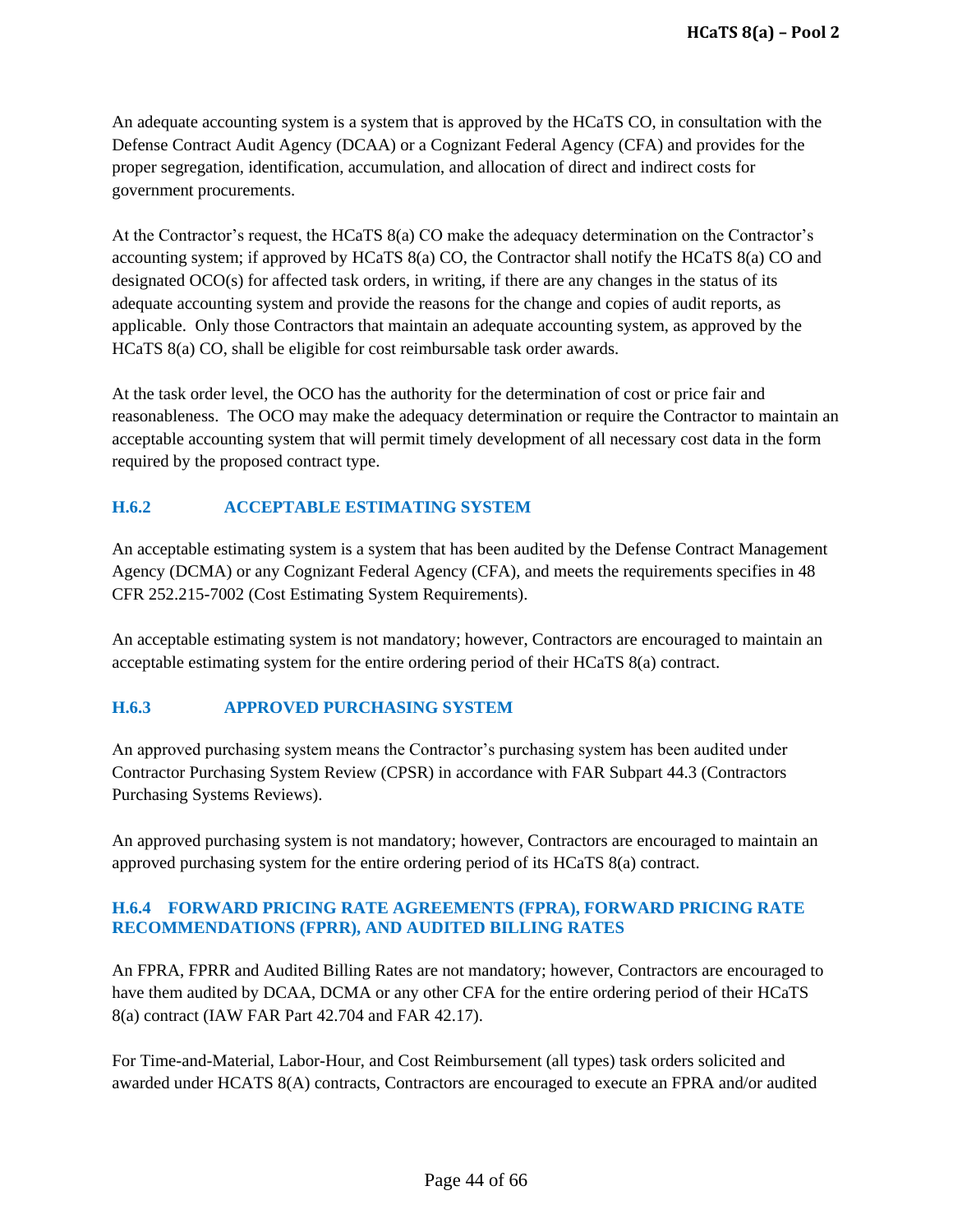An adequate accounting system is a system that is approved by the HCaTS CO, in consultation with the Defense Contract Audit Agency (DCAA) or a Cognizant Federal Agency (CFA) and provides for the proper segregation, identification, accumulation, and allocation of direct and indirect costs for government procurements.

At the Contractor's request, the HCaTS 8(a) CO make the adequacy determination on the Contractor's accounting system; if approved by HCaTS 8(a) CO, the Contractor shall notify the HCaTS 8(a) CO and designated OCO(s) for affected task orders, in writing, if there are any changes in the status of its adequate accounting system and provide the reasons for the change and copies of audit reports, as applicable. Only those Contractors that maintain an adequate accounting system, as approved by the HCaTS 8(a) CO, shall be eligible for cost reimbursable task order awards.

At the task order level, the OCO has the authority for the determination of cost or price fair and reasonableness. The OCO may make the adequacy determination or require the Contractor to maintain an acceptable accounting system that will permit timely development of all necessary cost data in the form required by the proposed contract type.

### H.6.2 ACCEPTABLE ESTIMATING SYSTEM

An acceptable estimating system is a system that has been audited by the Defense Contract Management Agency (DCMA) or any Cognizant Federal Agency (CFA), and meets the requirements specifies in 48 CFR 252.215-7002 (Cost Estimating System Requirements).

An acceptable estimating system is not mandatory; however, Contractors are encouraged to maintain an acceptable estimating system for the entire ordering period of their HCaTS 8(a) contract.

### H.6.3 APPROVED PURCHASING SYSTEM

An approved purchasing system means the Contractor's purchasing system has been audited under Contractor Purchasing System Review (CPSR) in accordance with FAR Subpart 44.3 (Contractors Purchasing Systems Reviews).

An approved purchasing system is not mandatory; however, Contractors are encouraged to maintain an approved purchasing system for the entire ordering period of its HCaTS 8(a) contract.

### H.6.4 FORWARD PRICING RATE AGREEMENTS (FPRA), FORWARD PRICING RATE RECOMMENDATIONS (FPRR), AND AUDITED BILLING RATES

An FPRA, FPRR and Audited Billing Rates are not mandatory; however, Contractors are encouraged to have them audited by DCAA, DCMA or any other CFA for the entire ordering period of their HCaTS 8(a) contract (IAW FAR Part 42.704 and FAR 42.17).

For Time-and-Material, Labor-Hour, and Cost Reimbursement (all types) task orders solicited and awarded under HCATS 8(A) contracts, Contractors are encouraged to execute an FPRA and/or audited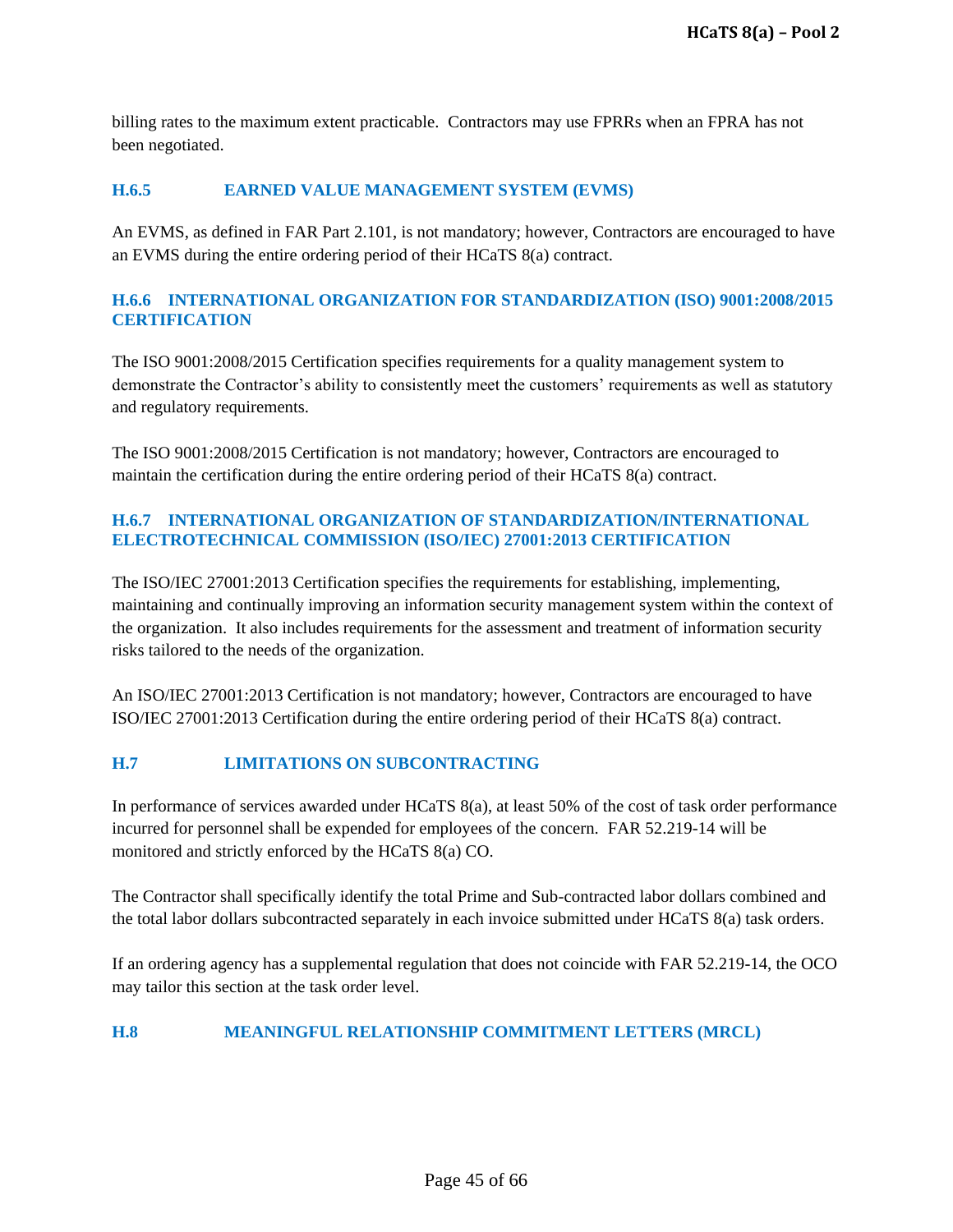billing rates to the maximum extent practicable. Contractors may use FPRRs when an FPRA has not been negotiated.

### H.6.5 EARNED VALUE MANAGEMENT SYSTEM (EVMS)

An EVMS, as defined in FAR Part 2.101, is not mandatory; however, Contractors are encouraged to have an EVMS during the entire ordering period of their HCaTS 8(a) contract.

### H.6.6 INTERNATIONAL ORGANIZATION FOR STANDARDIZATION (ISO) 9001:2008/2015 CERTIFICATION

The ISO 9001:2008/2015 Certification specifies requirements for a quality management system to demonstrate the Contractor's ability to consistently meet the customers' requirements as well as statutory and regulatory requirements.

The ISO 9001:2008/2015 Certification is not mandatory; however, Contractors are encouraged to maintain the certification during the entire ordering period of their HCaTS 8(a) contract.

### H.6.7 INTERNATIONAL ORGANIZATION OF STANDARDIZATION/INTERNATIONAL ELECTROTECHNICAL COMMISSION (ISO/IEC) 27001:2013 CERTIFICATION

The ISO/IEC 27001:2013 Certification specifies the requirements for establishing, implementing, maintaining and continually improving an information security management system within the context of the organization. It also includes requirements for the assessment and treatment of information security risks tailored to the needs of the organization.

An ISO/IEC 27001:2013 Certification is not mandatory; however, Contractors are encouraged to have ISO/IEC 27001:2013 Certification during the entire ordering period of their HCaTS 8(a) contract.

## H.7 LIMITATIONS ON SUBCONTRACTING

In performance of services awarded under HCaTS 8(a), at least 50% of the cost of task order performance incurred for personnel shall be expended for employees of the concern. FAR 52.219-14 will be monitored and strictly enforced by the HCaTS 8(a) CO.

The Contractor shall specifically identify the total Prime and Sub-contracted labor dollars combined and the total labor dollars subcontracted separately in each invoice submitted under HCaTS 8(a) task orders.

If an ordering agency has a supplemental regulation that does not coincide with FAR 52.219-14, the OCO may tailor this section at the task order level.

## H.8 MEANINGFUL RELATIONSHIP COMMITMENT LETTERS (MRCL)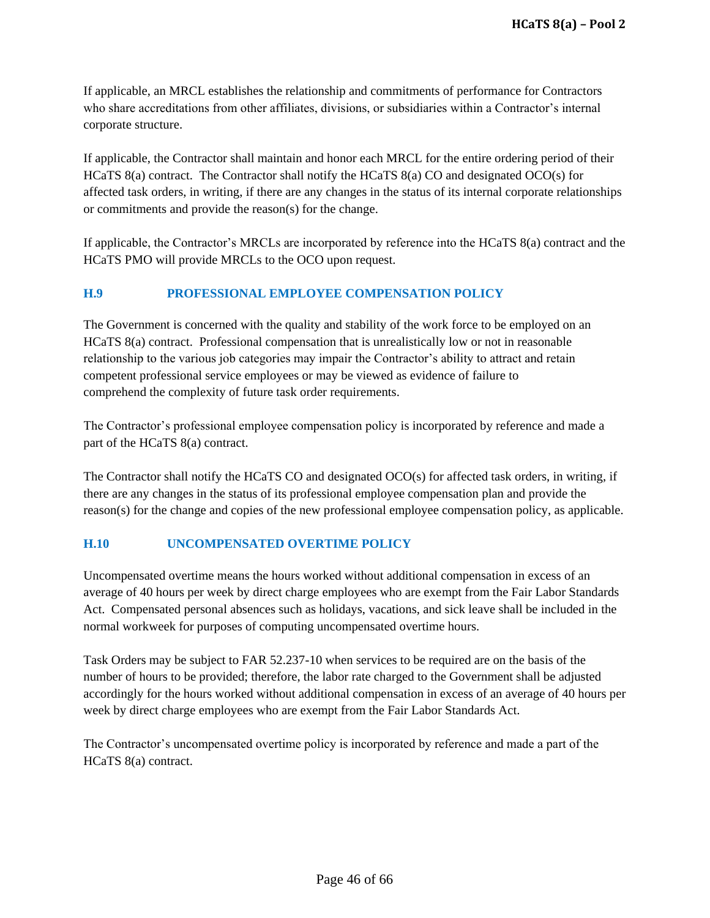If applicable, an MRCL establishes the relationship and commitments of performance for Contractors who share accreditations from other affiliates, divisions, or subsidiaries within a Contractor's internal corporate structure.

If applicable, the Contractor shall maintain and honor each MRCL for the entire ordering period of their HCaTS 8(a) contract. The Contractor shall notify the HCaTS 8(a) CO and designated OCO(s) for affected task orders, in writing, if there are any changes in the status of its internal corporate relationships or commitments and provide the reason(s) for the change.

If applicable, the Contractor's MRCLs are incorporated by reference into the HCaTS 8(a) contract and the HCaTS PMO will provide MRCLs to the OCO upon request.

### H.9 PROFESSIONAL EMPLOYEE COMPENSATION POLICY

The Government is concerned with the quality and stability of the work force to be employed on an HCaTS 8(a) contract. Professional compensation that is unrealistically low or not in reasonable relationship to the various job categories may impair the Contractor's ability to attract and retain competent professional service employees or may be viewed as evidence of failure to comprehend the complexity of future task order requirements.

The Contractor's professional employee compensation policy is incorporated by reference and made a part of the HCaTS 8(a) contract.

The Contractor shall notify the HCaTS CO and designated OCO(s) for affected task orders, in writing, if there are any changes in the status of its professional employee compensation plan and provide the reason(s) for the change and copies of the new professional employee compensation policy, as applicable.

### H.10 UNCOMPENSATED OVERTIME POLICY

Uncompensated overtime means the hours worked without additional compensation in excess of an average of 40 hours per week by direct charge employees who are exempt from the Fair Labor Standards Act. Compensated personal absences such as holidays, vacations, and sick leave shall be included in the normal workweek for purposes of computing uncompensated overtime hours.

Task Orders may be subject to FAR 52.237-10 when services to be required are on the basis of the number of hours to be provided; therefore, the labor rate charged to the Government shall be adjusted accordingly for the hours worked without additional compensation in excess of an average of 40 hours per week by direct charge employees who are exempt from the Fair Labor Standards Act.

The Contractor's uncompensated overtime policy is incorporated by reference and made a part of the HCaTS 8(a) contract.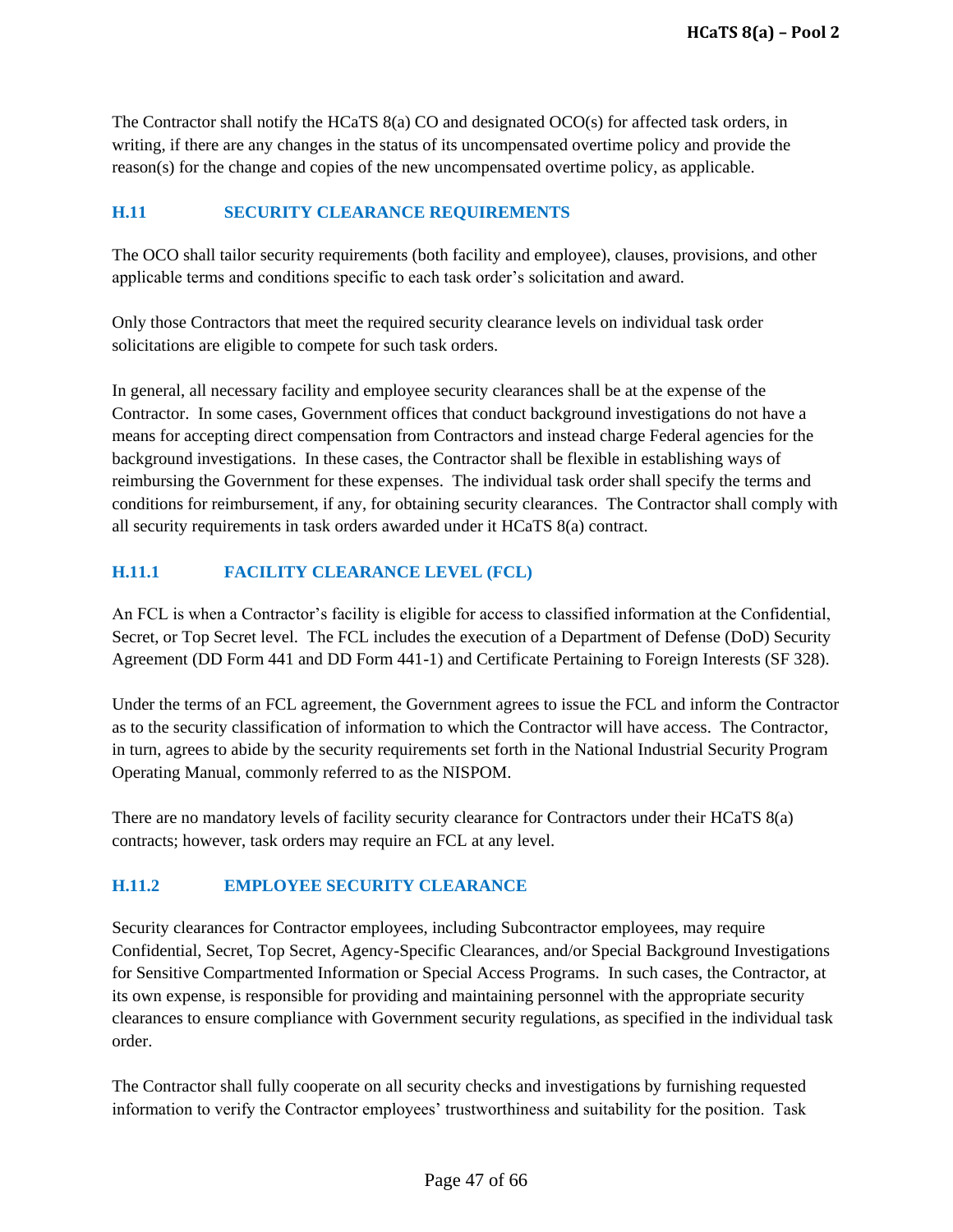The Contractor shall notify the HCaTS 8(a) CO and designated OCO(s) for affected task orders, in writing, if there are any changes in the status of its uncompensated overtime policy and provide the reason(s) for the change and copies of the new uncompensated overtime policy, as applicable.

## H.11 SECURITY CLEARANCE REQUIREMENTS

The OCO shall tailor security requirements (both facility and employee), clauses, provisions, and other applicable terms and conditions specific to each task order's solicitation and award.

Only those Contractors that meet the required security clearance levels on individual task order solicitations are eligible to compete for such task orders.

In general, all necessary facility and employee security clearances shall be at the expense of the Contractor. In some cases, Government offices that conduct background investigations do not have a means for accepting direct compensation from Contractors and instead charge Federal agencies for the background investigations. In these cases, the Contractor shall be flexible in establishing ways of reimbursing the Government for these expenses. The individual task order shall specify the terms and conditions for reimbursement, if any, for obtaining security clearances. The Contractor shall comply with all security requirements in task orders awarded under it HCaTS 8(a) contract.

### H.11.1 FACILITY CLEARANCE LEVEL (FCL)

An FCL is when a Contractor's facility is eligible for access to classified information at the Confidential, Secret, or Top Secret level. The FCL includes the execution of a Department of Defense (DoD) Security Agreement (DD Form 441 and DD Form 441-1) and Certificate Pertaining to Foreign Interests (SF 328).

Under the terms of an FCL agreement, the Government agrees to issue the FCL and inform the Contractor as to the security classification of information to which the Contractor will have access. The Contractor, in turn, agrees to abide by the security requirements set forth in the National Industrial Security Program Operating Manual, commonly referred to as the NISPOM.

There are no mandatory levels of facility security clearance for Contractors under their HCaTS 8(a) contracts; however, task orders may require an FCL at any level.

### H.11.2 EMPLOYEE SECURITY CLEARANCE

Security clearances for Contractor employees, including Subcontractor employees, may require Confidential, Secret, Top Secret, Agency-Specific Clearances, and/or Special Background Investigations for Sensitive Compartmented Information or Special Access Programs. In such cases, the Contractor, at its own expense, is responsible for providing and maintaining personnel with the appropriate security clearances to ensure compliance with Government security regulations, as specified in the individual task order.

The Contractor shall fully cooperate on all security checks and investigations by furnishing requested information to verify the Contractor employees' trustworthiness and suitability for the position. Task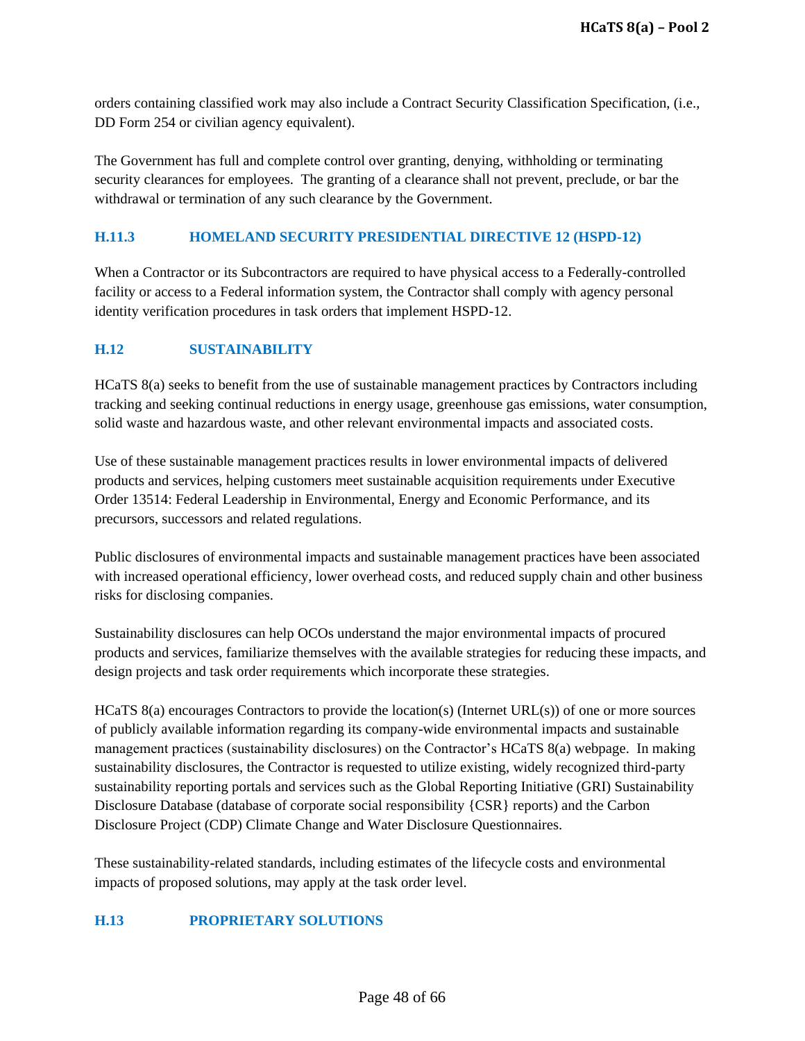orders containing classified work may also include a Contract Security Classification Specification, (i.e., DD Form 254 or civilian agency equivalent).

The Government has full and complete control over granting, denying, withholding or terminating security clearances for employees. The granting of a clearance shall not prevent, preclude, or bar the withdrawal or termination of any such clearance by the Government.

### H.11.3 HOMELAND SECURITY PRESIDENTIAL DIRECTIVE 12 (HSPD-12)

When a Contractor or its Subcontractors are required to have physical access to a Federally-controlled facility or access to a Federal information system, the Contractor shall comply with agency personal identity verification procedures in task orders that implement HSPD-12.

## H.12 SUSTAINABILITY

HCaTS 8(a) seeks to benefit from the use of sustainable management practices by Contractors including tracking and seeking continual reductions in energy usage, greenhouse gas emissions, water consumption, solid waste and hazardous waste, and other relevant environmental impacts and associated costs.

Use of these sustainable management practices results in lower environmental impacts of delivered products and services, helping customers meet sustainable acquisition requirements under Executive Order 13514: Federal Leadership in Environmental, Energy and Economic Performance, and its precursors, successors and related regulations.

Public disclosures of environmental impacts and sustainable management practices have been associated with increased operational efficiency, lower overhead costs, and reduced supply chain and other business risks for disclosing companies.

Sustainability disclosures can help OCOs understand the major environmental impacts of procured products and services, familiarize themselves with the available strategies for reducing these impacts, and design projects and task order requirements which incorporate these strategies.

HCaTS 8(a) encourages Contractors to provide the location(s) (Internet URL(s)) of one or more sources of publicly available information regarding its company-wide environmental impacts and sustainable management practices (sustainability disclosures) on the Contractor's HCaTS 8(a) webpage. In making sustainability disclosures, the Contractor is requested to utilize existing, widely recognized third-party sustainability reporting portals and services such as the Global Reporting Initiative (GRI) Sustainability Disclosure Database (database of corporate social responsibility {CSR} reports) and the Carbon Disclosure Project (CDP) Climate Change and Water Disclosure Questionnaires.

These sustainability-related standards, including estimates of the lifecycle costs and environmental impacts of proposed solutions, may apply at the task order level.

## H.13 PROPRIETARY SOLUTIONS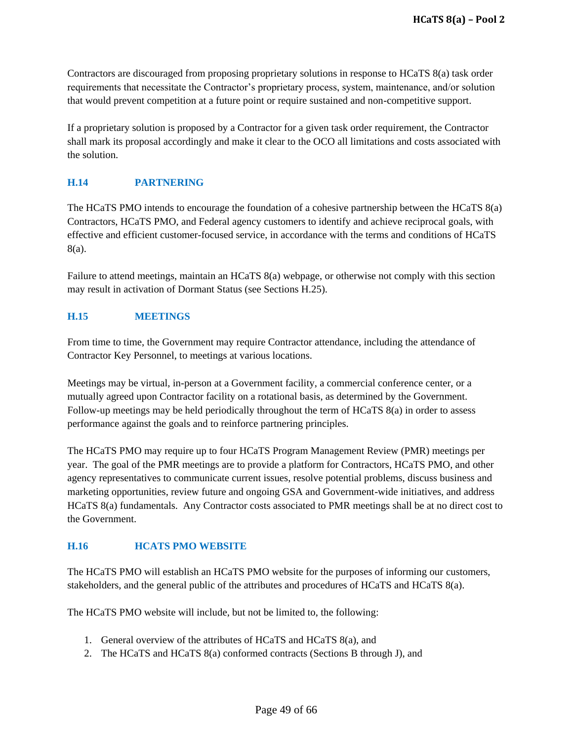Contractors are discouraged from proposing proprietary solutions in response to HCaTS 8(a) task order requirements that necessitate the Contractor's proprietary process, system, maintenance, and/or solution that would prevent competition at a future point or require sustained and non-competitive support.

If a proprietary solution is proposed by a Contractor for a given task order requirement, the Contractor shall mark its proposal accordingly and make it clear to the OCO all limitations and costs associated with the solution.

## H.14 PARTNERING

The HCaTS PMO intends to encourage the foundation of a cohesive partnership between the HCaTS 8(a) Contractors, HCaTS PMO, and Federal agency customers to identify and achieve reciprocal goals, with effective and efficient customer-focused service, in accordance with the terms and conditions of HCaTS 8(a).

Failure to attend meetings, maintain an HCaTS 8(a) webpage, or otherwise not comply with this section may result in activation of Dormant Status (see Sections H.25).

## H.15 MEETINGS

From time to time, the Government may require Contractor attendance, including the attendance of Contractor Key Personnel, to meetings at various locations.

Meetings may be virtual, in-person at a Government facility, a commercial conference center, or a mutually agreed upon Contractor facility on a rotational basis, as determined by the Government. Follow-up meetings may be held periodically throughout the term of HCaTS 8(a) in order to assess performance against the goals and to reinforce partnering principles.

The HCaTS PMO may require up to four HCaTS Program Management Review (PMR) meetings per year. The goal of the PMR meetings are to provide a platform for Contractors, HCaTS PMO, and other agency representatives to communicate current issues, resolve potential problems, discuss business and marketing opportunities, review future and ongoing GSA and Government-wide initiatives, and address HCaTS 8(a) fundamentals. Any Contractor costs associated to PMR meetings shall be at no direct cost to the Government.

## H.16 HCATS PMO WEBSITE

The HCaTS PMO will establish an HCaTS PMO website for the purposes of informing our customers, stakeholders, and the general public of the attributes and procedures of HCaTS and HCaTS 8(a).

The HCaTS PMO website will include, but not be limited to, the following:

1. General overview of the attributes of HCaTS and HCaTS 8(a), and
2. The HCaTS and HCaTS 8(a) conformed contracts (Sections B through J), and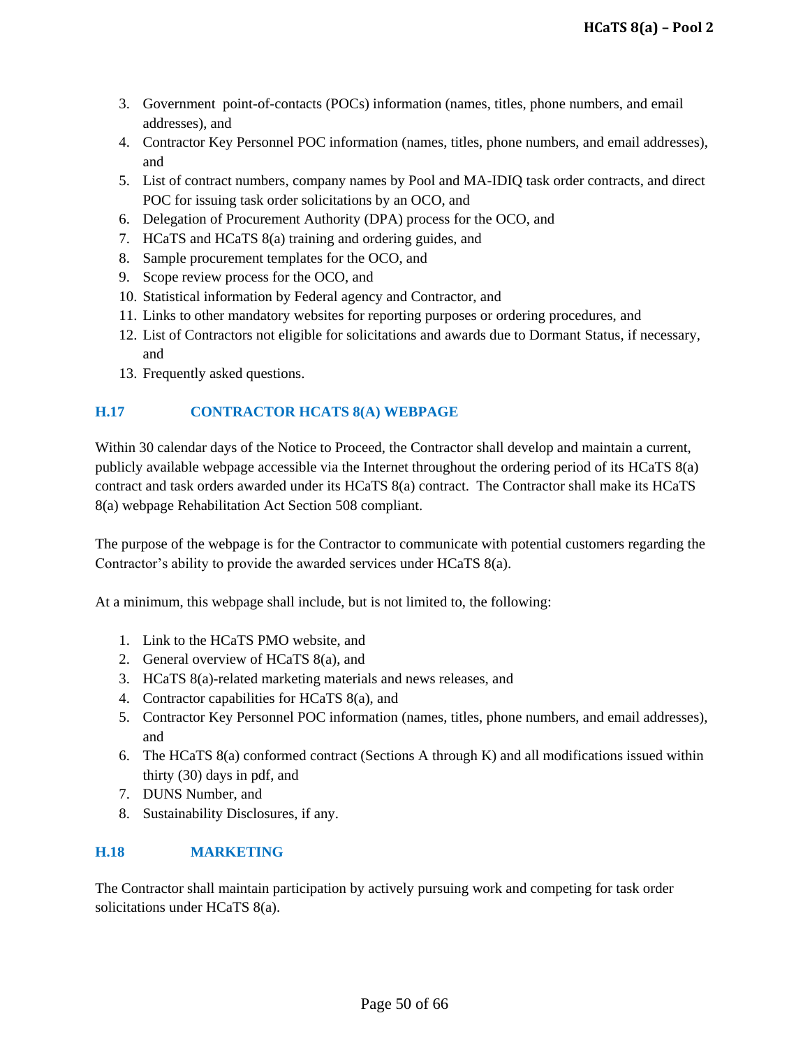3. Government point-of-contacts (POCs) information (names, titles, phone numbers, and email addresses), and
4. Contractor Key Personnel POC information (names, titles, phone numbers, and email addresses), and
5. List of contract numbers, company names by Pool and MA-IDIQ task order contracts, and direct POC for issuing task order solicitations by an OCO, and
6. Delegation of Procurement Authority (DPA) process for the OCO, and
7. HCaTS and HCaTS 8(a) training and ordering guides, and
8. Sample procurement templates for the OCO, and
9. Scope review process for the OCO, and
10. Statistical information by Federal agency and Contractor, and
11. Links to other mandatory websites for reporting purposes or ordering procedures, and
12. List of Contractors not eligible for solicitations and awards due to Dormant Status, if necessary, and
13. Frequently asked questions.

## H.17 CONTRACTOR HCATS 8(A) WEBPAGE

Within 30 calendar days of the Notice to Proceed, the Contractor shall develop and maintain a current, publicly available webpage accessible via the Internet throughout the ordering period of its HCaTS 8(a) contract and task orders awarded under its HCaTS 8(a) contract. The Contractor shall make its HCaTS 8(a) webpage Rehabilitation Act Section 508 compliant.

The purpose of the webpage is for the Contractor to communicate with potential customers regarding the Contractor's ability to provide the awarded services under HCaTS 8(a).

At a minimum, this webpage shall include, but is not limited to, the following:

1. Link to the HCaTS PMO website, and
2. General overview of HCaTS 8(a), and
3. HCaTS 8(a)-related marketing materials and news releases, and
4. Contractor capabilities for HCaTS 8(a), and
5. Contractor Key Personnel POC information (names, titles, phone numbers, and email addresses), and
6. The HCaTS 8(a) conformed contract (Sections A through K) and all modifications issued within thirty (30) days in pdf, and
7. DUNS Number, and
8. Sustainability Disclosures, if any.

## H.18 MARKETING

The Contractor shall maintain participation by actively pursuing work and competing for task order solicitations under HCaTS 8(a).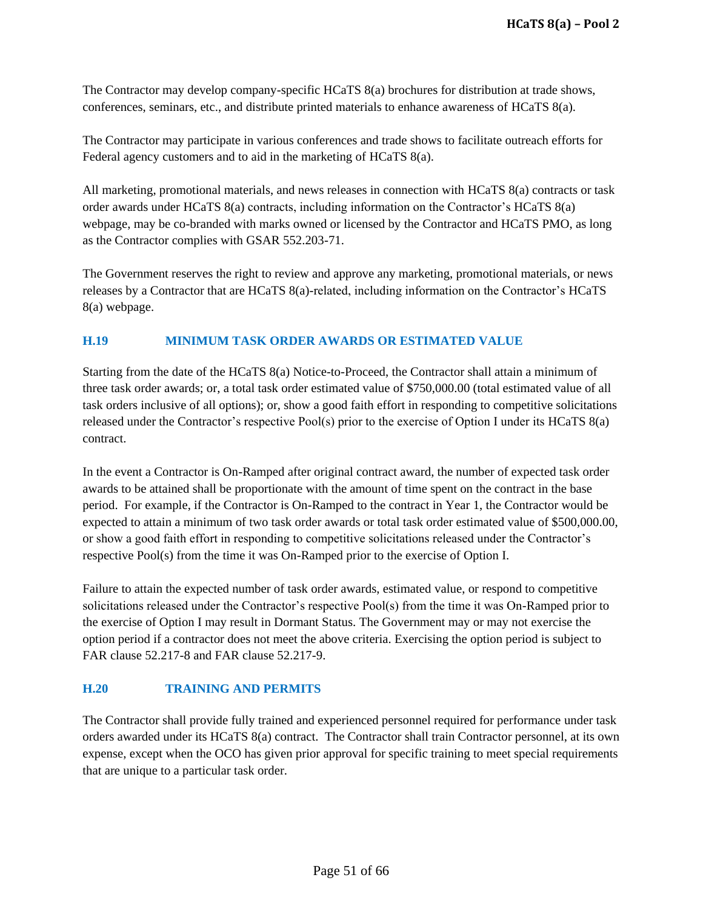The Contractor may develop company-specific HCaTS 8(a) brochures for distribution at trade shows, conferences, seminars, etc., and distribute printed materials to enhance awareness of HCaTS 8(a).

The Contractor may participate in various conferences and trade shows to facilitate outreach efforts for Federal agency customers and to aid in the marketing of HCaTS 8(a).

All marketing, promotional materials, and news releases in connection with HCaTS 8(a) contracts or task order awards under HCaTS 8(a) contracts, including information on the Contractor's HCaTS 8(a) webpage, may be co-branded with marks owned or licensed by the Contractor and HCaTS PMO, as long as the Contractor complies with GSAR 552.203-71.

The Government reserves the right to review and approve any marketing, promotional materials, or news releases by a Contractor that are HCaTS 8(a)-related, including information on the Contractor's HCaTS 8(a) webpage.

## H.19 MINIMUM TASK ORDER AWARDS OR ESTIMATED VALUE

Starting from the date of the HCaTS 8(a) Notice-to-Proceed, the Contractor shall attain a minimum of three task order awards; or, a total task order estimated value of $750,000.00 (total estimated value of all task orders inclusive of all options); or, show a good faith effort in responding to competitive solicitations released under the Contractor's respective Pool(s) prior to the exercise of Option I under its HCaTS 8(a) contract.

In the event a Contractor is On-Ramped after original contract award, the number of expected task order awards to be attained shall be proportionate with the amount of time spent on the contract in the base period. For example, if the Contractor is On-Ramped to the contract in Year 1, the Contractor would be expected to attain a minimum of two task order awards or total task order estimated value of $500,000.00, or show a good faith effort in responding to competitive solicitations released under the Contractor's respective Pool(s) from the time it was On-Ramped prior to the exercise of Option I.

Failure to attain the expected number of task order awards, estimated value, or respond to competitive solicitations released under the Contractor's respective Pool(s) from the time it was On-Ramped prior to the exercise of Option I may result in Dormant Status. The Government may or may not exercise the option period if a contractor does not meet the above criteria. Exercising the option period is subject to FAR clause 52.217-8 and FAR clause 52.217-9.

## H.20 TRAINING AND PERMITS

The Contractor shall provide fully trained and experienced personnel required for performance under task orders awarded under its HCaTS 8(a) contract. The Contractor shall train Contractor personnel, at its own expense, except when the OCO has given prior approval for specific training to meet special requirements that are unique to a particular task order.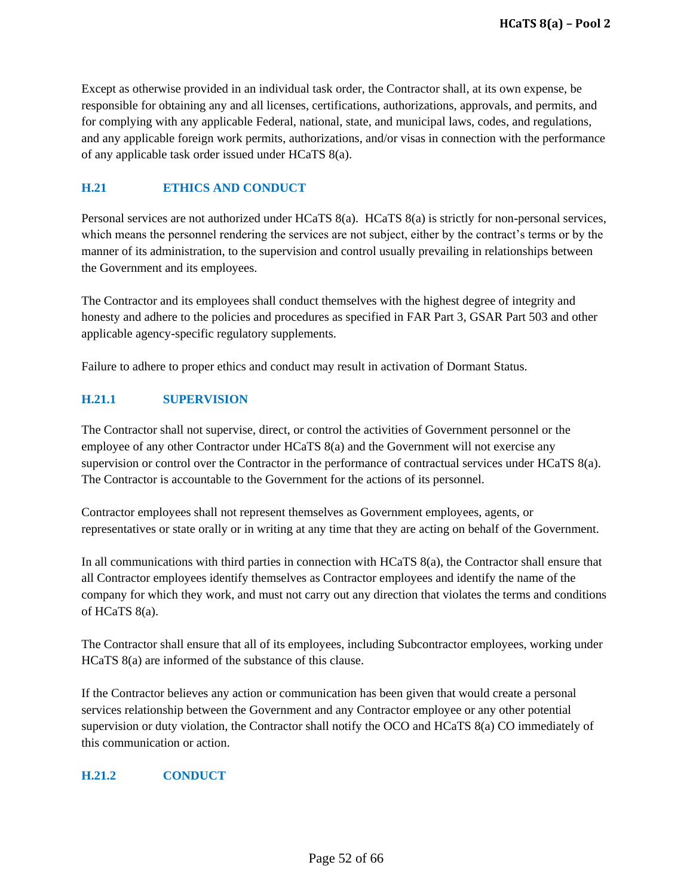Except as otherwise provided in an individual task order, the Contractor shall, at its own expense, be responsible for obtaining any and all licenses, certifications, authorizations, approvals, and permits, and for complying with any applicable Federal, national, state, and municipal laws, codes, and regulations, and any applicable foreign work permits, authorizations, and/or visas in connection with the performance of any applicable task order issued under HCaTS 8(a).

### H.21 ETHICS AND CONDUCT

Personal services are not authorized under HCaTS 8(a). HCaTS 8(a) is strictly for non-personal services, which means the personnel rendering the services are not subject, either by the contract's terms or by the manner of its administration, to the supervision and control usually prevailing in relationships between the Government and its employees.

The Contractor and its employees shall conduct themselves with the highest degree of integrity and honesty and adhere to the policies and procedures as specified in FAR Part 3, GSAR Part 503 and other applicable agency-specific regulatory supplements.

Failure to adhere to proper ethics and conduct may result in activation of Dormant Status.

### H.21.1 SUPERVISION

The Contractor shall not supervise, direct, or control the activities of Government personnel or the employee of any other Contractor under HCaTS 8(a) and the Government will not exercise any supervision or control over the Contractor in the performance of contractual services under HCaTS 8(a). The Contractor is accountable to the Government for the actions of its personnel.

Contractor employees shall not represent themselves as Government employees, agents, or representatives or state orally or in writing at any time that they are acting on behalf of the Government.

In all communications with third parties in connection with HCaTS 8(a), the Contractor shall ensure that all Contractor employees identify themselves as Contractor employees and identify the name of the company for which they work, and must not carry out any direction that violates the terms and conditions of HCaTS 8(a).

The Contractor shall ensure that all of its employees, including Subcontractor employees, working under HCaTS 8(a) are informed of the substance of this clause.

If the Contractor believes any action or communication has been given that would create a personal services relationship between the Government and any Contractor employee or any other potential supervision or duty violation, the Contractor shall notify the OCO and HCaTS 8(a) CO immediately of this communication or action.

### H.21.2 CONDUCT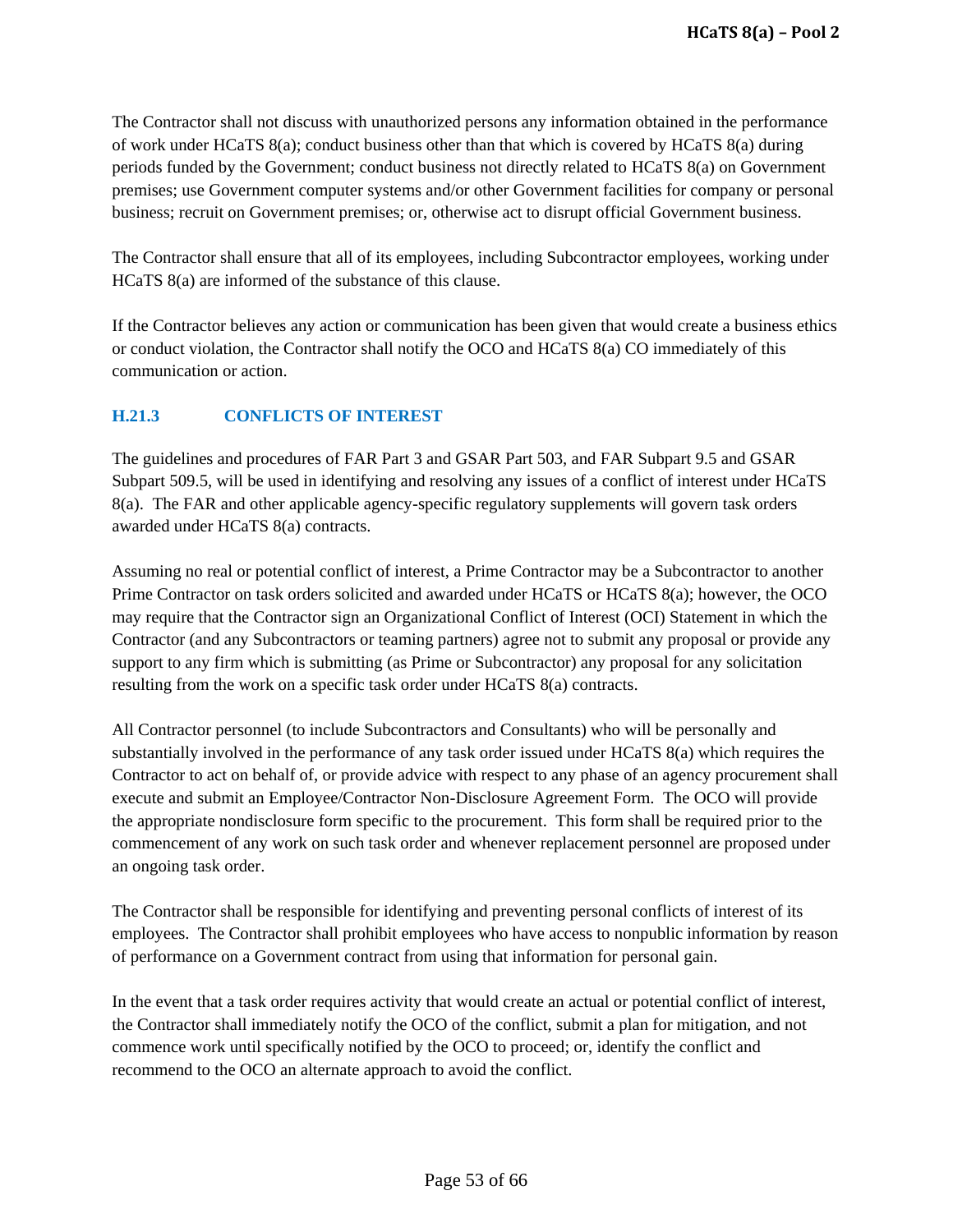The Contractor shall not discuss with unauthorized persons any information obtained in the performance of work under HCaTS 8(a); conduct business other than that which is covered by HCaTS 8(a) during periods funded by the Government; conduct business not directly related to HCaTS 8(a) on Government premises; use Government computer systems and/or other Government facilities for company or personal business; recruit on Government premises; or, otherwise act to disrupt official Government business.

The Contractor shall ensure that all of its employees, including Subcontractor employees, working under HCaTS 8(a) are informed of the substance of this clause.

If the Contractor believes any action or communication has been given that would create a business ethics or conduct violation, the Contractor shall notify the OCO and HCaTS 8(a) CO immediately of this communication or action.

### H.21.3 CONFLICTS OF INTEREST

The guidelines and procedures of FAR Part 3 and GSAR Part 503, and FAR Subpart 9.5 and GSAR Subpart 509.5, will be used in identifying and resolving any issues of a conflict of interest under HCaTS 8(a). The FAR and other applicable agency-specific regulatory supplements will govern task orders awarded under HCaTS 8(a) contracts.

Assuming no real or potential conflict of interest, a Prime Contractor may be a Subcontractor to another Prime Contractor on task orders solicited and awarded under HCaTS or HCaTS 8(a); however, the OCO may require that the Contractor sign an Organizational Conflict of Interest (OCI) Statement in which the Contractor (and any Subcontractors or teaming partners) agree not to submit any proposal or provide any support to any firm which is submitting (as Prime or Subcontractor) any proposal for any solicitation resulting from the work on a specific task order under HCaTS 8(a) contracts.

All Contractor personnel (to include Subcontractors and Consultants) who will be personally and substantially involved in the performance of any task order issued under HCaTS 8(a) which requires the Contractor to act on behalf of, or provide advice with respect to any phase of an agency procurement shall execute and submit an Employee/Contractor Non-Disclosure Agreement Form. The OCO will provide the appropriate nondisclosure form specific to the procurement. This form shall be required prior to the commencement of any work on such task order and whenever replacement personnel are proposed under an ongoing task order.

The Contractor shall be responsible for identifying and preventing personal conflicts of interest of its employees. The Contractor shall prohibit employees who have access to nonpublic information by reason of performance on a Government contract from using that information for personal gain.

In the event that a task order requires activity that would create an actual or potential conflict of interest, the Contractor shall immediately notify the OCO of the conflict, submit a plan for mitigation, and not commence work until specifically notified by the OCO to proceed; or, identify the conflict and recommend to the OCO an alternate approach to avoid the conflict.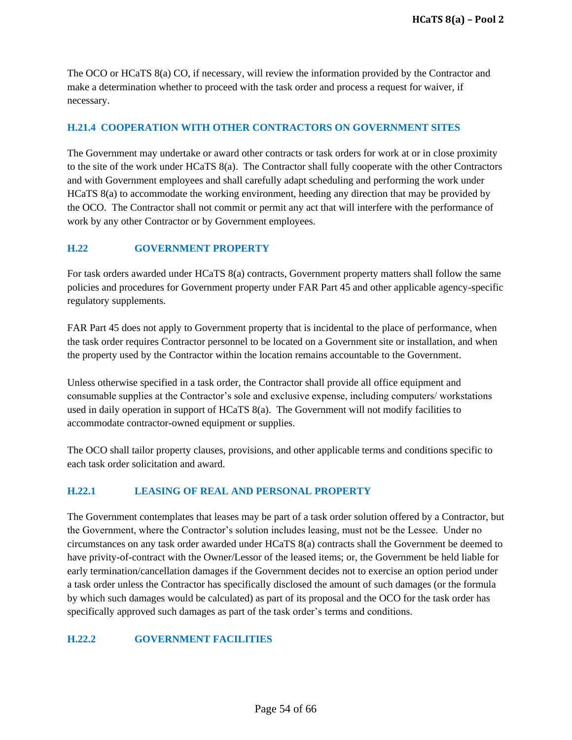The OCO or HCaTS 8(a) CO, if necessary, will review the information provided by the Contractor and make a determination whether to proceed with the task order and process a request for waiver, if necessary.

### H.21.4 COOPERATION WITH OTHER CONTRACTORS ON GOVERNMENT SITES

The Government may undertake or award other contracts or task orders for work at or in close proximity to the site of the work under HCaTS 8(a). The Contractor shall fully cooperate with the other Contractors and with Government employees and shall carefully adapt scheduling and performing the work under HCaTS 8(a) to accommodate the working environment, heeding any direction that may be provided by the OCO. The Contractor shall not commit or permit any act that will interfere with the performance of work by any other Contractor or by Government employees.

### H.22 GOVERNMENT PROPERTY

For task orders awarded under HCaTS 8(a) contracts, Government property matters shall follow the same policies and procedures for Government property under FAR Part 45 and other applicable agency-specific regulatory supplements.

FAR Part 45 does not apply to Government property that is incidental to the place of performance, when the task order requires Contractor personnel to be located on a Government site or installation, and when the property used by the Contractor within the location remains accountable to the Government.

Unless otherwise specified in a task order, the Contractor shall provide all office equipment and consumable supplies at the Contractor's sole and exclusive expense, including computers/ workstations used in daily operation in support of HCaTS 8(a). The Government will not modify facilities to accommodate contractor-owned equipment or supplies.

The OCO shall tailor property clauses, provisions, and other applicable terms and conditions specific to each task order solicitation and award.

### H.22.1 LEASING OF REAL AND PERSONAL PROPERTY

The Government contemplates that leases may be part of a task order solution offered by a Contractor, but the Government, where the Contractor's solution includes leasing, must not be the Lessee. Under no circumstances on any task order awarded under HCaTS 8(a) contracts shall the Government be deemed to have privity-of-contract with the Owner/Lessor of the leased items; or, the Government be held liable for early termination/cancellation damages if the Government decides not to exercise an option period under a task order unless the Contractor has specifically disclosed the amount of such damages (or the formula by which such damages would be calculated) as part of its proposal and the OCO for the task order has specifically approved such damages as part of the task order's terms and conditions.

### H.22.2 GOVERNMENT FACILITIES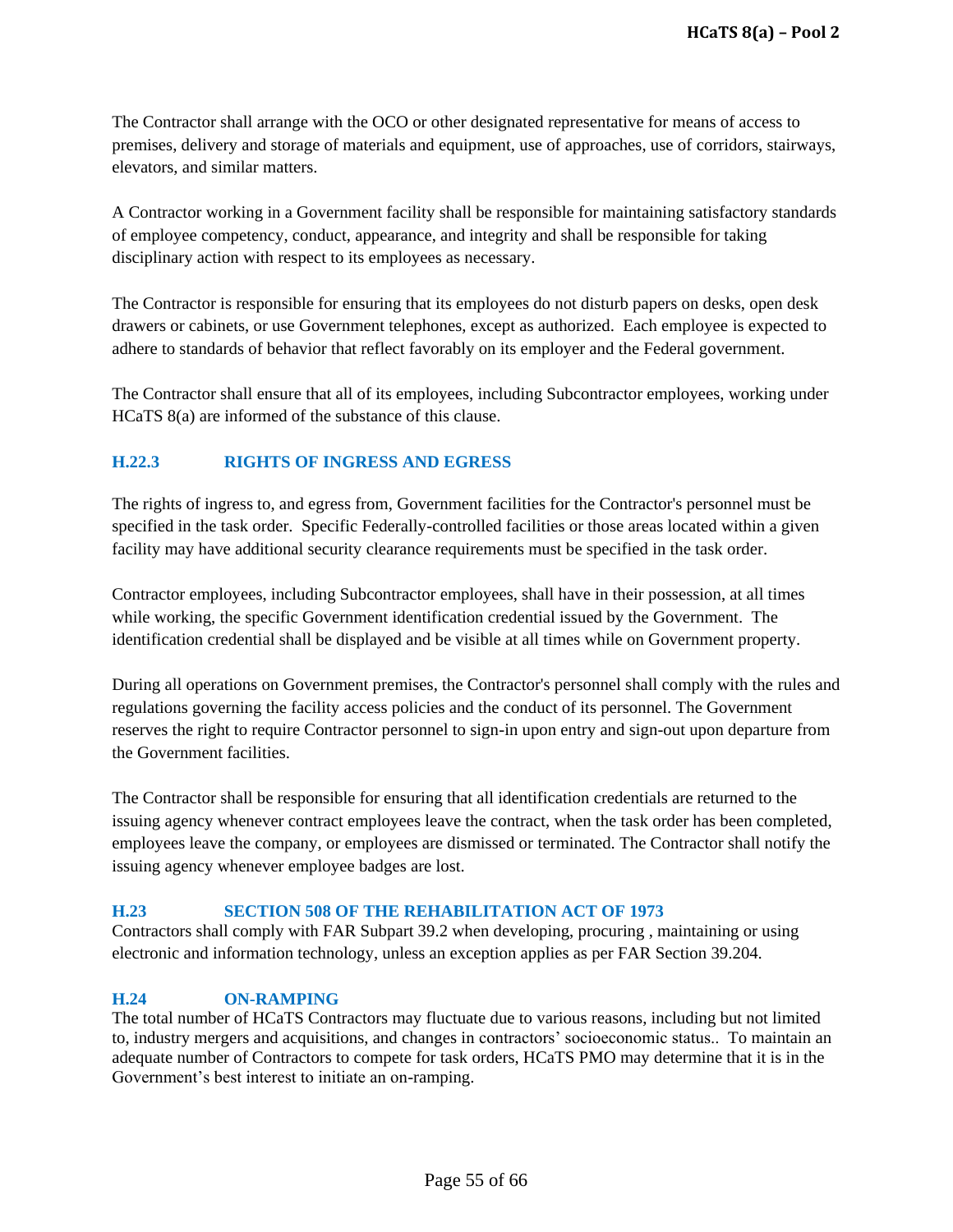The Contractor shall arrange with the OCO or other designated representative for means of access to premises, delivery and storage of materials and equipment, use of approaches, use of corridors, stairways, elevators, and similar matters.

A Contractor working in a Government facility shall be responsible for maintaining satisfactory standards of employee competency, conduct, appearance, and integrity and shall be responsible for taking disciplinary action with respect to its employees as necessary.

The Contractor is responsible for ensuring that its employees do not disturb papers on desks, open desk drawers or cabinets, or use Government telephones, except as authorized. Each employee is expected to adhere to standards of behavior that reflect favorably on its employer and the Federal government.

The Contractor shall ensure that all of its employees, including Subcontractor employees, working under HCaTS 8(a) are informed of the substance of this clause.

### H.22.3 RIGHTS OF INGRESS AND EGRESS

The rights of ingress to, and egress from, Government facilities for the Contractor's personnel must be specified in the task order. Specific Federally-controlled facilities or those areas located within a given facility may have additional security clearance requirements must be specified in the task order.

Contractor employees, including Subcontractor employees, shall have in their possession, at all times while working, the specific Government identification credential issued by the Government. The identification credential shall be displayed and be visible at all times while on Government property.

During all operations on Government premises, the Contractor's personnel shall comply with the rules and regulations governing the facility access policies and the conduct of its personnel. The Government reserves the right to require Contractor personnel to sign-in upon entry and sign-out upon departure from the Government facilities.

The Contractor shall be responsible for ensuring that all identification credentials are returned to the issuing agency whenever contract employees leave the contract, when the task order has been completed, employees leave the company, or employees are dismissed or terminated. The Contractor shall notify the issuing agency whenever employee badges are lost.

### H.23 SECTION 508 OF THE REHABILITATION ACT OF 1973

Contractors shall comply with FAR Subpart 39.2 when developing, procuring , maintaining or using electronic and information technology, unless an exception applies as per FAR Section 39.204.

### H.24 ON-RAMPING

The total number of HCaTS Contractors may fluctuate due to various reasons, including but not limited to, industry mergers and acquisitions, and changes in contractors' socioeconomic status.. To maintain an adequate number of Contractors to compete for task orders, HCaTS PMO may determine that it is in the Government's best interest to initiate an on-ramping.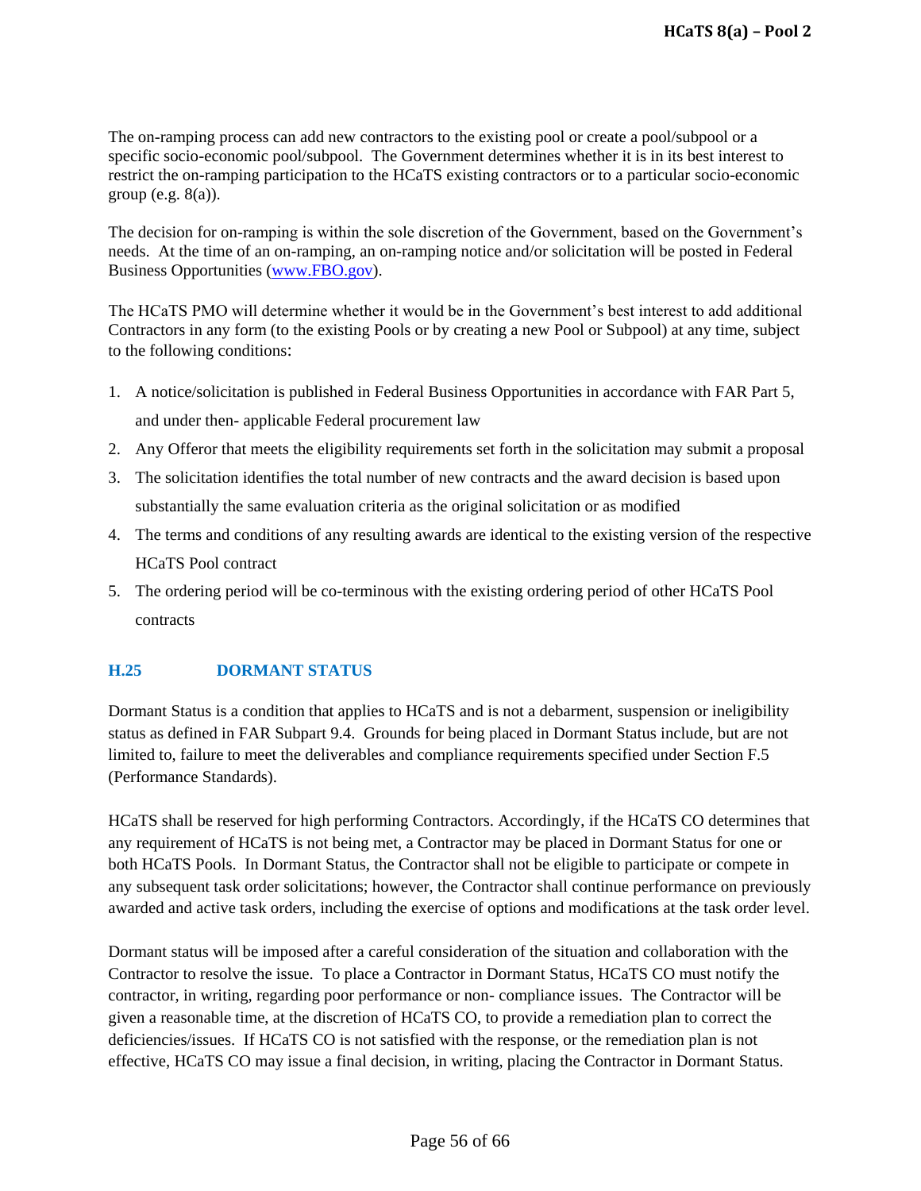The on-ramping process can add new contractors to the existing pool or create a pool/subpool or a specific socio-economic pool/subpool. The Government determines whether it is in its best interest to restrict the on-ramping participation to the HCaTS existing contractors or to a particular socio-economic group (e.g. 8(a)).

The decision for on-ramping is within the sole discretion of the Government, based on the Government's needs. At the time of an on-ramping, an on-ramping notice and/or solicitation will be posted in Federal Business Opportunities (www.FBO.gov).

The HCaTS PMO will determine whether it would be in the Government's best interest to add additional Contractors in any form (to the existing Pools or by creating a new Pool or Subpool) at any time, subject to the following conditions:

1. A notice/solicitation is published in Federal Business Opportunities in accordance with FAR Part 5, and under then- applicable Federal procurement law
2. Any Offeror that meets the eligibility requirements set forth in the solicitation may submit a proposal
3. The solicitation identifies the total number of new contracts and the award decision is based upon substantially the same evaluation criteria as the original solicitation or as modified
4. The terms and conditions of any resulting awards are identical to the existing version of the respective HCaTS Pool contract
5. The ordering period will be co-terminous with the existing ordering period of other HCaTS Pool contracts

### H.25 DORMANT STATUS

Dormant Status is a condition that applies to HCaTS and is not a debarment, suspension or ineligibility status as defined in FAR Subpart 9.4. Grounds for being placed in Dormant Status include, but are not limited to, failure to meet the deliverables and compliance requirements specified under Section F.5 (Performance Standards).

HCaTS shall be reserved for high performing Contractors. Accordingly, if the HCaTS CO determines that any requirement of HCaTS is not being met, a Contractor may be placed in Dormant Status for one or both HCaTS Pools. In Dormant Status, the Contractor shall not be eligible to participate or compete in any subsequent task order solicitations; however, the Contractor shall continue performance on previously awarded and active task orders, including the exercise of options and modifications at the task order level.

Dormant status will be imposed after a careful consideration of the situation and collaboration with the Contractor to resolve the issue. To place a Contractor in Dormant Status, HCaTS CO must notify the contractor, in writing, regarding poor performance or non- compliance issues. The Contractor will be given a reasonable time, at the discretion of HCaTS CO, to provide a remediation plan to correct the deficiencies/issues. If HCaTS CO is not satisfied with the response, or the remediation plan is not effective, HCaTS CO may issue a final decision, in writing, placing the Contractor in Dormant Status.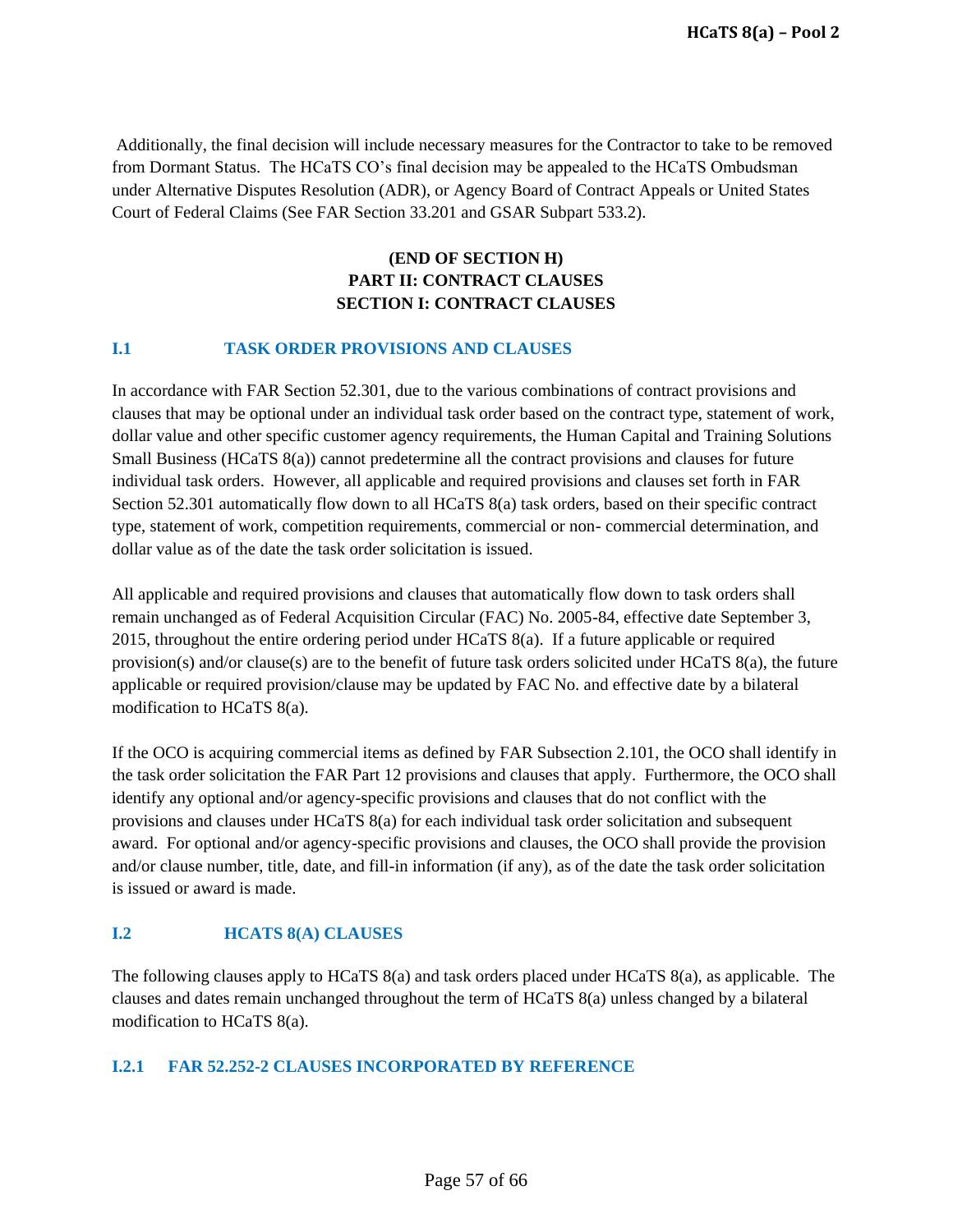Additionally, the final decision will include necessary measures for the Contractor to take to be removed from Dormant Status. The HCaTS CO's final decision may be appealed to the HCaTS Ombudsman under Alternative Disputes Resolution (ADR), or Agency Board of Contract Appeals or United States Court of Federal Claims (See FAR Section 33.201 and GSAR Subpart 533.2).

**(END OF SECTION H)**

# PART II: CONTRACT CLAUSES

# SECTION I: CONTRACT CLAUSES

## I.1 TASK ORDER PROVISIONS AND CLAUSES

In accordance with FAR Section 52.301, due to the various combinations of contract provisions and clauses that may be optional under an individual task order based on the contract type, statement of work, dollar value and other specific customer agency requirements, the Human Capital and Training Solutions Small Business (HCaTS 8(a)) cannot predetermine all the contract provisions and clauses for future individual task orders. However, all applicable and required provisions and clauses set forth in FAR Section 52.301 automatically flow down to all HCaTS 8(a) task orders, based on their specific contract type, statement of work, competition requirements, commercial or non- commercial determination, and dollar value as of the date the task order solicitation is issued.

All applicable and required provisions and clauses that automatically flow down to task orders shall remain unchanged as of Federal Acquisition Circular (FAC) No. 2005-84, effective date September 3, 2015, throughout the entire ordering period under HCaTS 8(a). If a future applicable or required provision(s) and/or clause(s) are to the benefit of future task orders solicited under HCaTS 8(a), the future applicable or required provision/clause may be updated by FAC No. and effective date by a bilateral modification to HCaTS 8(a).

If the OCO is acquiring commercial items as defined by FAR Subsection 2.101, the OCO shall identify in the task order solicitation the FAR Part 12 provisions and clauses that apply. Furthermore, the OCO shall identify any optional and/or agency-specific provisions and clauses that do not conflict with the provisions and clauses under HCaTS 8(a) for each individual task order solicitation and subsequent award. For optional and/or agency-specific provisions and clauses, the OCO shall provide the provision and/or clause number, title, date, and fill-in information (if any), as of the date the task order solicitation is issued or award is made.

## I.2 HCATS 8(A) CLAUSES

The following clauses apply to HCaTS 8(a) and task orders placed under HCaTS 8(a), as applicable. The clauses and dates remain unchanged throughout the term of HCaTS 8(a) unless changed by a bilateral modification to HCaTS 8(a).

### I.2.1 FAR 52.252-2 CLAUSES INCORPORATED BY REFERENCE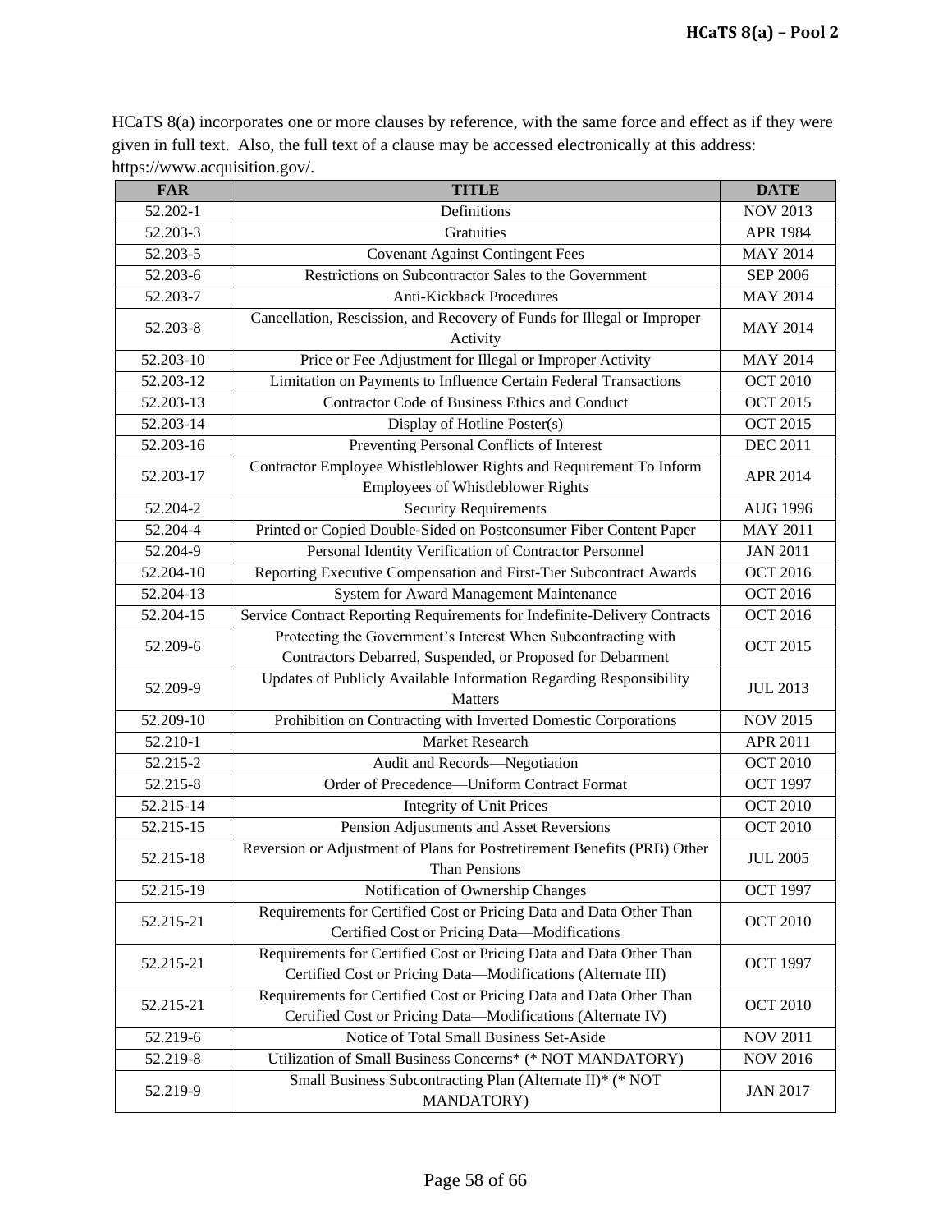HCaTS 8(a) incorporates one or more clauses by reference, with the same force and effect as if they were given in full text. Also, the full text of a clause may be accessed electronically at this address: https://www.acquisition.gov/.

| FAR | TITLE | DATE |
|---|---|---|
| 52.202-1 | Definitions | NOV 2013 |
| 52.203-3 | Gratuities | APR 1984 |
| 52.203-5 | Covenant Against Contingent Fees | MAY 2014 |
| 52.203-6 | Restrictions on Subcontractor Sales to the Government | SEP 2006 |
| 52.203-7 | Anti-Kickback Procedures | MAY 2014 |
| 52.203-8 | Cancellation, Rescission, and Recovery of Funds for Illegal or Improper Activity | MAY 2014 |
| 52.203-10 | Price or Fee Adjustment for Illegal or Improper Activity | MAY 2014 |
| 52.203-12 | Limitation on Payments to Influence Certain Federal Transactions | OCT 2010 |
| 52.203-13 | Contractor Code of Business Ethics and Conduct | OCT 2015 |
| 52.203-14 | Display of Hotline Poster(s) | OCT 2015 |
| 52.203-16 | Preventing Personal Conflicts of Interest | DEC 2011 |
| 52.203-17 | Contractor Employee Whistleblower Rights and Requirement To Inform Employees of Whistleblower Rights | APR 2014 |
| 52.204-2 | Security Requirements | AUG 1996 |
| 52.204-4 | Printed or Copied Double-Sided on Postconsumer Fiber Content Paper | MAY 2011 |
| 52.204-9 | Personal Identity Verification of Contractor Personnel | JAN 2011 |
| 52.204-10 | Reporting Executive Compensation and First-Tier Subcontract Awards | OCT 2016 |
| 52.204-13 | System for Award Management Maintenance | OCT 2016 |
| 52.204-15 | Service Contract Reporting Requirements for Indefinite-Delivery Contracts | OCT 2016 |
| 52.209-6 | Protecting the Government's Interest When Subcontracting with Contractors Debarred, Suspended, or Proposed for Debarment | OCT 2015 |
| 52.209-9 | Updates of Publicly Available Information Regarding Responsibility Matters | JUL 2013 |
| 52.209-10 | Prohibition on Contracting with Inverted Domestic Corporations | NOV 2015 |
| 52.210-1 | Market Research | APR 2011 |
| 52.215-2 | Audit and Records—Negotiation | OCT 2010 |
| 52.215-8 | Order of Precedence—Uniform Contract Format | OCT 1997 |
| 52.215-14 | Integrity of Unit Prices | OCT 2010 |
| 52.215-15 | Pension Adjustments and Asset Reversions | OCT 2010 |
| 52.215-18 | Reversion or Adjustment of Plans for Postretirement Benefits (PRB) Other Than Pensions | JUL 2005 |
| 52.215-19 | Notification of Ownership Changes | OCT 1997 |
| 52.215-21 | Requirements for Certified Cost or Pricing Data and Data Other Than Certified Cost or Pricing Data—Modifications | OCT 2010 |
| 52.215-21 | Requirements for Certified Cost or Pricing Data and Data Other Than Certified Cost or Pricing Data—Modifications (Alternate III) | OCT 1997 |
| 52.215-21 | Requirements for Certified Cost or Pricing Data and Data Other Than Certified Cost or Pricing Data—Modifications (Alternate IV) | OCT 2010 |
| 52.219-6 | Notice of Total Small Business Set-Aside | NOV 2011 |
| 52.219-8 | Utilization of Small Business Concerns* (* NOT MANDATORY) | NOV 2016 |
| 52.219-9 | Small Business Subcontracting Plan (Alternate II)* (* NOT MANDATORY) | JAN 2017 |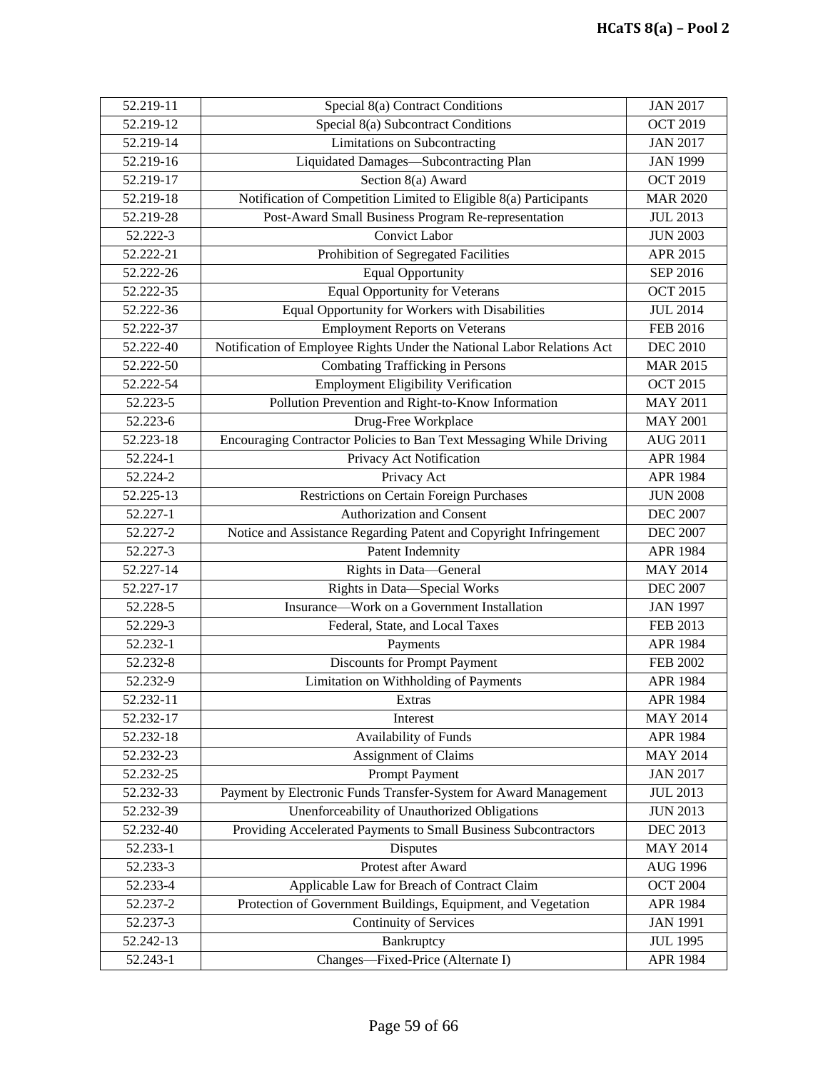| 52.219-11 | Special 8(a) Contract Conditions | JAN 2017 |
|---|---|---|
| 52.219-12 | Special 8(a) Subcontract Conditions | OCT 2019 |
| 52.219-14 | Limitations on Subcontracting | JAN 2017 |
| 52.219-16 | Liquidated Damages—Subcontracting Plan | JAN 1999 |
| 52.219-17 | Section 8(a) Award | OCT 2019 |
| 52.219-18 | Notification of Competition Limited to Eligible 8(a) Participants | MAR 2020 |
| 52.219-28 | Post-Award Small Business Program Re-representation | JUL 2013 |
| 52.222-3 | Convict Labor | JUN 2003 |
| 52.222-21 | Prohibition of Segregated Facilities | APR 2015 |
| 52.222-26 | Equal Opportunity | SEP 2016 |
| 52.222-35 | Equal Opportunity for Veterans | OCT 2015 |
| 52.222-36 | Equal Opportunity for Workers with Disabilities | JUL 2014 |
| 52.222-37 | Employment Reports on Veterans | FEB 2016 |
| 52.222-40 | Notification of Employee Rights Under the National Labor Relations Act | DEC 2010 |
| 52.222-50 | Combating Trafficking in Persons | MAR 2015 |
| 52.222-54 | Employment Eligibility Verification | OCT 2015 |
| 52.223-5 | Pollution Prevention and Right-to-Know Information | MAY 2011 |
| 52.223-6 | Drug-Free Workplace | MAY 2001 |
| 52.223-18 | Encouraging Contractor Policies to Ban Text Messaging While Driving | AUG 2011 |
| 52.224-1 | Privacy Act Notification | APR 1984 |
| 52.224-2 | Privacy Act | APR 1984 |
| 52.225-13 | Restrictions on Certain Foreign Purchases | JUN 2008 |
| 52.227-1 | Authorization and Consent | DEC 2007 |
| 52.227-2 | Notice and Assistance Regarding Patent and Copyright Infringement | DEC 2007 |
| 52.227-3 | Patent Indemnity | APR 1984 |
| 52.227-14 | Rights in Data—General | MAY 2014 |
| 52.227-17 | Rights in Data—Special Works | DEC 2007 |
| 52.228-5 | Insurance—Work on a Government Installation | JAN 1997 |
| 52.229-3 | Federal, State, and Local Taxes | FEB 2013 |
| 52.232-1 | Payments | APR 1984 |
| 52.232-8 | Discounts for Prompt Payment | FEB 2002 |
| 52.232-9 | Limitation on Withholding of Payments | APR 1984 |
| 52.232-11 | Extras | APR 1984 |
| 52.232-17 | Interest | MAY 2014 |
| 52.232-18 | Availability of Funds | APR 1984 |
| 52.232-23 | Assignment of Claims | MAY 2014 |
| 52.232-25 | Prompt Payment | JAN 2017 |
| 52.232-33 | Payment by Electronic Funds Transfer-System for Award Management | JUL 2013 |
| 52.232-39 | Unenforceability of Unauthorized Obligations | JUN 2013 |
| 52.232-40 | Providing Accelerated Payments to Small Business Subcontractors | DEC 2013 |
| 52.233-1 | Disputes | MAY 2014 |
| 52.233-3 | Protest after Award | AUG 1996 |
| 52.233-4 | Applicable Law for Breach of Contract Claim | OCT 2004 |
| 52.237-2 | Protection of Government Buildings, Equipment, and Vegetation | APR 1984 |
| 52.237-3 | Continuity of Services | JAN 1991 |
| 52.242-13 | Bankruptcy | JUL 1995 |
| 52.243-1 | Changes—Fixed-Price (Alternate I) | APR 1984 |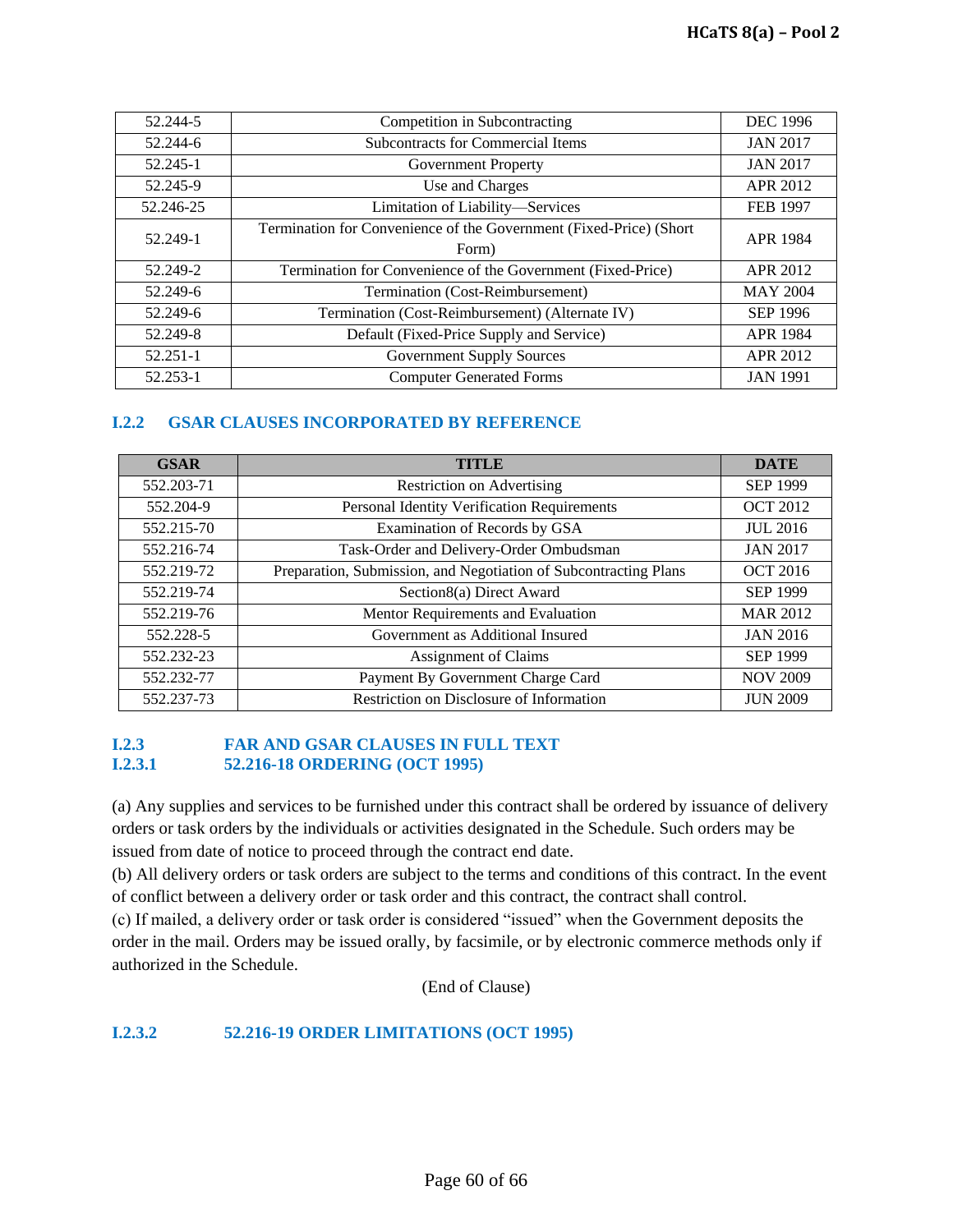| | | |
|---|---|---|
| 52.244-5 | Competition in Subcontracting | DEC 1996 |
| 52.244-6 | Subcontracts for Commercial Items | JAN 2017 |
| 52.245-1 | Government Property | JAN 2017 |
| 52.245-9 | Use and Charges | APR 2012 |
| 52.246-25 | Limitation of Liability—Services | FEB 1997 |
| 52.249-1 | Termination for Convenience of the Government (Fixed-Price) (Short Form) | APR 1984 |
| 52.249-2 | Termination for Convenience of the Government (Fixed-Price) | APR 2012 |
| 52.249-6 | Termination (Cost-Reimbursement) | MAY 2004 |
| 52.249-6 | Termination (Cost-Reimbursement) (Alternate IV) | SEP 1996 |
| 52.249-8 | Default (Fixed-Price Supply and Service) | APR 1984 |
| 52.251-1 | Government Supply Sources | APR 2012 |
| 52.253-1 | Computer Generated Forms | JAN 1991 |

### I.2.2 GSAR CLAUSES INCORPORATED BY REFERENCE

| GSAR | TITLE | DATE |
|---|---|---|
| 552.203-71 | Restriction on Advertising | SEP 1999 |
| 552.204-9 | Personal Identity Verification Requirements | OCT 2012 |
| 552.215-70 | Examination of Records by GSA | JUL 2016 |
| 552.216-74 | Task-Order and Delivery-Order Ombudsman | JAN 2017 |
| 552.219-72 | Preparation, Submission, and Negotiation of Subcontracting Plans | OCT 2016 |
| 552.219-74 | Section8(a) Direct Award | SEP 1999 |
| 552.219-76 | Mentor Requirements and Evaluation | MAR 2012 |
| 552.228-5 | Government as Additional Insured | JAN 2016 |
| 552.232-23 | Assignment of Claims | SEP 1999 |
| 552.232-77 | Payment By Government Charge Card | NOV 2009 |
| 552.237-73 | Restriction on Disclosure of Information | JUN 2009 |

### I.2.3 FAR AND GSAR CLAUSES IN FULL TEXT

#### I.2.3.1 52.216-18 ORDERING (OCT 1995)

(a) Any supplies and services to be furnished under this contract shall be ordered by issuance of delivery orders or task orders by the individuals or activities designated in the Schedule. Such orders may be issued from date of notice to proceed through the contract end date.
(b) All delivery orders or task orders are subject to the terms and conditions of this contract. In the event of conflict between a delivery order or task order and this contract, the contract shall control.
(c) If mailed, a delivery order or task order is considered “issued” when the Government deposits the order in the mail. Orders may be issued orally, by facsimile, or by electronic commerce methods only if authorized in the Schedule.

(End of Clause)

#### I.2.3.2 52.216-19 ORDER LIMITATIONS (OCT 1995)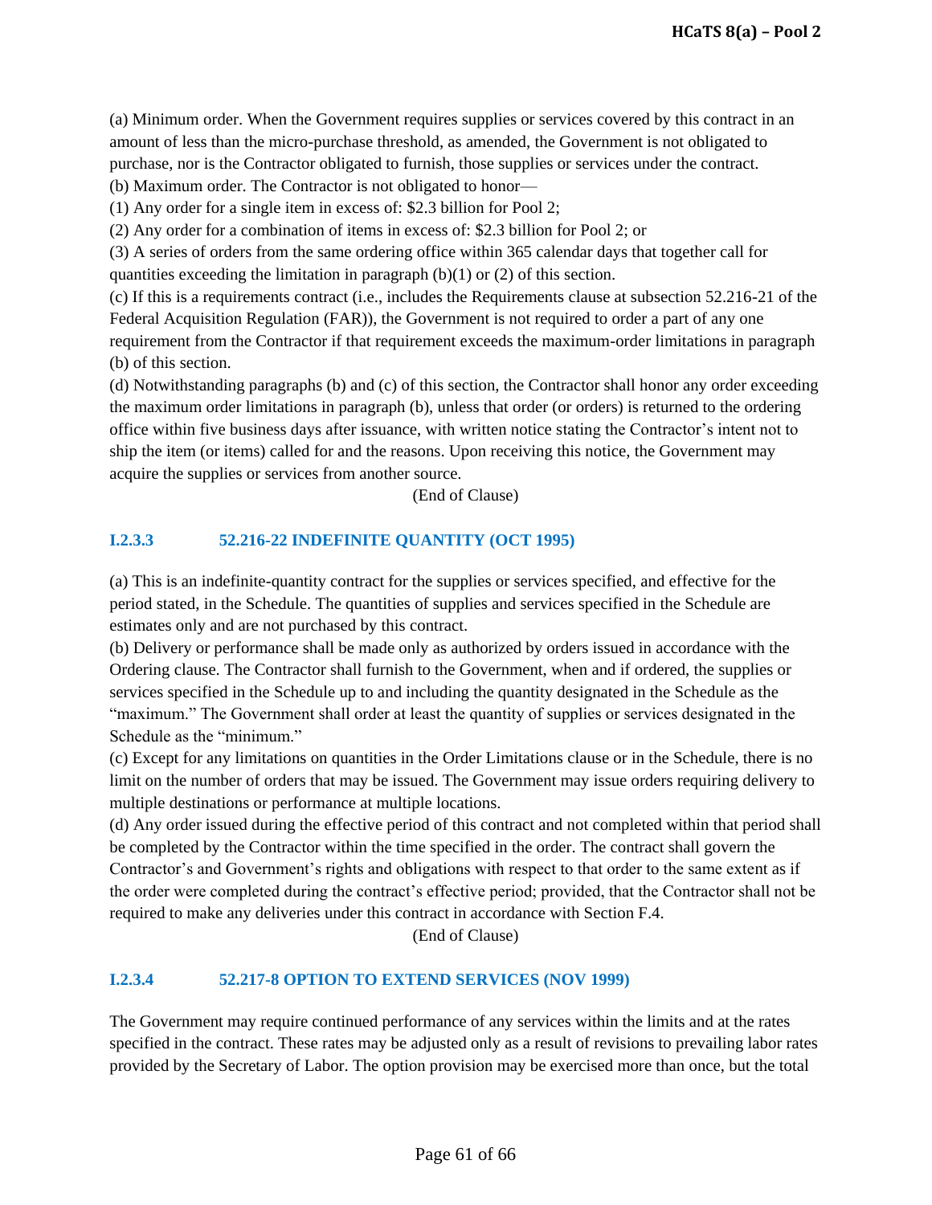(a) Minimum order. When the Government requires supplies or services covered by this contract in an amount of less than the micro-purchase threshold, as amended, the Government is not obligated to purchase, nor is the Contractor obligated to furnish, those supplies or services under the contract.

(b) Maximum order. The Contractor is not obligated to honor—

(1) Any order for a single item in excess of: $2.3 billion for Pool 2;

(2) Any order for a combination of items in excess of: $2.3 billion for Pool 2; or

(3) A series of orders from the same ordering office within 365 calendar days that together call for quantities exceeding the limitation in paragraph (b)(1) or (2) of this section.

(c) If this is a requirements contract (i.e., includes the Requirements clause at subsection 52.216-21 of the Federal Acquisition Regulation (FAR)), the Government is not required to order a part of any one requirement from the Contractor if that requirement exceeds the maximum-order limitations in paragraph (b) of this section.

(d) Notwithstanding paragraphs (b) and (c) of this section, the Contractor shall honor any order exceeding the maximum order limitations in paragraph (b), unless that order (or orders) is returned to the ordering office within five business days after issuance, with written notice stating the Contractor's intent not to ship the item (or items) called for and the reasons. Upon receiving this notice, the Government may acquire the supplies or services from another source.

(End of Clause)

### I.2.3.3 52.216-22 INDEFINITE QUANTITY (OCT 1995)

(a) This is an indefinite-quantity contract for the supplies or services specified, and effective for the period stated, in the Schedule. The quantities of supplies and services specified in the Schedule are estimates only and are not purchased by this contract.

(b) Delivery or performance shall be made only as authorized by orders issued in accordance with the Ordering clause. The Contractor shall furnish to the Government, when and if ordered, the supplies or services specified in the Schedule up to and including the quantity designated in the Schedule as the "maximum." The Government shall order at least the quantity of supplies or services designated in the Schedule as the "minimum."

(c) Except for any limitations on quantities in the Order Limitations clause or in the Schedule, there is no limit on the number of orders that may be issued. The Government may issue orders requiring delivery to multiple destinations or performance at multiple locations.

(d) Any order issued during the effective period of this contract and not completed within that period shall be completed by the Contractor within the time specified in the order. The contract shall govern the Contractor's and Government's rights and obligations with respect to that order to the same extent as if the order were completed during the contract's effective period; provided, that the Contractor shall not be required to make any deliveries under this contract in accordance with Section F.4.

(End of Clause)

### I.2.3.4 52.217-8 OPTION TO EXTEND SERVICES (NOV 1999)

The Government may require continued performance of any services within the limits and at the rates specified in the contract. These rates may be adjusted only as a result of revisions to prevailing labor rates provided by the Secretary of Labor. The option provision may be exercised more than once, but the total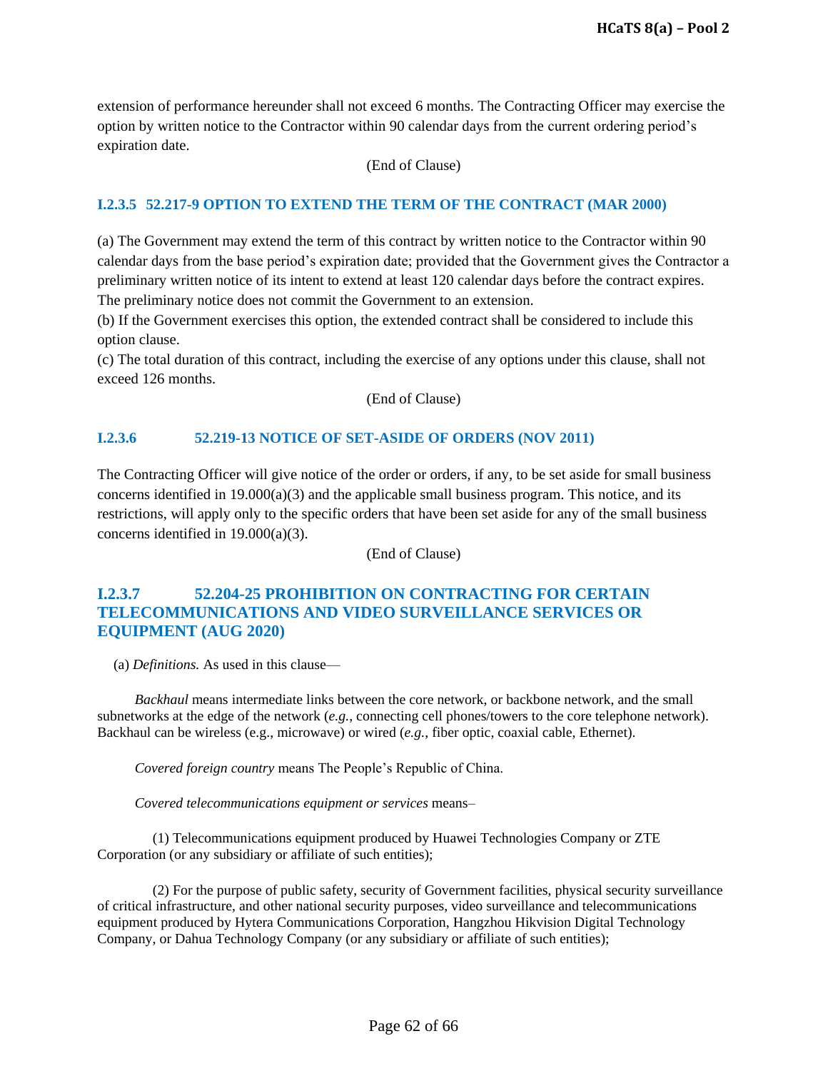extension of performance hereunder shall not exceed 6 months. The Contracting Officer may exercise the option by written notice to the Contractor within 90 calendar days from the current ordering period's expiration date.

(End of Clause)

### I.2.3.5 52.217-9 OPTION TO EXTEND THE TERM OF THE CONTRACT (MAR 2000)

(a) The Government may extend the term of this contract by written notice to the Contractor within 90 calendar days from the base period's expiration date; provided that the Government gives the Contractor a preliminary written notice of its intent to extend at least 120 calendar days before the contract expires. The preliminary notice does not commit the Government to an extension.

(b) If the Government exercises this option, the extended contract shall be considered to include this option clause.

(c) The total duration of this contract, including the exercise of any options under this clause, shall not exceed 126 months.

(End of Clause)

### I.2.3.6 52.219-13 NOTICE OF SET-ASIDE OF ORDERS (NOV 2011)

The Contracting Officer will give notice of the order or orders, if any, to be set aside for small business concerns identified in 19.000(a)(3) and the applicable small business program. This notice, and its restrictions, will apply only to the specific orders that have been set aside for any of the small business concerns identified in 19.000(a)(3).

(End of Clause)

### I.2.3.7 52.204-25 PROHIBITION ON CONTRACTING FOR CERTAIN TELECOMMUNICATIONS AND VIDEO SURVEILLANCE SERVICES OR EQUIPMENT (AUG 2020)

(a) *Definitions.* As used in this clause—

*Backhaul* means intermediate links between the core network, or backbone network, and the small subnetworks at the edge of the network (*e.g.*, connecting cell phones/towers to the core telephone network). Backhaul can be wireless (e.g., microwave) or wired (*e.g.*, fiber optic, coaxial cable, Ethernet).

*Covered foreign country* means The People's Republic of China.

*Covered telecommunications equipment or services* means–

(1) Telecommunications equipment produced by Huawei Technologies Company or ZTE Corporation (or any subsidiary or affiliate of such entities);

(2) For the purpose of public safety, security of Government facilities, physical security surveillance of critical infrastructure, and other national security purposes, video surveillance and telecommunications equipment produced by Hytera Communications Corporation, Hangzhou Hikvision Digital Technology Company, or Dahua Technology Company (or any subsidiary or affiliate of such entities);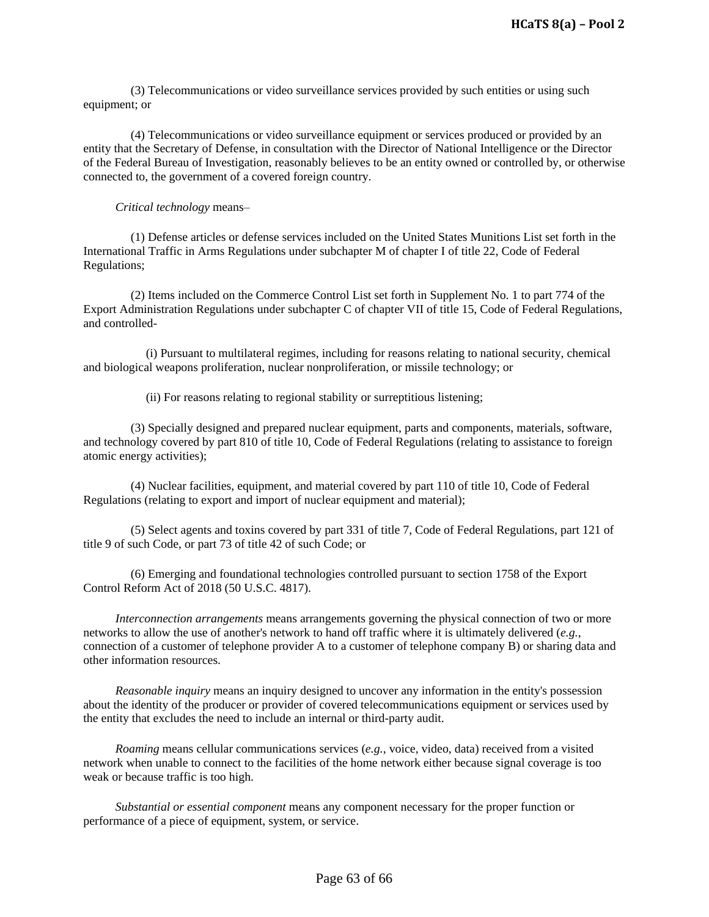(3) Telecommunications or video surveillance services provided by such entities or using such equipment; or

(4) Telecommunications or video surveillance equipment or services produced or provided by an entity that the Secretary of Defense, in consultation with the Director of National Intelligence or the Director of the Federal Bureau of Investigation, reasonably believes to be an entity owned or controlled by, or otherwise connected to, the government of a covered foreign country.

*Critical technology* means–

(1) Defense articles or defense services included on the United States Munitions List set forth in the International Traffic in Arms Regulations under subchapter M of chapter I of title 22, Code of Federal Regulations;

(2) Items included on the Commerce Control List set forth in Supplement No. 1 to part 774 of the Export Administration Regulations under subchapter C of chapter VII of title 15, Code of Federal Regulations, and controlled-

(i) Pursuant to multilateral regimes, including for reasons relating to national security, chemical and biological weapons proliferation, nuclear nonproliferation, or missile technology; or

(ii) For reasons relating to regional stability or surreptitious listening;

(3) Specially designed and prepared nuclear equipment, parts and components, materials, software, and technology covered by part 810 of title 10, Code of Federal Regulations (relating to assistance to foreign atomic energy activities);

(4) Nuclear facilities, equipment, and material covered by part 110 of title 10, Code of Federal Regulations (relating to export and import of nuclear equipment and material);

(5) Select agents and toxins covered by part 331 of title 7, Code of Federal Regulations, part 121 of title 9 of such Code, or part 73 of title 42 of such Code; or

(6) Emerging and foundational technologies controlled pursuant to section 1758 of the Export Control Reform Act of 2018 (50 U.S.C. 4817).

*Interconnection arrangements* means arrangements governing the physical connection of two or more networks to allow the use of another's network to hand off traffic where it is ultimately delivered (*e.g.*, connection of a customer of telephone provider A to a customer of telephone company B) or sharing data and other information resources.

*Reasonable inquiry* means an inquiry designed to uncover any information in the entity's possession about the identity of the producer or provider of covered telecommunications equipment or services used by the entity that excludes the need to include an internal or third-party audit.

*Roaming* means cellular communications services (*e.g.*, voice, video, data) received from a visited network when unable to connect to the facilities of the home network either because signal coverage is too weak or because traffic is too high.

*Substantial or essential component* means any component necessary for the proper function or performance of a piece of equipment, system, or service.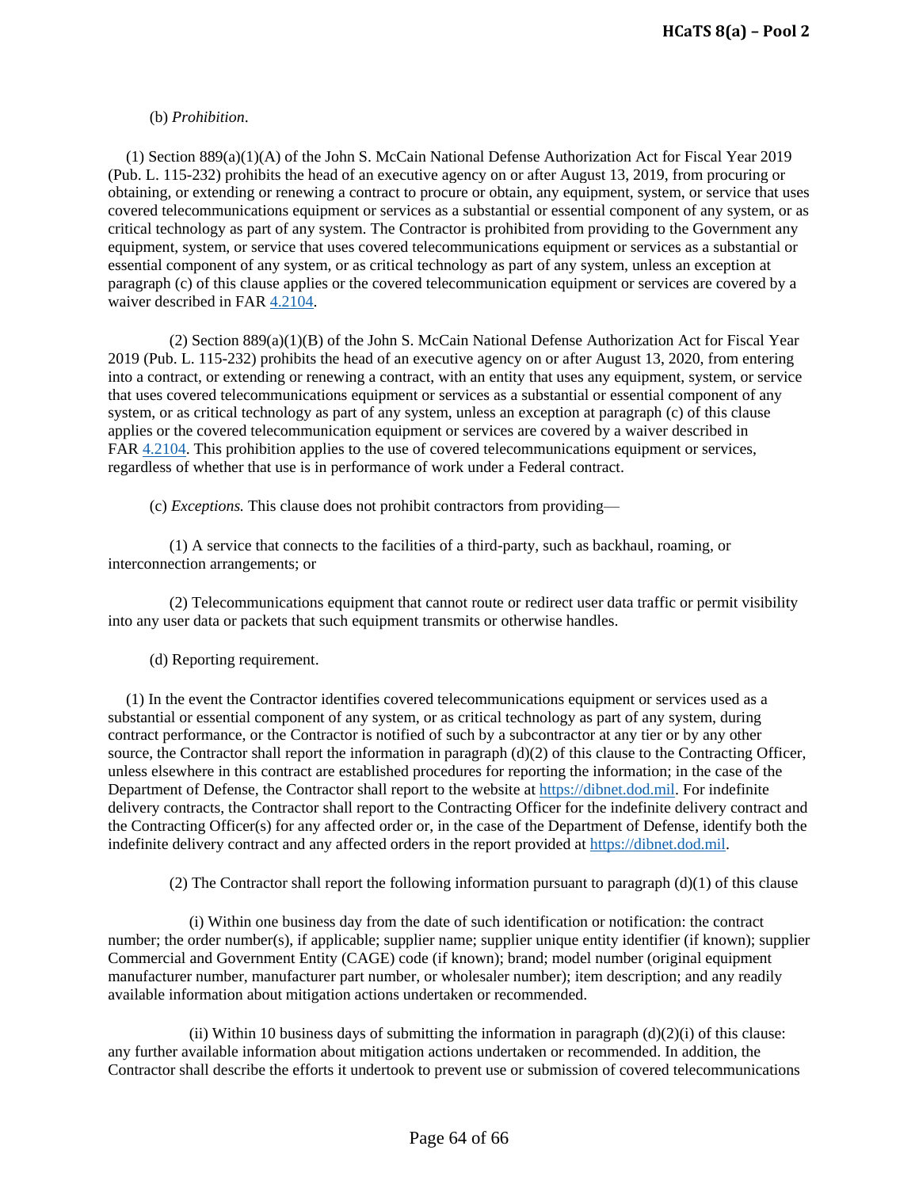(b) *Prohibition*.

(1) Section 889(a)(1)(A) of the John S. McCain National Defense Authorization Act for Fiscal Year 2019 (Pub. L. 115-232) prohibits the head of an executive agency on or after August 13, 2019, from procuring or obtaining, or extending or renewing a contract to procure or obtain, any equipment, system, or service that uses covered telecommunications equipment or services as a substantial or essential component of any system, or as critical technology as part of any system. The Contractor is prohibited from providing to the Government any equipment, system, or service that uses covered telecommunications equipment or services as a substantial or essential component of any system, or as critical technology as part of any system, unless an exception at paragraph (c) of this clause applies or the covered telecommunication equipment or services are covered by a waiver described in FAR 4.2104.

(2) Section 889(a)(1)(B) of the John S. McCain National Defense Authorization Act for Fiscal Year 2019 (Pub. L. 115-232) prohibits the head of an executive agency on or after August 13, 2020, from entering into a contract, or extending or renewing a contract, with an entity that uses any equipment, system, or service that uses covered telecommunications equipment or services as a substantial or essential component of any system, or as critical technology as part of any system, unless an exception at paragraph (c) of this clause applies or the covered telecommunication equipment or services are covered by a waiver described in FAR 4.2104. This prohibition applies to the use of covered telecommunications equipment or services, regardless of whether that use is in performance of work under a Federal contract.

(c) *Exceptions.* This clause does not prohibit contractors from providing—

(1) A service that connects to the facilities of a third-party, such as backhaul, roaming, or interconnection arrangements; or

(2) Telecommunications equipment that cannot route or redirect user data traffic or permit visibility into any user data or packets that such equipment transmits or otherwise handles.

(d) Reporting requirement.

(1) In the event the Contractor identifies covered telecommunications equipment or services used as a substantial or essential component of any system, or as critical technology as part of any system, during contract performance, or the Contractor is notified of such by a subcontractor at any tier or by any other source, the Contractor shall report the information in paragraph (d)(2) of this clause to the Contracting Officer, unless elsewhere in this contract are established procedures for reporting the information; in the case of the Department of Defense, the Contractor shall report to the website at https://dibnet.dod.mil. For indefinite delivery contracts, the Contractor shall report to the Contracting Officer for the indefinite delivery contract and the Contracting Officer(s) for any affected order or, in the case of the Department of Defense, identify both the indefinite delivery contract and any affected orders in the report provided at https://dibnet.dod.mil.

(2) The Contractor shall report the following information pursuant to paragraph (d)(1) of this clause

(i) Within one business day from the date of such identification or notification: the contract number; the order number(s), if applicable; supplier name; supplier unique entity identifier (if known); supplier Commercial and Government Entity (CAGE) code (if known); brand; model number (original equipment manufacturer number, manufacturer part number, or wholesaler number); item description; and any readily available information about mitigation actions undertaken or recommended.

(ii) Within 10 business days of submitting the information in paragraph (d)(2)(i) of this clause: any further available information about mitigation actions undertaken or recommended. In addition, the Contractor shall describe the efforts it undertook to prevent use or submission of covered telecommunications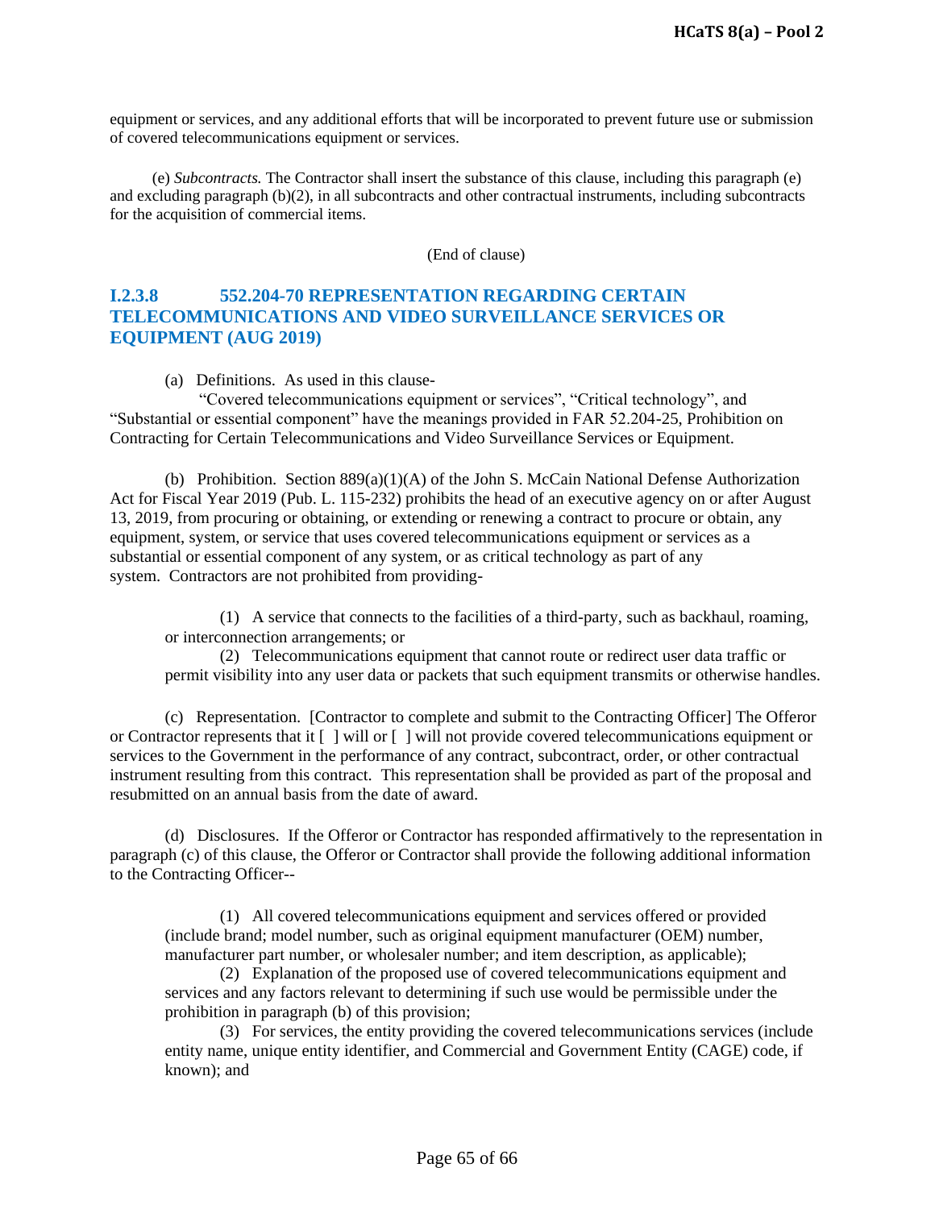equipment or services, and any additional efforts that will be incorporated to prevent future use or submission of covered telecommunications equipment or services.

(e) *Subcontracts.* The Contractor shall insert the substance of this clause, including this paragraph (e) and excluding paragraph (b)(2), in all subcontracts and other contractual instruments, including subcontracts for the acquisition of commercial items.

(End of clause)

### I.2.3.8 552.204-70 REPRESENTATION REGARDING CERTAIN TELECOMMUNICATIONS AND VIDEO SURVEILLANCE SERVICES OR EQUIPMENT (AUG 2019)

(a) Definitions. As used in this clause-

"Covered telecommunications equipment or services", "Critical technology", and "Substantial or essential component" have the meanings provided in FAR 52.204-25, Prohibition on Contracting for Certain Telecommunications and Video Surveillance Services or Equipment.

(b) Prohibition. Section 889(a)(1)(A) of the John S. McCain National Defense Authorization Act for Fiscal Year 2019 (Pub. L. 115-232) prohibits the head of an executive agency on or after August 13, 2019, from procuring or obtaining, or extending or renewing a contract to procure or obtain, any equipment, system, or service that uses covered telecommunications equipment or services as a substantial or essential component of any system, or as critical technology as part of any system. Contractors are not prohibited from providing-

(1) A service that connects to the facilities of a third-party, such as backhaul, roaming, or interconnection arrangements; or

(2) Telecommunications equipment that cannot route or redirect user data traffic or permit visibility into any user data or packets that such equipment transmits or otherwise handles.

(c) Representation. [Contractor to complete and submit to the Contracting Officer] The Offeror or Contractor represents that it [ ] will or [ ] will not provide covered telecommunications equipment or services to the Government in the performance of any contract, subcontract, order, or other contractual instrument resulting from this contract. This representation shall be provided as part of the proposal and resubmitted on an annual basis from the date of award.

(d) Disclosures. If the Offeror or Contractor has responded affirmatively to the representation in paragraph (c) of this clause, the Offeror or Contractor shall provide the following additional information to the Contracting Officer--

(1) All covered telecommunications equipment and services offered or provided (include brand; model number, such as original equipment manufacturer (OEM) number, manufacturer part number, or wholesaler number; and item description, as applicable);

(2) Explanation of the proposed use of covered telecommunications equipment and services and any factors relevant to determining if such use would be permissible under the prohibition in paragraph (b) of this provision;

(3) For services, the entity providing the covered telecommunications services (include entity name, unique entity identifier, and Commercial and Government Entity (CAGE) code, if known); and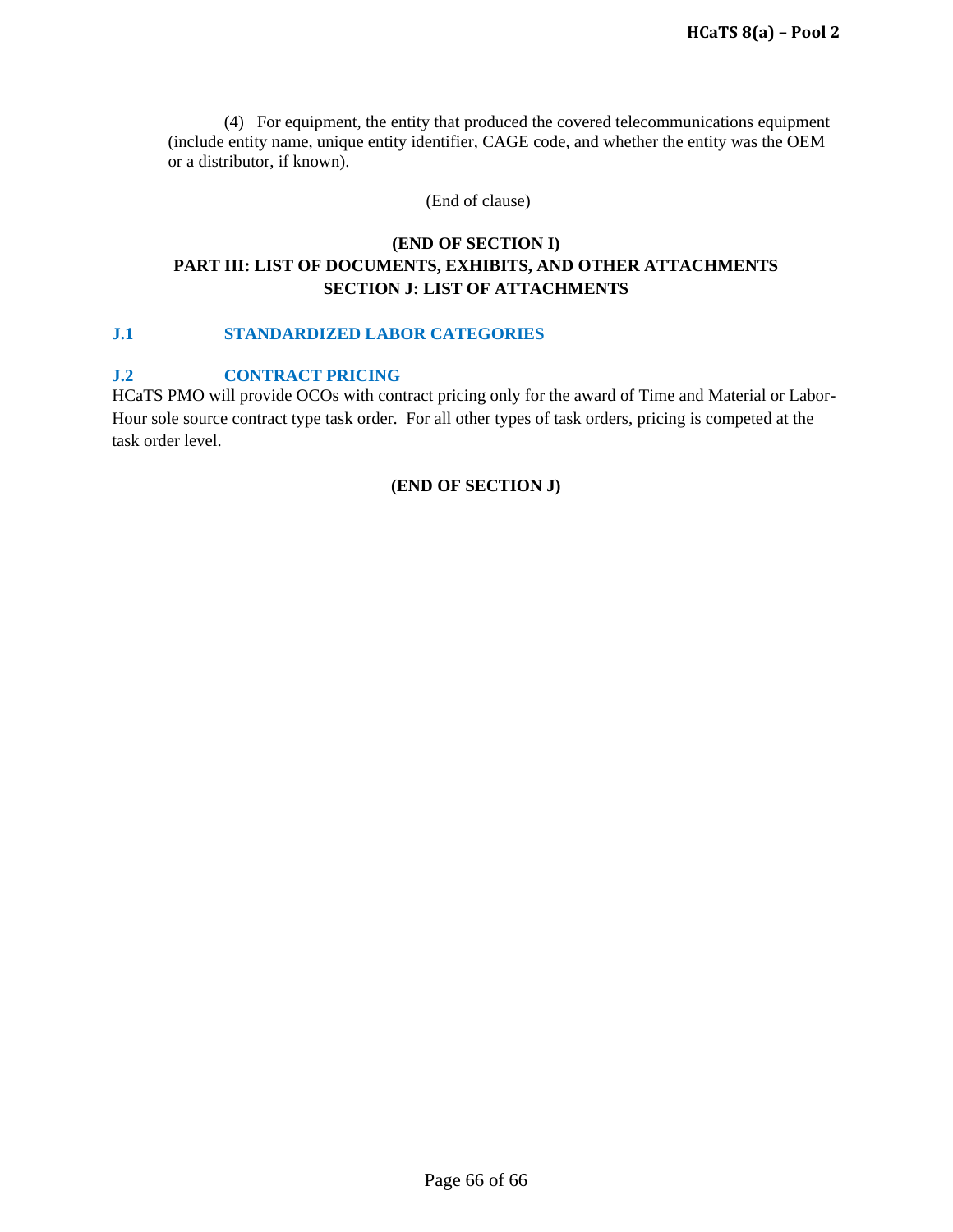(4) For equipment, the entity that produced the covered telecommunications equipment (include entity name, unique entity identifier, CAGE code, and whether the entity was the OEM or a distributor, if known).

(End of clause)

**(END OF SECTION I)**

# PART III: LIST OF DOCUMENTS, EXHIBITS, AND OTHER ATTACHMENTS

# SECTION J: LIST OF ATTACHMENTS

## J.1 STANDARDIZED LABOR CATEGORIES

## J.2 CONTRACT PRICING

HCaTS PMO will provide OCOs with contract pricing only for the award of Time and Material or Labor-Hour sole source contract type task order. For all other types of task orders, pricing is competed at the task order level.

**(END OF SECTION J)**